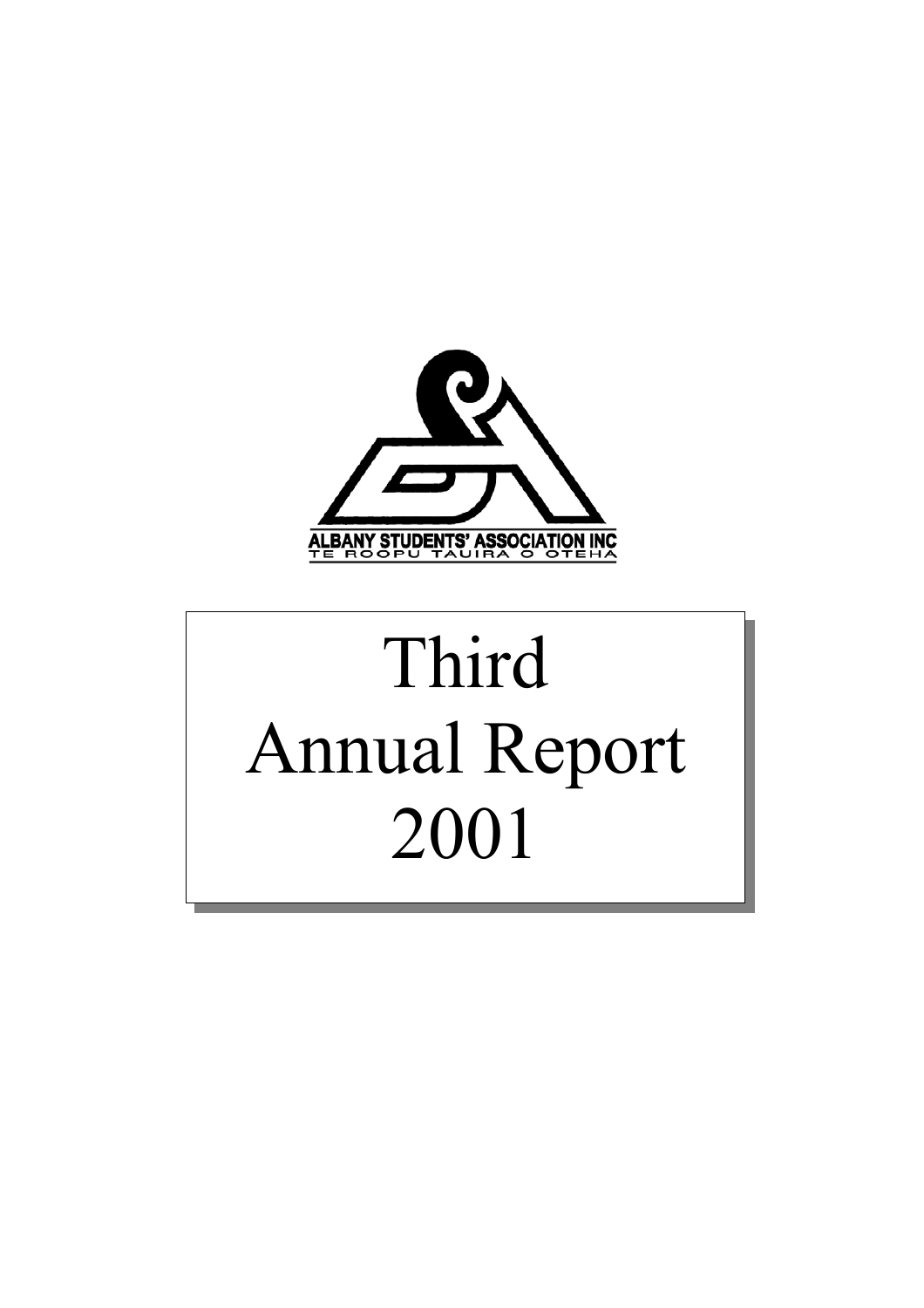ALBANY STUDENTS' ASSOCIATION INC
TE ROOPU TAUIRA O OTEHA

# Third Annual Report 2001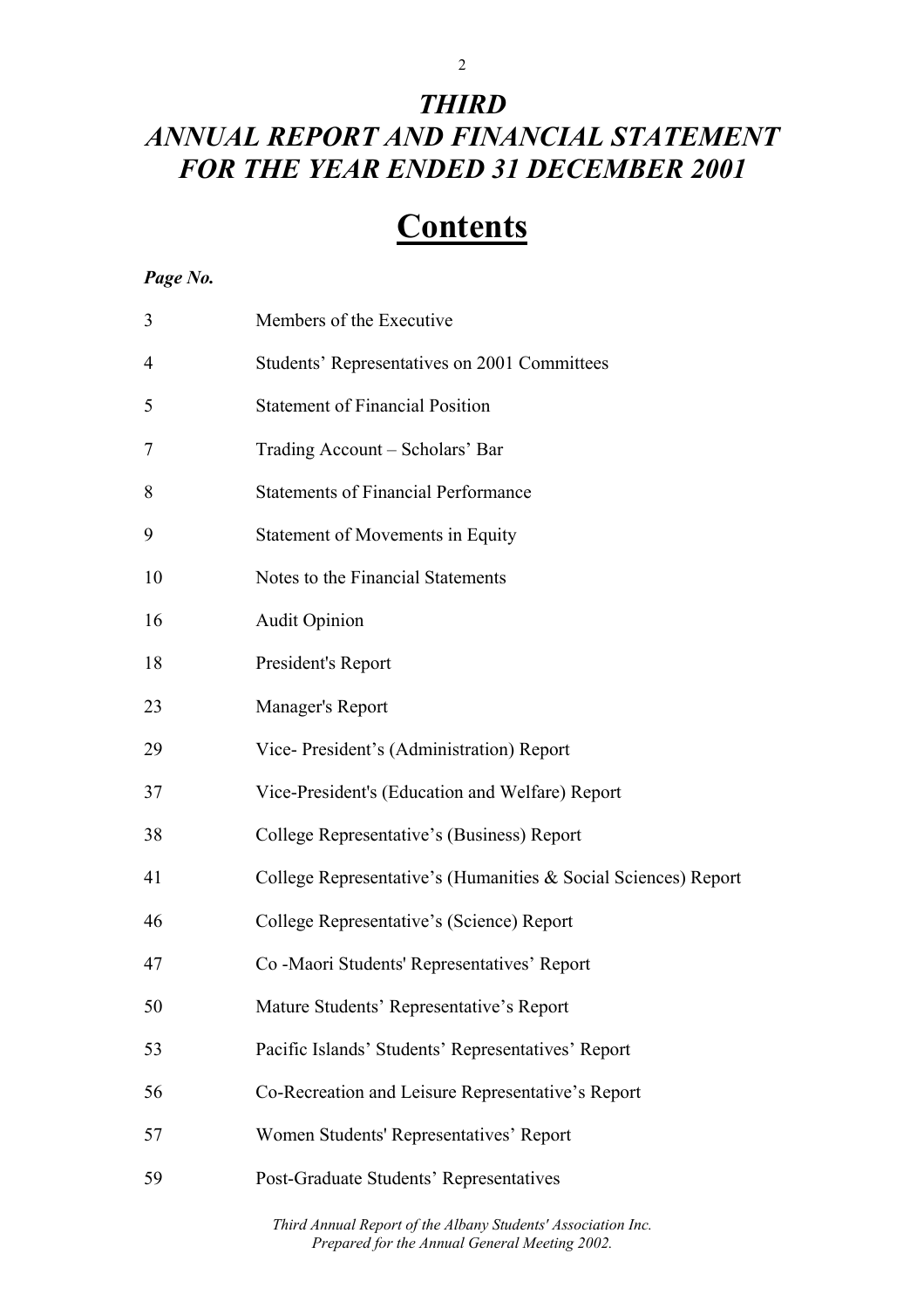# *THIRD ANNUAL REPORT AND FINANCIAL STATEMENT FOR THE YEAR ENDED 31 DECEMBER 2001*

# Contents

| *Page No.* | |
|---|---|
| 3 | Members of the Executive |
| 4 | Students' Representatives on 2001 Committees |
| 5 | Statement of Financial Position |
| 7 | Trading Account – Scholars' Bar |
| 8 | Statements of Financial Performance |
| 9 | Statement of Movements in Equity |
| 10 | Notes to the Financial Statements |
| 16 | Audit Opinion |
| 18 | President's Report |
| 23 | Manager's Report |
| 29 | Vice- President's (Administration) Report |
| 37 | Vice-President's (Education and Welfare) Report |
| 38 | College Representative's (Business) Report |
| 41 | College Representative's (Humanities & Social Sciences) Report |
| 46 | College Representative's (Science) Report |
| 47 | Co -Maori Students' Representatives' Report |
| 50 | Mature Students' Representative's Report |
| 53 | Pacific Islands' Students' Representatives' Report |
| 56 | Co-Recreation and Leisure Representative's Report |
| 57 | Women Students' Representatives' Report |
| 59 | Post-Graduate Students' Representatives |

*Third Annual Report of the Albany Students' Association Inc.*
*Prepared for the Annual General Meeting 2002.*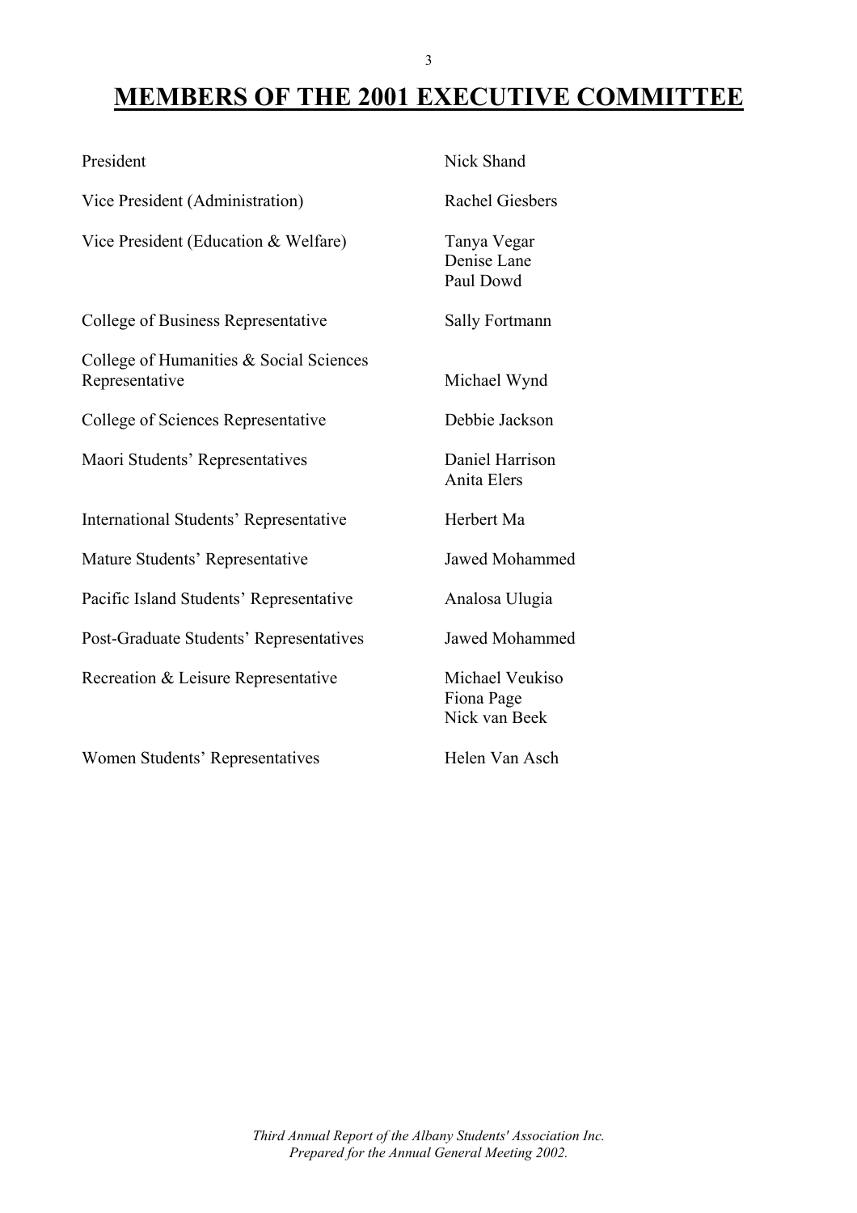# MEMBERS OF THE 2001 EXECUTIVE COMMITTEE

| | |
|---|---|
| President | Nick Shand |
| Vice President (Administration) | Rachel Giesbers |
| Vice President (Education & Welfare) | Tanya Vegar<br>Denise Lane<br>Paul Dowd |
| College of Business Representative | Sally Fortmann |
| College of Humanities & Social Sciences Representative | Michael Wynd |
| College of Sciences Representative | Debbie Jackson |
| Maori Students' Representatives | Daniel Harrison<br>Anita Elers |
| International Students' Representative | Herbert Ma |
| Mature Students' Representative | Jawed Mohammed |
| Pacific Island Students' Representative | Analosa Ulugia |
| Post-Graduate Students' Representatives | Jawed Mohammed |
| Recreation & Leisure Representative | Michael Veukiso<br>Fiona Page<br>Nick van Beek |
| Women Students' Representatives | Helen Van Asch |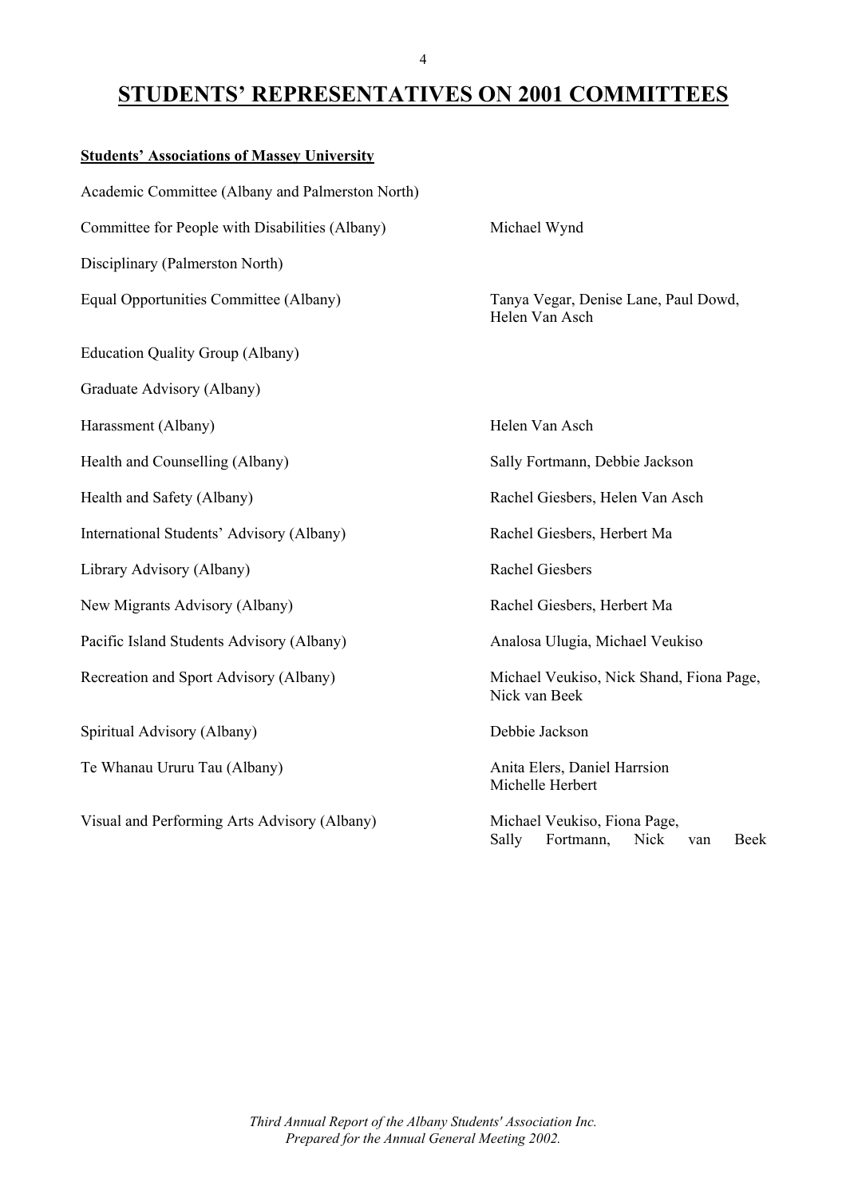# STUDENTS' REPRESENTATIVES ON 2001 COMMITTEES

**Students' Associations of Massey University**

| Committee | Representatives |
|---|---|
| Academic Committee (Albany and Palmerston North) | |
| Committee for People with Disabilities (Albany) | Michael Wynd |
| Disciplinary (Palmerston North) | |
| Equal Opportunities Committee (Albany) | Tanya Vegar, Denise Lane, Paul Dowd, Helen Van Asch |
| Education Quality Group (Albany) | |
| Graduate Advisory (Albany) | |
| Harassment (Albany) | Helen Van Asch |
| Health and Counselling (Albany) | Sally Fortmann, Debbie Jackson |
| Health and Safety (Albany) | Rachel Giesbers, Helen Van Asch |
| International Students' Advisory (Albany) | Rachel Giesbers, Herbert Ma |
| Library Advisory (Albany) | Rachel Giesbers |
| New Migrants Advisory (Albany) | Rachel Giesbers, Herbert Ma |
| Pacific Island Students Advisory (Albany) | Analosa Ulugia, Michael Veukiso |
| Recreation and Sport Advisory (Albany) | Michael Veukiso, Nick Shand, Fiona Page, Nick van Beek |
| Spiritual Advisory (Albany) | Debbie Jackson |
| Te Whanau Ururu Tau (Albany) | Anita Elers, Daniel Harrsion Michelle Herbert |
| Visual and Performing Arts Advisory (Albany) | Michael Veukiso, Fiona Page, Sally Fortmann, Nick van Beek |

*Third Annual Report of the Albany Students' Association Inc.*
*Prepared for the Annual General Meeting 2002.*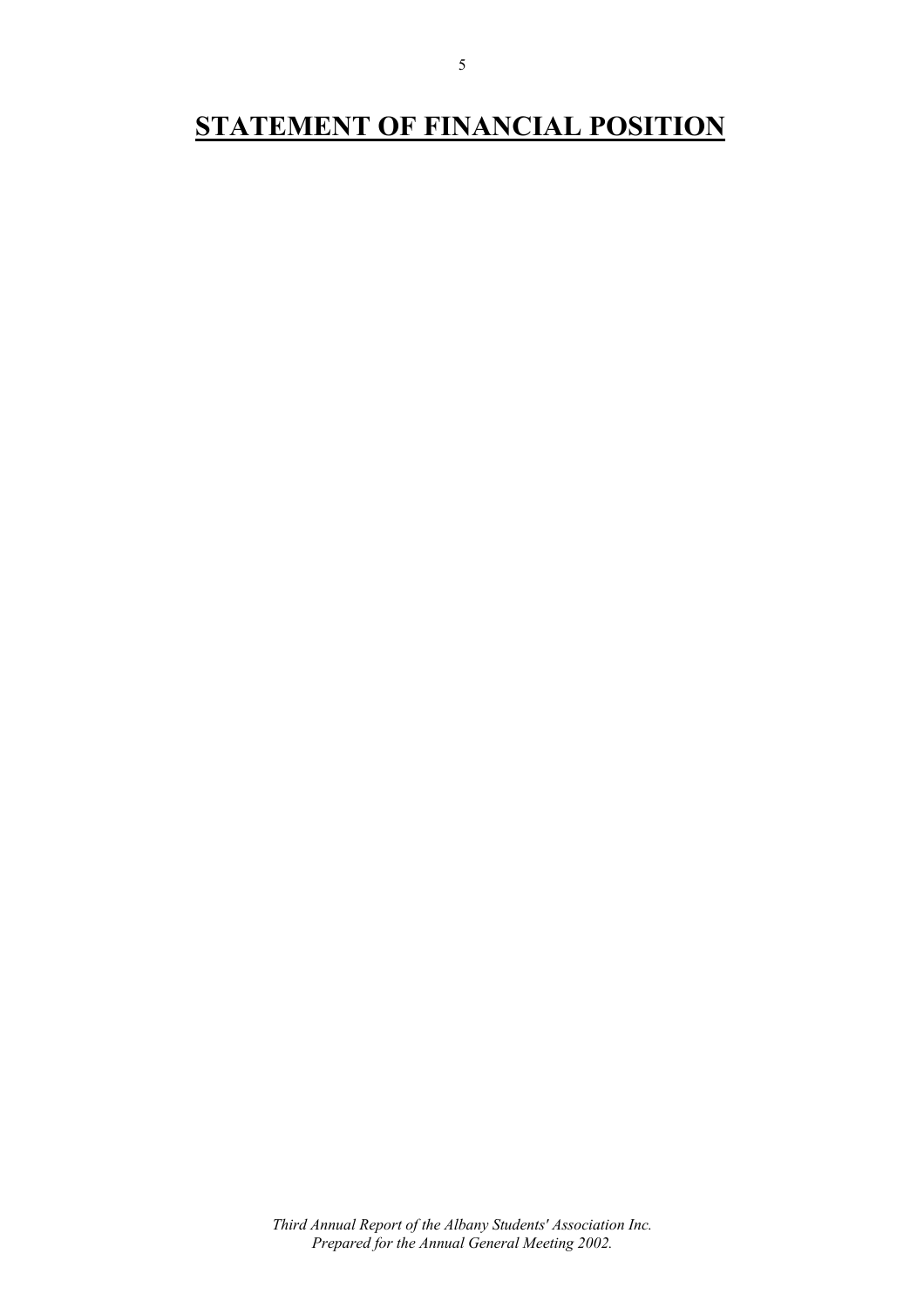# STATEMENT OF FINANCIAL POSITION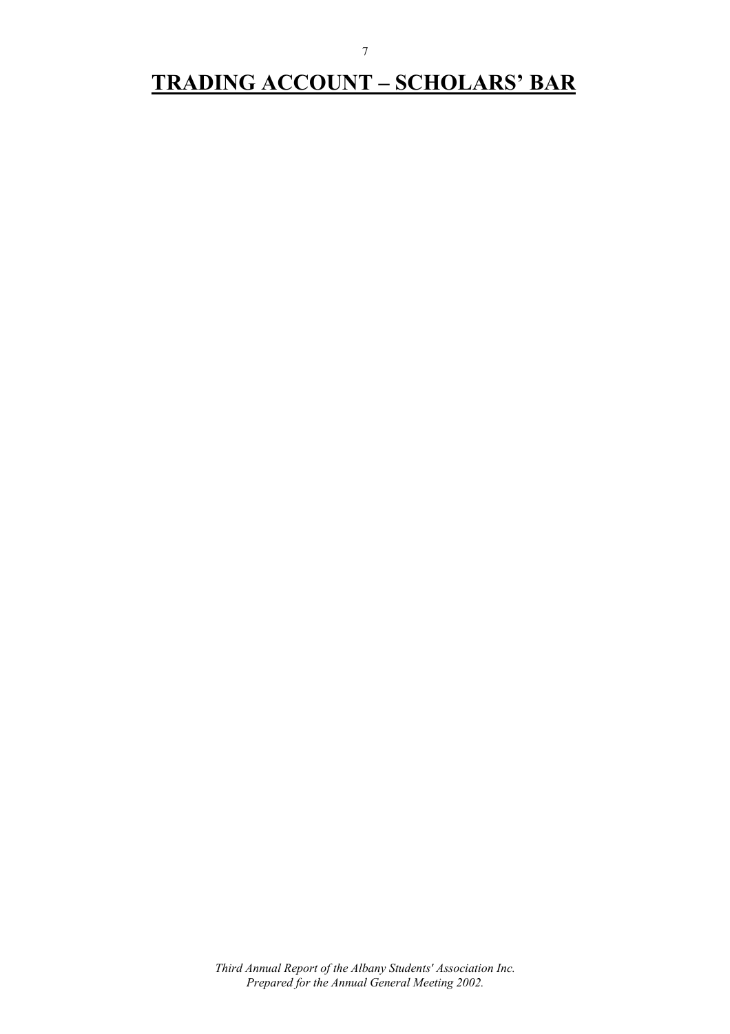# TRADING ACCOUNT – SCHOLARS' BAR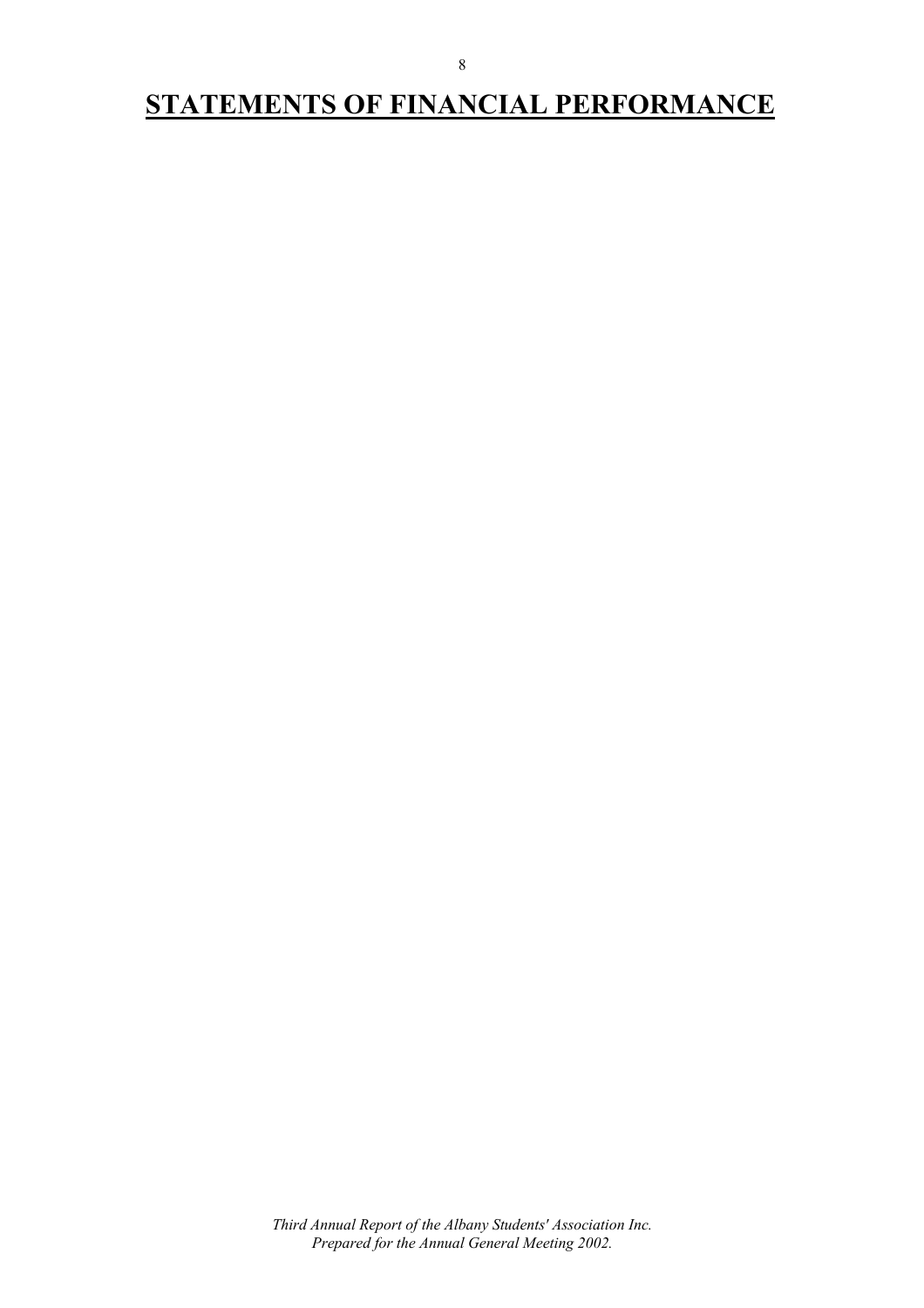# STATEMENTS OF FINANCIAL PERFORMANCE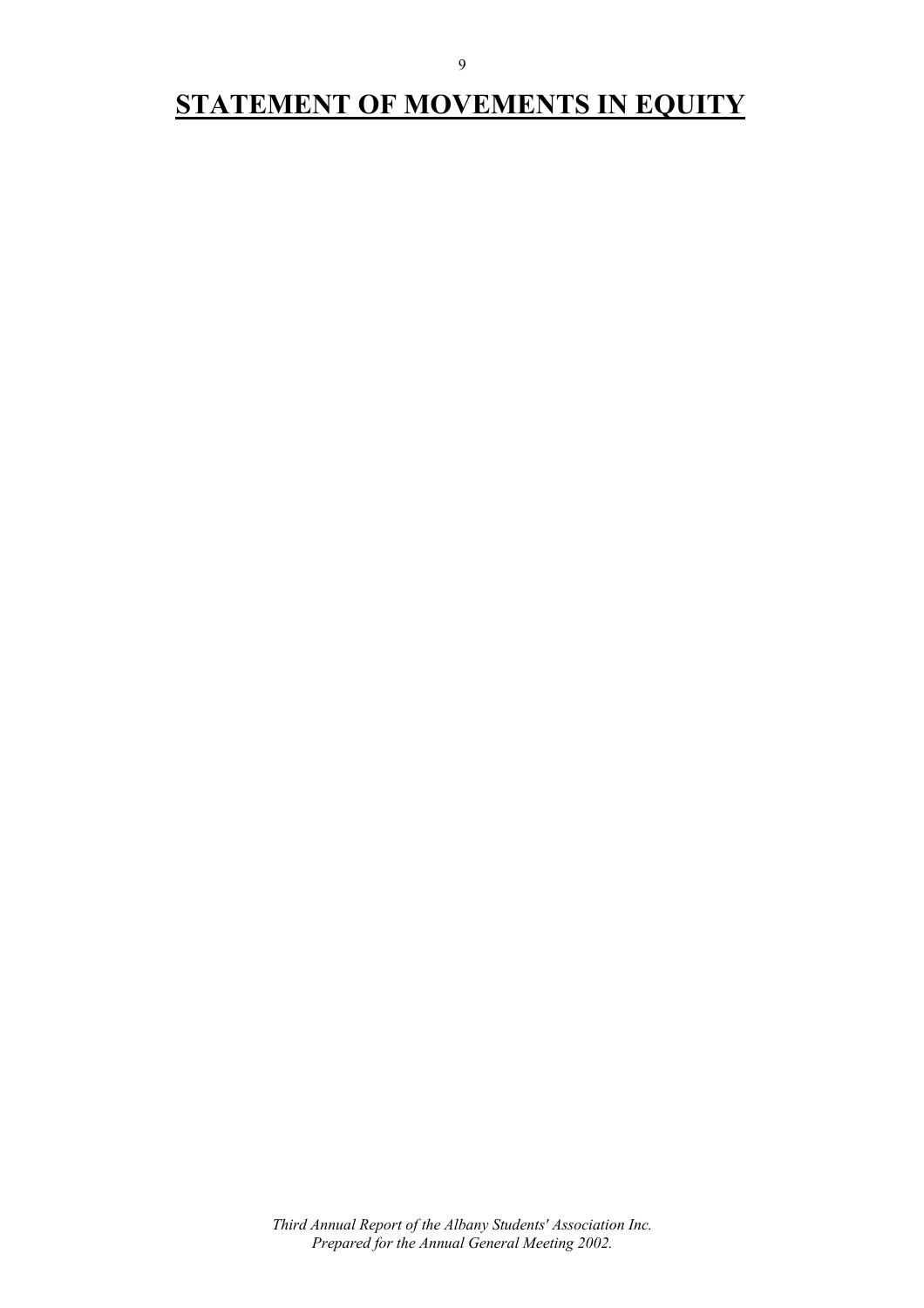# STATEMENT OF MOVEMENTS IN EQUITY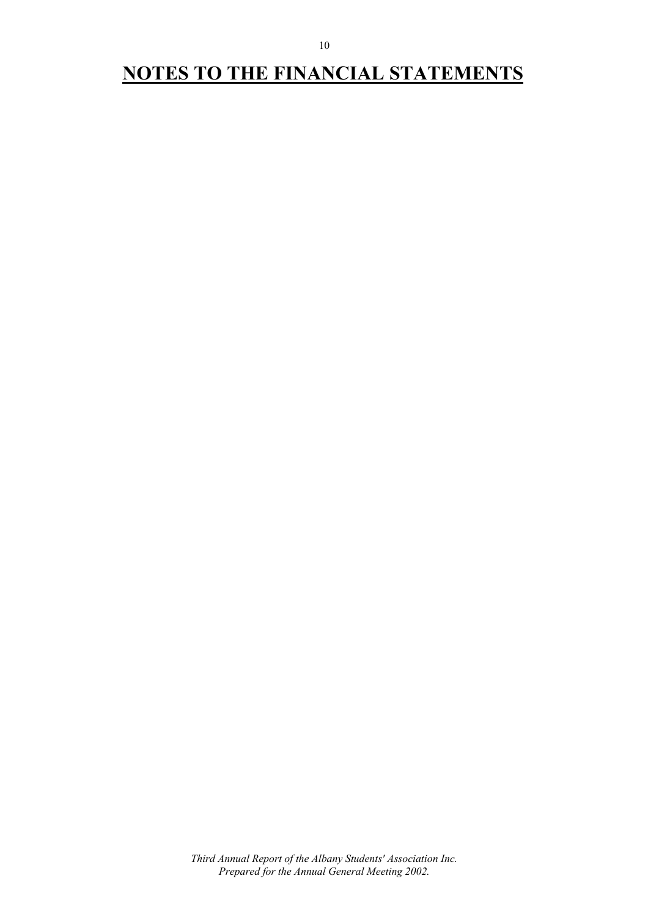# NOTES TO THE FINANCIAL STATEMENTS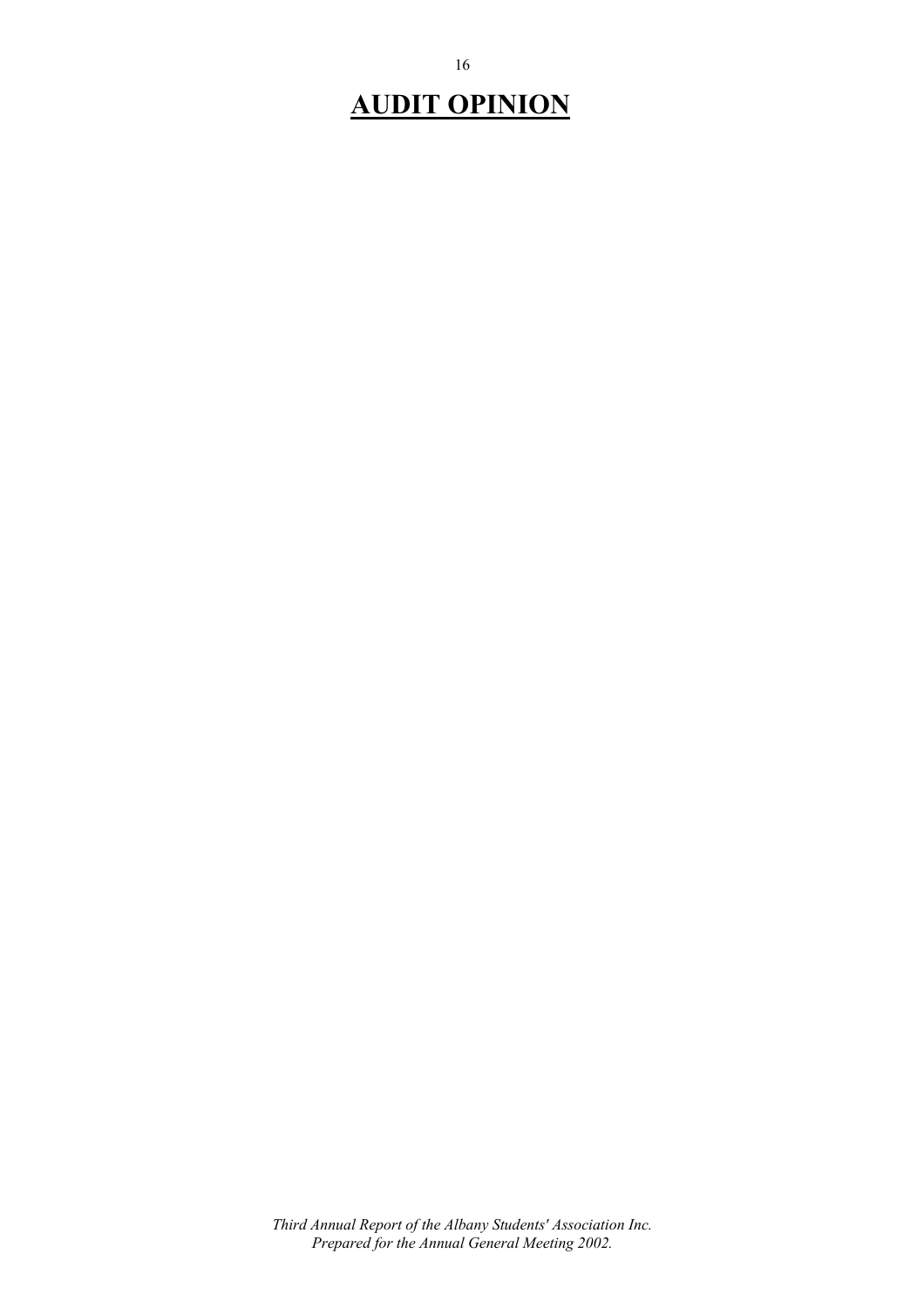# AUDIT OPINION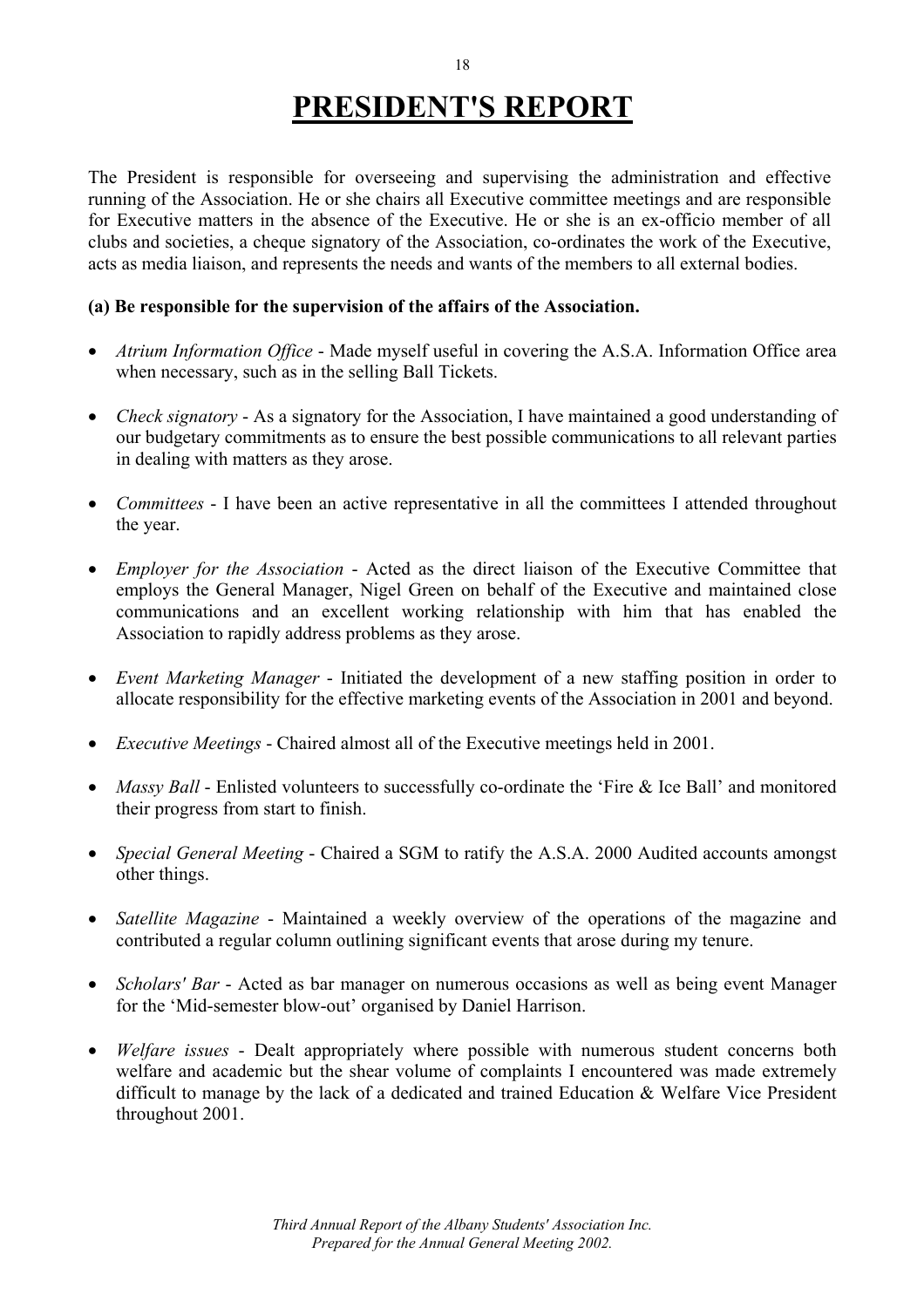# PRESIDENT'S REPORT

The President is responsible for overseeing and supervising the administration and effective running of the Association. He or she chairs all Executive committee meetings and are responsible for Executive matters in the absence of the Executive. He or she is an ex-officio member of all clubs and societies, a cheque signatory of the Association, co-ordinates the work of the Executive, acts as media liaison, and represents the needs and wants of the members to all external bodies.

**(a) Be responsible for the supervision of the affairs of the Association.**

- *Atrium Information Office* - Made myself useful in covering the A.S.A. Information Office area when necessary, such as in the selling Ball Tickets.
- *Check signatory* - As a signatory for the Association, I have maintained a good understanding of our budgetary commitments as to ensure the best possible communications to all relevant parties in dealing with matters as they arose.
- *Committees* - I have been an active representative in all the committees I attended throughout the year.
- *Employer for the Association* - Acted as the direct liaison of the Executive Committee that employs the General Manager, Nigel Green on behalf of the Executive and maintained close communications and an excellent working relationship with him that has enabled the Association to rapidly address problems as they arose.
- *Event Marketing Manager* - Initiated the development of a new staffing position in order to allocate responsibility for the effective marketing events of the Association in 2001 and beyond.
- *Executive Meetings* - Chaired almost all of the Executive meetings held in 2001.
- *Massy Ball* - Enlisted volunteers to successfully co-ordinate the 'Fire & Ice Ball' and monitored their progress from start to finish.
- *Special General Meeting* - Chaired a SGM to ratify the A.S.A. 2000 Audited accounts amongst other things.
- *Satellite Magazine* - Maintained a weekly overview of the operations of the magazine and contributed a regular column outlining significant events that arose during my tenure.
- *Scholars' Bar* - Acted as bar manager on numerous occasions as well as being event Manager for the 'Mid-semester blow-out' organised by Daniel Harrison.
- *Welfare issues* - Dealt appropriately where possible with numerous student concerns both welfare and academic but the shear volume of complaints I encountered was made extremely difficult to manage by the lack of a dedicated and trained Education & Welfare Vice President throughout 2001.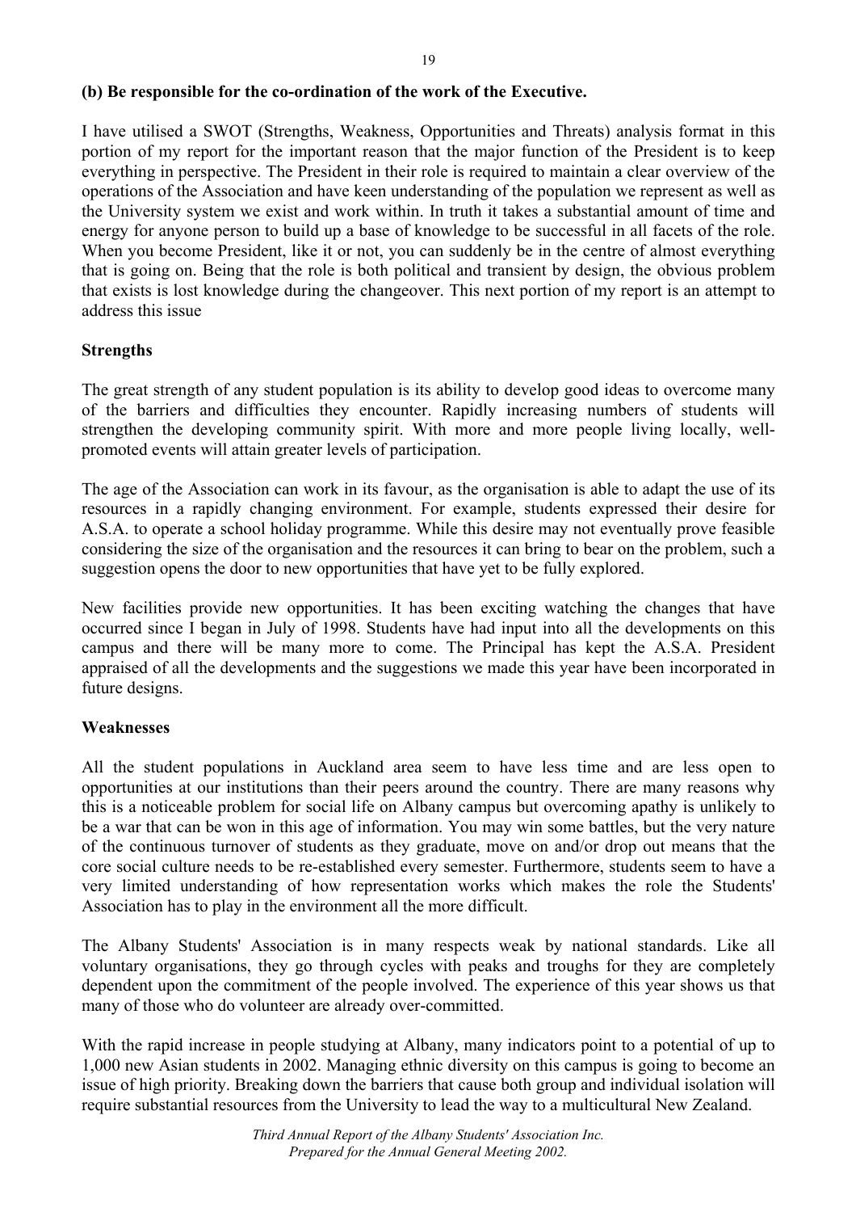**(b) Be responsible for the co-ordination of the work of the Executive.**

I have utilised a SWOT (Strengths, Weakness, Opportunities and Threats) analysis format in this portion of my report for the important reason that the major function of the President is to keep everything in perspective. The President in their role is required to maintain a clear overview of the operations of the Association and have keen understanding of the population we represent as well as the University system we exist and work within. In truth it takes a substantial amount of time and energy for anyone person to build up a base of knowledge to be successful in all facets of the role. When you become President, like it or not, you can suddenly be in the centre of almost everything that is going on. Being that the role is both political and transient by design, the obvious problem that exists is lost knowledge during the changeover. This next portion of my report is an attempt to address this issue

**Strengths**

The great strength of any student population is its ability to develop good ideas to overcome many of the barriers and difficulties they encounter. Rapidly increasing numbers of students will strengthen the developing community spirit. With more and more people living locally, well-promoted events will attain greater levels of participation.

The age of the Association can work in its favour, as the organisation is able to adapt the use of its resources in a rapidly changing environment. For example, students expressed their desire for A.S.A. to operate a school holiday programme. While this desire may not eventually prove feasible considering the size of the organisation and the resources it can bring to bear on the problem, such a suggestion opens the door to new opportunities that have yet to be fully explored.

New facilities provide new opportunities. It has been exciting watching the changes that have occurred since I began in July of 1998. Students have had input into all the developments on this campus and there will be many more to come. The Principal has kept the A.S.A. President appraised of all the developments and the suggestions we made this year have been incorporated in future designs.

**Weaknesses**

All the student populations in Auckland area seem to have less time and are less open to opportunities at our institutions than their peers around the country. There are many reasons why this is a noticeable problem for social life on Albany campus but overcoming apathy is unlikely to be a war that can be won in this age of information. You may win some battles, but the very nature of the continuous turnover of students as they graduate, move on and/or drop out means that the core social culture needs to be re-established every semester. Furthermore, students seem to have a very limited understanding of how representation works which makes the role the Students' Association has to play in the environment all the more difficult.

The Albany Students' Association is in many respects weak by national standards. Like all voluntary organisations, they go through cycles with peaks and troughs for they are completely dependent upon the commitment of the people involved. The experience of this year shows us that many of those who do volunteer are already over-committed.

With the rapid increase in people studying at Albany, many indicators point to a potential of up to 1,000 new Asian students in 2002. Managing ethnic diversity on this campus is going to become an issue of high priority. Breaking down the barriers that cause both group and individual isolation will require substantial resources from the University to lead the way to a multicultural New Zealand.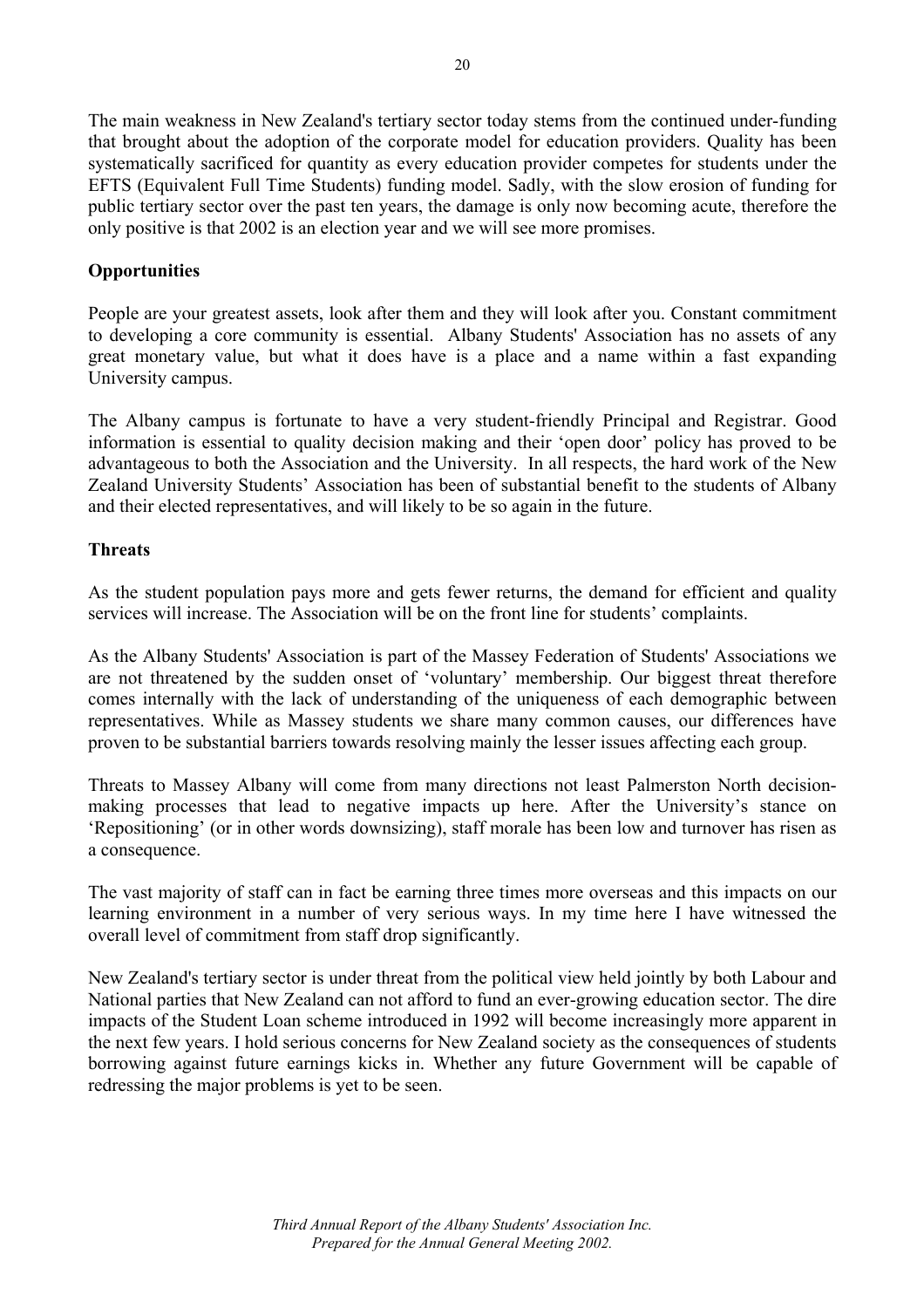The main weakness in New Zealand's tertiary sector today stems from the continued under-funding that brought about the adoption of the corporate model for education providers. Quality has been systematically sacrificed for quantity as every education provider competes for students under the EFTS (Equivalent Full Time Students) funding model. Sadly, with the slow erosion of funding for public tertiary sector over the past ten years, the damage is only now becoming acute, therefore the only positive is that 2002 is an election year and we will see more promises.

**Opportunities**

People are your greatest assets, look after them and they will look after you. Constant commitment to developing a core community is essential. Albany Students' Association has no assets of any great monetary value, but what it does have is a place and a name within a fast expanding University campus.

The Albany campus is fortunate to have a very student-friendly Principal and Registrar. Good information is essential to quality decision making and their 'open door' policy has proved to be advantageous to both the Association and the University. In all respects, the hard work of the New Zealand University Students' Association has been of substantial benefit to the students of Albany and their elected representatives, and will likely to be so again in the future.

**Threats**

As the student population pays more and gets fewer returns, the demand for efficient and quality services will increase. The Association will be on the front line for students' complaints.

As the Albany Students' Association is part of the Massey Federation of Students' Associations we are not threatened by the sudden onset of 'voluntary' membership. Our biggest threat therefore comes internally with the lack of understanding of the uniqueness of each demographic between representatives. While as Massey students we share many common causes, our differences have proven to be substantial barriers towards resolving mainly the lesser issues affecting each group.

Threats to Massey Albany will come from many directions not least Palmerston North decision-making processes that lead to negative impacts up here. After the University's stance on 'Repositioning' (or in other words downsizing), staff morale has been low and turnover has risen as a consequence.

The vast majority of staff can in fact be earning three times more overseas and this impacts on our learning environment in a number of very serious ways. In my time here I have witnessed the overall level of commitment from staff drop significantly.

New Zealand's tertiary sector is under threat from the political view held jointly by both Labour and National parties that New Zealand can not afford to fund an ever-growing education sector. The dire impacts of the Student Loan scheme introduced in 1992 will become increasingly more apparent in the next few years. I hold serious concerns for New Zealand society as the consequences of students borrowing against future earnings kicks in. Whether any future Government will be capable of redressing the major problems is yet to be seen.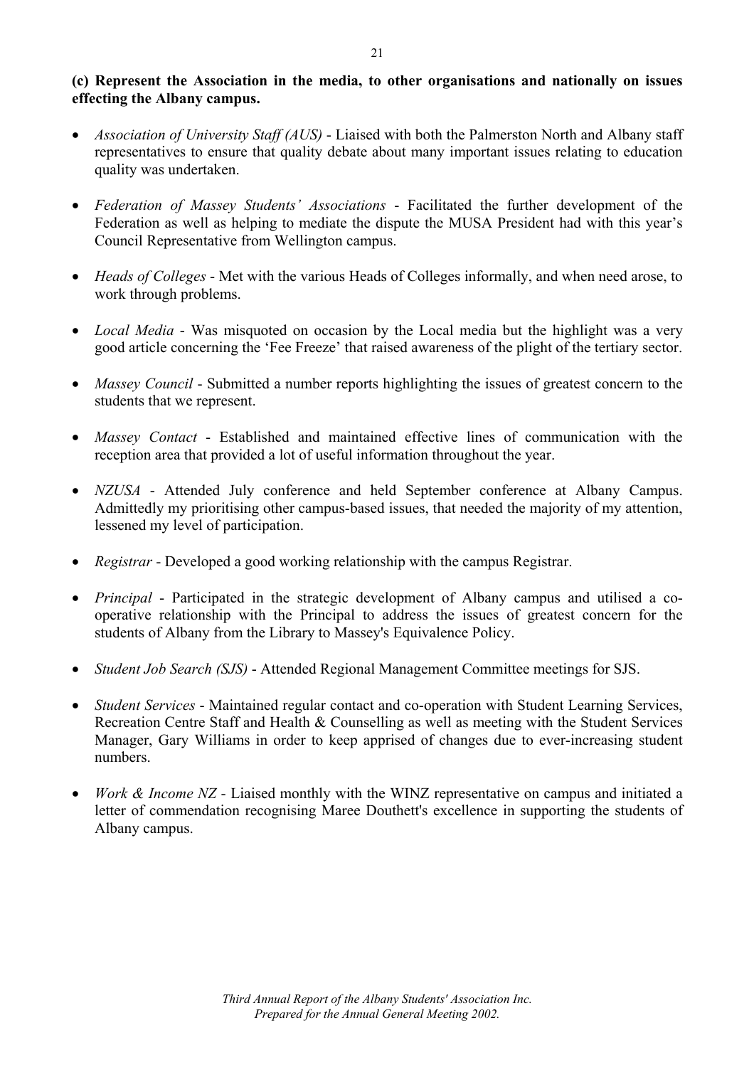**(c) Represent the Association in the media, to other organisations and nationally on issues effecting the Albany campus.**

- *Association of University Staff (AUS)* - Liaised with both the Palmerston North and Albany staff representatives to ensure that quality debate about many important issues relating to education quality was undertaken.

- *Federation of Massey Students' Associations* - Facilitated the further development of the Federation as well as helping to mediate the dispute the MUSA President had with this year's Council Representative from Wellington campus.

- *Heads of Colleges* - Met with the various Heads of Colleges informally, and when need arose, to work through problems.

- *Local Media* - Was misquoted on occasion by the Local media but the highlight was a very good article concerning the 'Fee Freeze' that raised awareness of the plight of the tertiary sector.

- *Massey Council* - Submitted a number reports highlighting the issues of greatest concern to the students that we represent.

- *Massey Contact* - Established and maintained effective lines of communication with the reception area that provided a lot of useful information throughout the year.

- *NZUSA* - Attended July conference and held September conference at Albany Campus. Admittedly my prioritising other campus-based issues, that needed the majority of my attention, lessened my level of participation.

- *Registrar* - Developed a good working relationship with the campus Registrar.

- *Principal* - Participated in the strategic development of Albany campus and utilised a co-operative relationship with the Principal to address the issues of greatest concern for the students of Albany from the Library to Massey's Equivalence Policy.

- *Student Job Search (SJS)* - Attended Regional Management Committee meetings for SJS.

- *Student Services* - Maintained regular contact and co-operation with Student Learning Services, Recreation Centre Staff and Health & Counselling as well as meeting with the Student Services Manager, Gary Williams in order to keep apprised of changes due to ever-increasing student numbers.

- *Work & Income NZ* - Liaised monthly with the WINZ representative on campus and initiated a letter of commendation recognising Maree Douthett's excellence in supporting the students of Albany campus.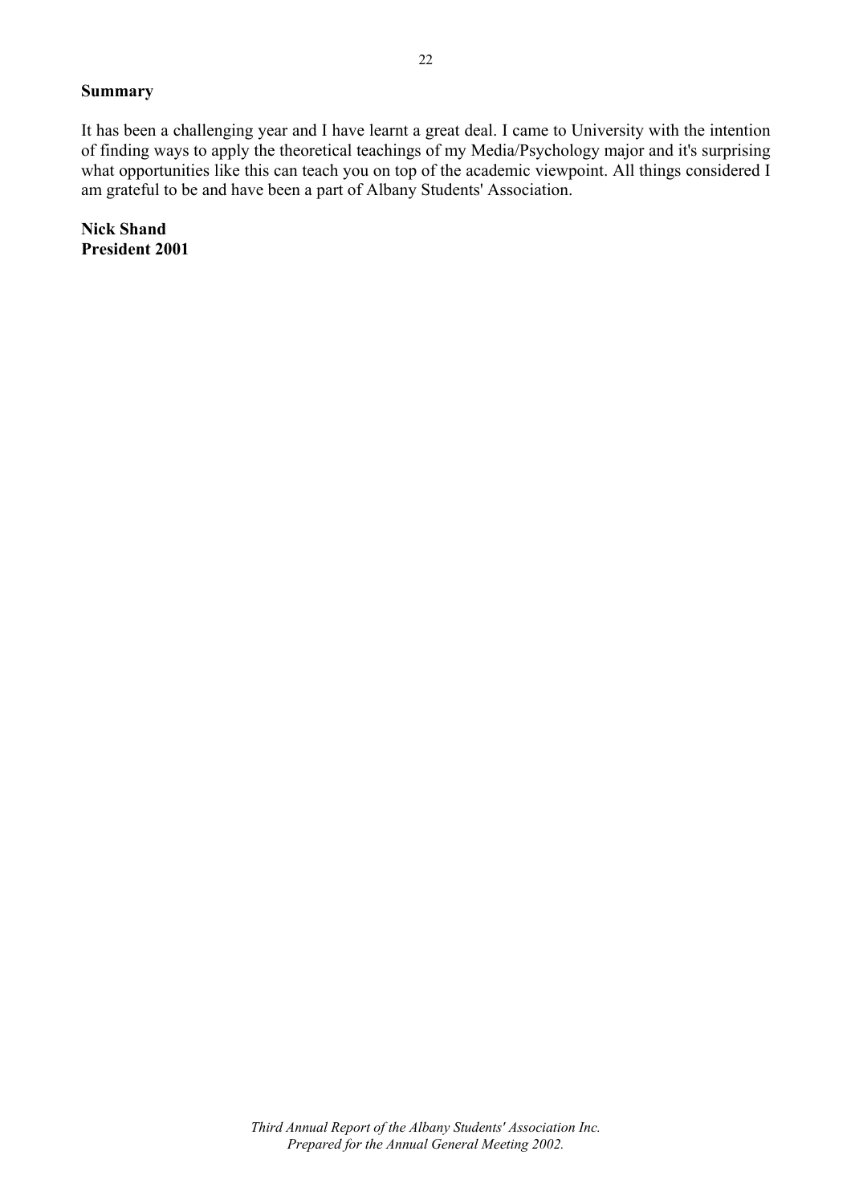**Summary**

It has been a challenging year and I have learnt a great deal. I came to University with the intention of finding ways to apply the theoretical teachings of my Media/Psychology major and it's surprising what opportunities like this can teach you on top of the academic viewpoint. All things considered I am grateful to be and have been a part of Albany Students' Association.

**Nick Shand**
**President 2001**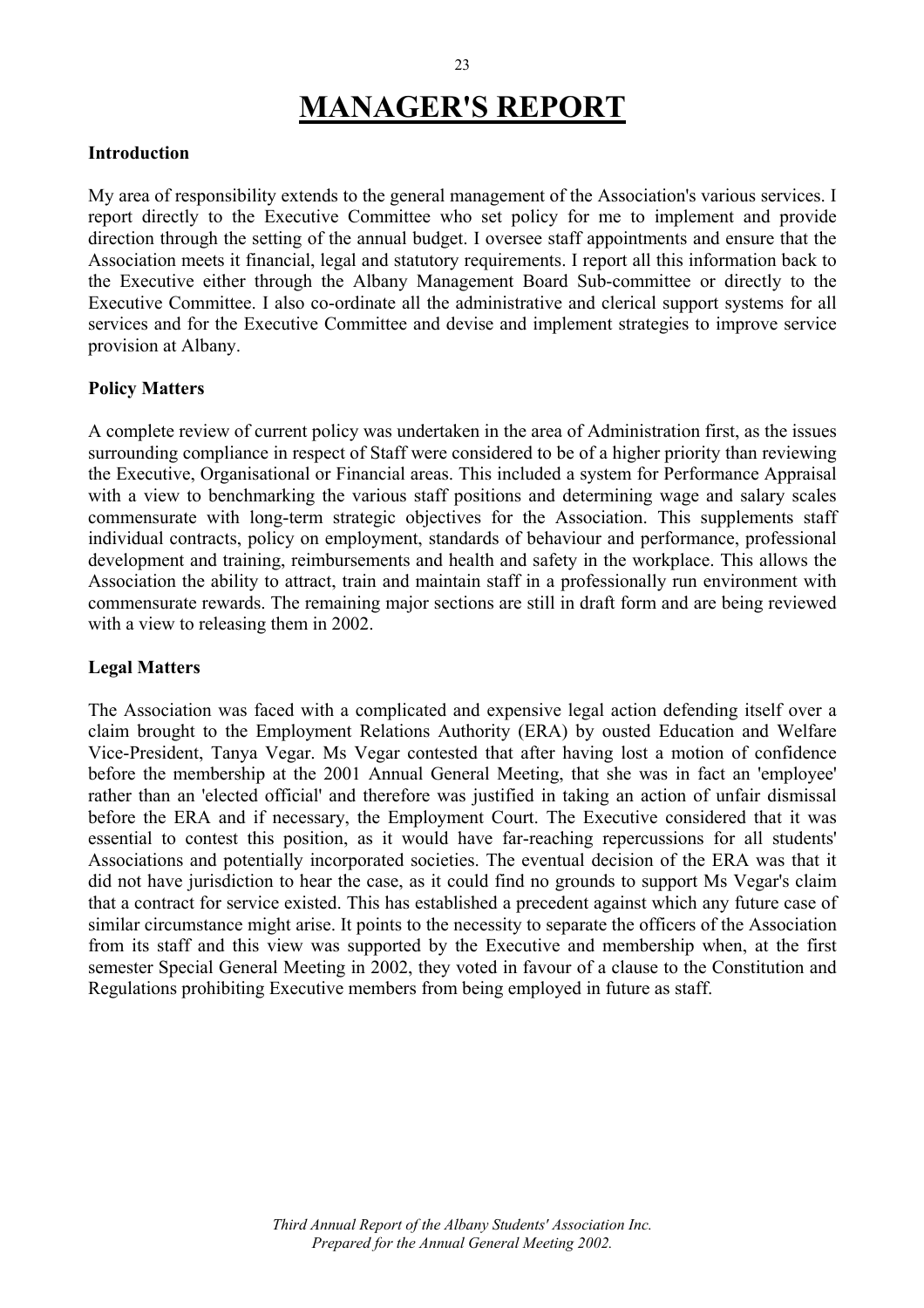# MANAGER'S REPORT

**Introduction**

My area of responsibility extends to the general management of the Association's various services. I report directly to the Executive Committee who set policy for me to implement and provide direction through the setting of the annual budget. I oversee staff appointments and ensure that the Association meets it financial, legal and statutory requirements. I report all this information back to the Executive either through the Albany Management Board Sub-committee or directly to the Executive Committee. I also co-ordinate all the administrative and clerical support systems for all services and for the Executive Committee and devise and implement strategies to improve service provision at Albany.

**Policy Matters**

A complete review of current policy was undertaken in the area of Administration first, as the issues surrounding compliance in respect of Staff were considered to be of a higher priority than reviewing the Executive, Organisational or Financial areas. This included a system for Performance Appraisal with a view to benchmarking the various staff positions and determining wage and salary scales commensurate with long-term strategic objectives for the Association. This supplements staff individual contracts, policy on employment, standards of behaviour and performance, professional development and training, reimbursements and health and safety in the workplace. This allows the Association the ability to attract, train and maintain staff in a professionally run environment with commensurate rewards. The remaining major sections are still in draft form and are being reviewed with a view to releasing them in 2002.

**Legal Matters**

The Association was faced with a complicated and expensive legal action defending itself over a claim brought to the Employment Relations Authority (ERA) by ousted Education and Welfare Vice-President, Tanya Vegar. Ms Vegar contested that after having lost a motion of confidence before the membership at the 2001 Annual General Meeting, that she was in fact an 'employee' rather than an 'elected official' and therefore was justified in taking an action of unfair dismissal before the ERA and if necessary, the Employment Court. The Executive considered that it was essential to contest this position, as it would have far-reaching repercussions for all students' Associations and potentially incorporated societies. The eventual decision of the ERA was that it did not have jurisdiction to hear the case, as it could find no grounds to support Ms Vegar's claim that a contract for service existed. This has established a precedent against which any future case of similar circumstance might arise. It points to the necessity to separate the officers of the Association from its staff and this view was supported by the Executive and membership when, at the first semester Special General Meeting in 2002, they voted in favour of a clause to the Constitution and Regulations prohibiting Executive members from being employed in future as staff.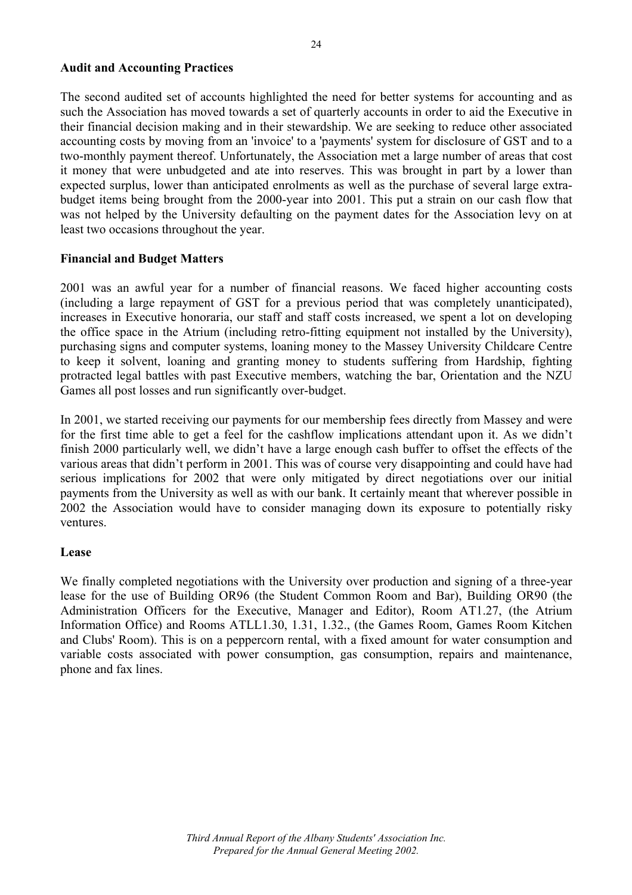**Audit and Accounting Practices**

The second audited set of accounts highlighted the need for better systems for accounting and as such the Association has moved towards a set of quarterly accounts in order to aid the Executive in their financial decision making and in their stewardship. We are seeking to reduce other associated accounting costs by moving from an 'invoice' to a 'payments' system for disclosure of GST and to a two-monthly payment thereof. Unfortunately, the Association met a large number of areas that cost it money that were unbudgeted and ate into reserves. This was brought in part by a lower than expected surplus, lower than anticipated enrolments as well as the purchase of several large extra-budget items being brought from the 2000-year into 2001. This put a strain on our cash flow that was not helped by the University defaulting on the payment dates for the Association levy on at least two occasions throughout the year.

**Financial and Budget Matters**

2001 was an awful year for a number of financial reasons. We faced higher accounting costs (including a large repayment of GST for a previous period that was completely unanticipated), increases in Executive honoraria, our staff and staff costs increased, we spent a lot on developing the office space in the Atrium (including retro-fitting equipment not installed by the University), purchasing signs and computer systems, loaning money to the Massey University Childcare Centre to keep it solvent, loaning and granting money to students suffering from Hardship, fighting protracted legal battles with past Executive members, watching the bar, Orientation and the NZU Games all post losses and run significantly over-budget.

In 2001, we started receiving our payments for our membership fees directly from Massey and were for the first time able to get a feel for the cashflow implications attendant upon it. As we didn't finish 2000 particularly well, we didn't have a large enough cash buffer to offset the effects of the various areas that didn't perform in 2001. This was of course very disappointing and could have had serious implications for 2002 that were only mitigated by direct negotiations over our initial payments from the University as well as with our bank. It certainly meant that wherever possible in 2002 the Association would have to consider managing down its exposure to potentially risky ventures.

**Lease**

We finally completed negotiations with the University over production and signing of a three-year lease for the use of Building OR96 (the Student Common Room and Bar), Building OR90 (the Administration Officers for the Executive, Manager and Editor), Room AT1.27, (the Atrium Information Office) and Rooms ATLL1.30, 1.31, 1.32., (the Games Room, Games Room Kitchen and Clubs' Room). This is on a peppercorn rental, with a fixed amount for water consumption and variable costs associated with power consumption, gas consumption, repairs and maintenance, phone and fax lines.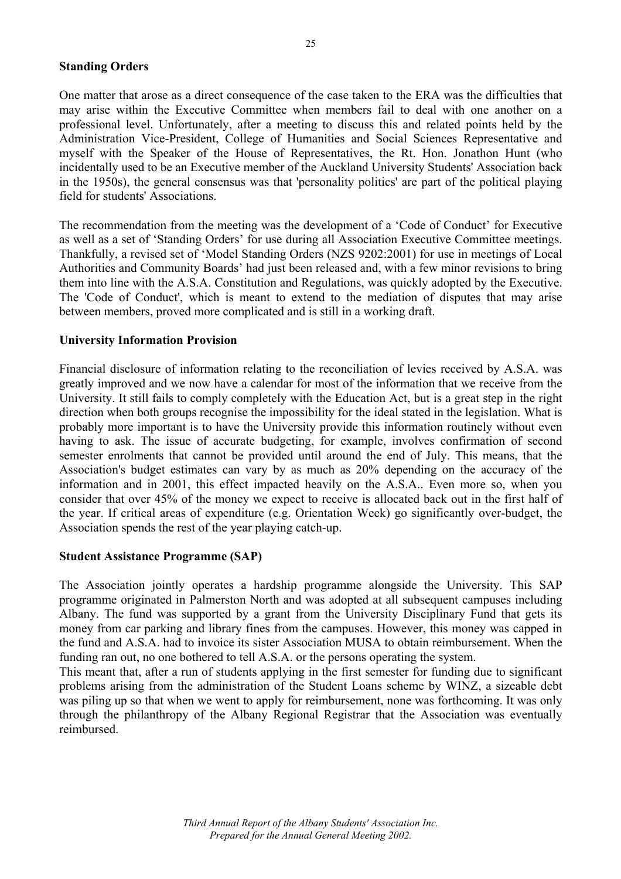**Standing Orders**

One matter that arose as a direct consequence of the case taken to the ERA was the difficulties that may arise within the Executive Committee when members fail to deal with one another on a professional level. Unfortunately, after a meeting to discuss this and related points held by the Administration Vice-President, College of Humanities and Social Sciences Representative and myself with the Speaker of the House of Representatives, the Rt. Hon. Jonathon Hunt (who incidentally used to be an Executive member of the Auckland University Students' Association back in the 1950s), the general consensus was that 'personality politics' are part of the political playing field for students' Associations.

The recommendation from the meeting was the development of a 'Code of Conduct' for Executive as well as a set of 'Standing Orders' for use during all Association Executive Committee meetings. Thankfully, a revised set of 'Model Standing Orders (NZS 9202:2001) for use in meetings of Local Authorities and Community Boards' had just been released and, with a few minor revisions to bring them into line with the A.S.A. Constitution and Regulations, was quickly adopted by the Executive. The 'Code of Conduct', which is meant to extend to the mediation of disputes that may arise between members, proved more complicated and is still in a working draft.

**University Information Provision**

Financial disclosure of information relating to the reconciliation of levies received by A.S.A. was greatly improved and we now have a calendar for most of the information that we receive from the University. It still fails to comply completely with the Education Act, but is a great step in the right direction when both groups recognise the impossibility for the ideal stated in the legislation. What is probably more important is to have the University provide this information routinely without even having to ask. The issue of accurate budgeting, for example, involves confirmation of second semester enrolments that cannot be provided until around the end of July. This means, that the Association's budget estimates can vary by as much as 20% depending on the accuracy of the information and in 2001, this effect impacted heavily on the A.S.A.. Even more so, when you consider that over 45% of the money we expect to receive is allocated back out in the first half of the year. If critical areas of expenditure (e.g. Orientation Week) go significantly over-budget, the Association spends the rest of the year playing catch-up.

**Student Assistance Programme (SAP)**

The Association jointly operates a hardship programme alongside the University. This SAP programme originated in Palmerston North and was adopted at all subsequent campuses including Albany. The fund was supported by a grant from the University Disciplinary Fund that gets its money from car parking and library fines from the campuses. However, this money was capped in the fund and A.S.A. had to invoice its sister Association MUSA to obtain reimbursement. When the funding ran out, no one bothered to tell A.S.A. or the persons operating the system.
This meant that, after a run of students applying in the first semester for funding due to significant problems arising from the administration of the Student Loans scheme by WINZ, a sizeable debt was piling up so that when we went to apply for reimbursement, none was forthcoming. It was only through the philanthropy of the Albany Regional Registrar that the Association was eventually reimbursed.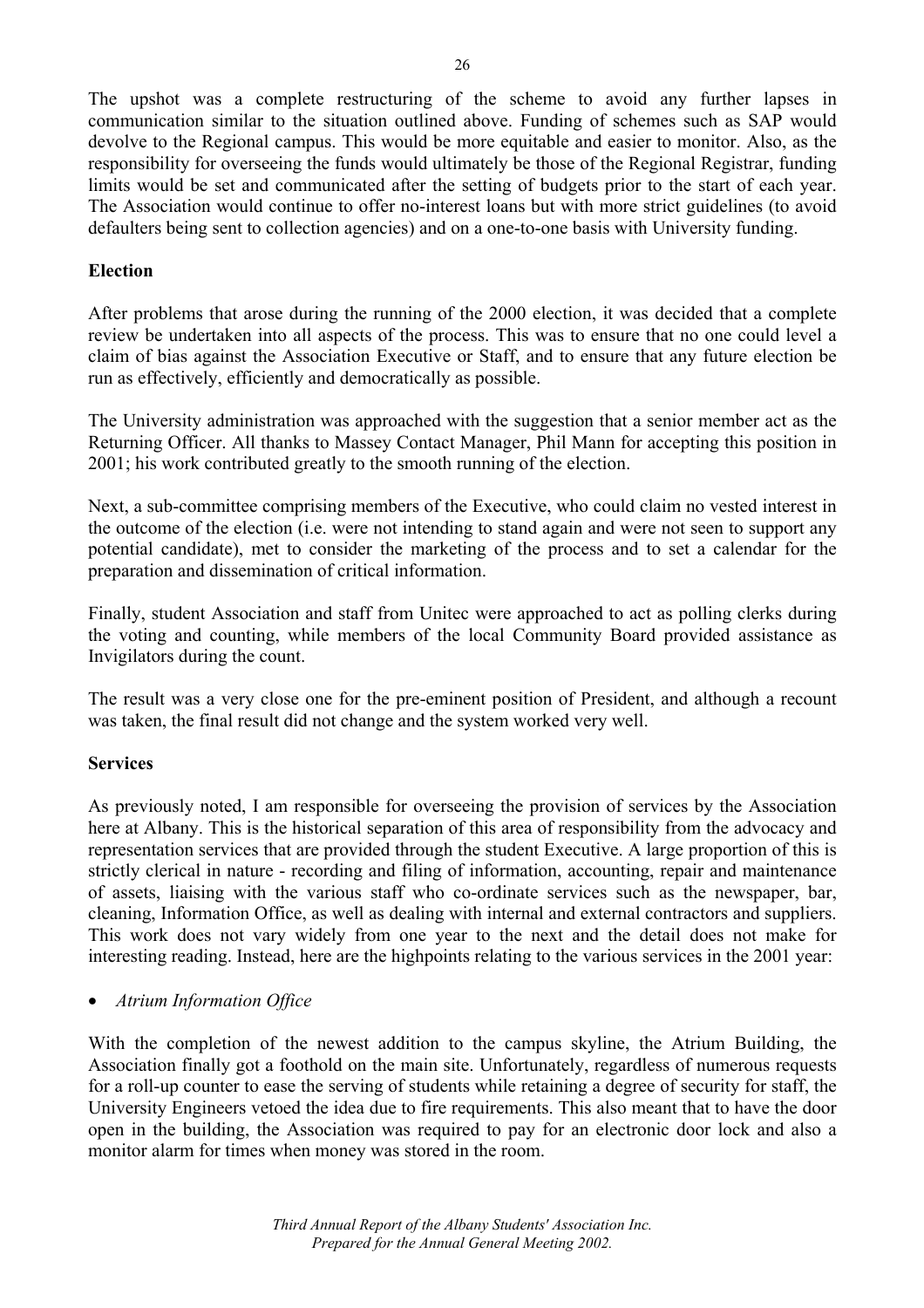The upshot was a complete restructuring of the scheme to avoid any further lapses in communication similar to the situation outlined above. Funding of schemes such as SAP would devolve to the Regional campus. This would be more equitable and easier to monitor. Also, as the responsibility for overseeing the funds would ultimately be those of the Regional Registrar, funding limits would be set and communicated after the setting of budgets prior to the start of each year. The Association would continue to offer no-interest loans but with more strict guidelines (to avoid defaulters being sent to collection agencies) and on a one-to-one basis with University funding.

**Election**

After problems that arose during the running of the 2000 election, it was decided that a complete review be undertaken into all aspects of the process. This was to ensure that no one could level a claim of bias against the Association Executive or Staff, and to ensure that any future election be run as effectively, efficiently and democratically as possible.

The University administration was approached with the suggestion that a senior member act as the Returning Officer. All thanks to Massey Contact Manager, Phil Mann for accepting this position in 2001; his work contributed greatly to the smooth running of the election.

Next, a sub-committee comprising members of the Executive, who could claim no vested interest in the outcome of the election (i.e. were not intending to stand again and were not seen to support any potential candidate), met to consider the marketing of the process and to set a calendar for the preparation and dissemination of critical information.

Finally, student Association and staff from Unitec were approached to act as polling clerks during the voting and counting, while members of the local Community Board provided assistance as Invigilators during the count.

The result was a very close one for the pre-eminent position of President, and although a recount was taken, the final result did not change and the system worked very well.

**Services**

As previously noted, I am responsible for overseeing the provision of services by the Association here at Albany. This is the historical separation of this area of responsibility from the advocacy and representation services that are provided through the student Executive. A large proportion of this is strictly clerical in nature - recording and filing of information, accounting, repair and maintenance of assets, liaising with the various staff who co-ordinate services such as the newspaper, bar, cleaning, Information Office, as well as dealing with internal and external contractors and suppliers. This work does not vary widely from one year to the next and the detail does not make for interesting reading. Instead, here are the highpoints relating to the various services in the 2001 year:

- *Atrium Information Office*

With the completion of the newest addition to the campus skyline, the Atrium Building, the Association finally got a foothold on the main site. Unfortunately, regardless of numerous requests for a roll-up counter to ease the serving of students while retaining a degree of security for staff, the University Engineers vetoed the idea due to fire requirements. This also meant that to have the door open in the building, the Association was required to pay for an electronic door lock and also a monitor alarm for times when money was stored in the room.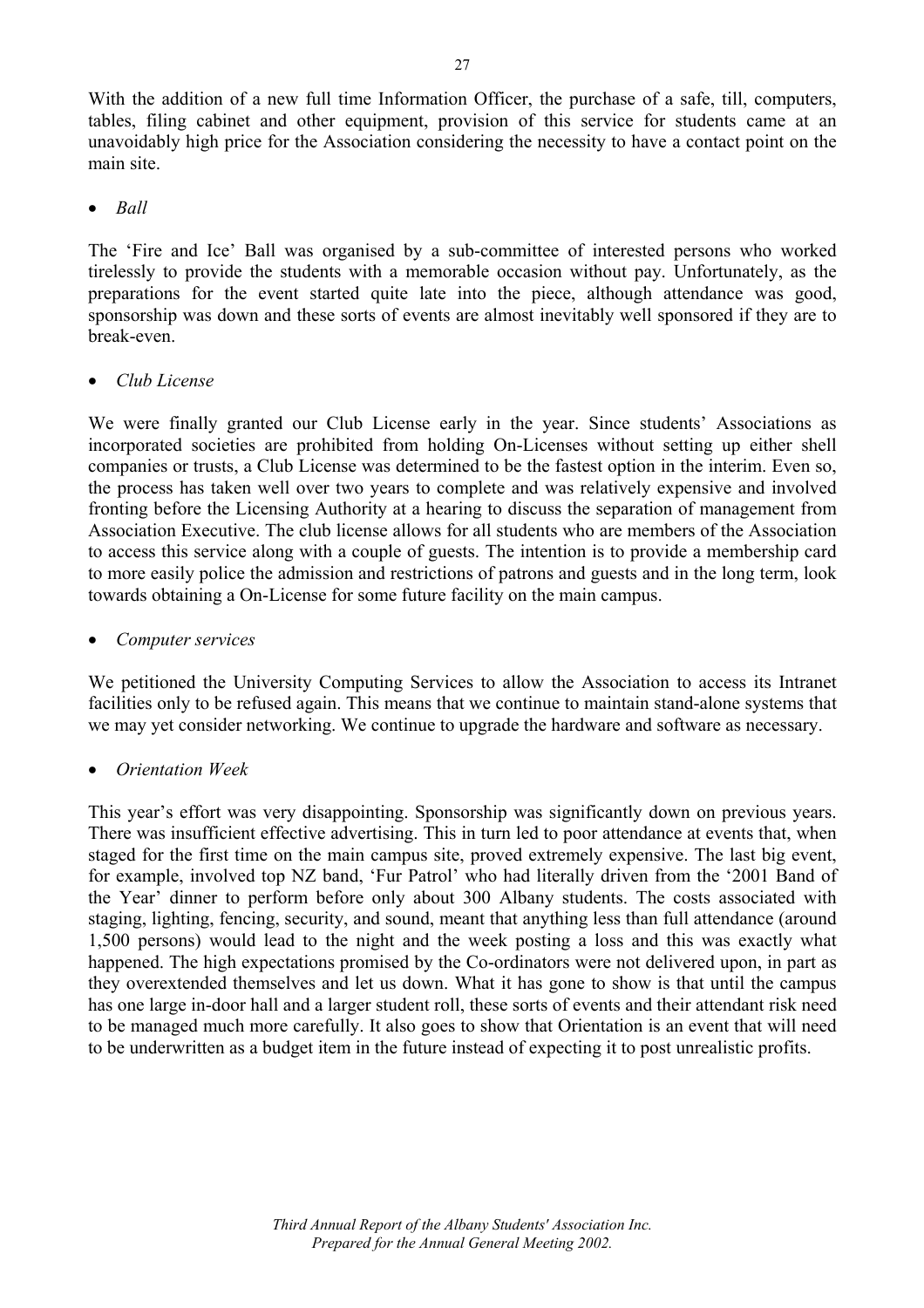With the addition of a new full time Information Officer, the purchase of a safe, till, computers, tables, filing cabinet and other equipment, provision of this service for students came at an unavoidably high price for the Association considering the necessity to have a contact point on the main site.

- *Ball*

The 'Fire and Ice' Ball was organised by a sub-committee of interested persons who worked tirelessly to provide the students with a memorable occasion without pay. Unfortunately, as the preparations for the event started quite late into the piece, although attendance was good, sponsorship was down and these sorts of events are almost inevitably well sponsored if they are to break-even.

- *Club License*

We were finally granted our Club License early in the year. Since students' Associations as incorporated societies are prohibited from holding On-Licenses without setting up either shell companies or trusts, a Club License was determined to be the fastest option in the interim. Even so, the process has taken well over two years to complete and was relatively expensive and involved fronting before the Licensing Authority at a hearing to discuss the separation of management from Association Executive. The club license allows for all students who are members of the Association to access this service along with a couple of guests. The intention is to provide a membership card to more easily police the admission and restrictions of patrons and guests and in the long term, look towards obtaining a On-License for some future facility on the main campus.

- *Computer services*

We petitioned the University Computing Services to allow the Association to access its Intranet facilities only to be refused again. This means that we continue to maintain stand-alone systems that we may yet consider networking. We continue to upgrade the hardware and software as necessary.

- *Orientation Week*

This year's effort was very disappointing. Sponsorship was significantly down on previous years. There was insufficient effective advertising. This in turn led to poor attendance at events that, when staged for the first time on the main campus site, proved extremely expensive. The last big event, for example, involved top NZ band, 'Fur Patrol' who had literally driven from the '2001 Band of the Year' dinner to perform before only about 300 Albany students. The costs associated with staging, lighting, fencing, security, and sound, meant that anything less than full attendance (around 1,500 persons) would lead to the night and the week posting a loss and this was exactly what happened. The high expectations promised by the Co-ordinators were not delivered upon, in part as they overextended themselves and let us down. What it has gone to show is that until the campus has one large in-door hall and a larger student roll, these sorts of events and their attendant risk need to be managed much more carefully. It also goes to show that Orientation is an event that will need to be underwritten as a budget item in the future instead of expecting it to post unrealistic profits.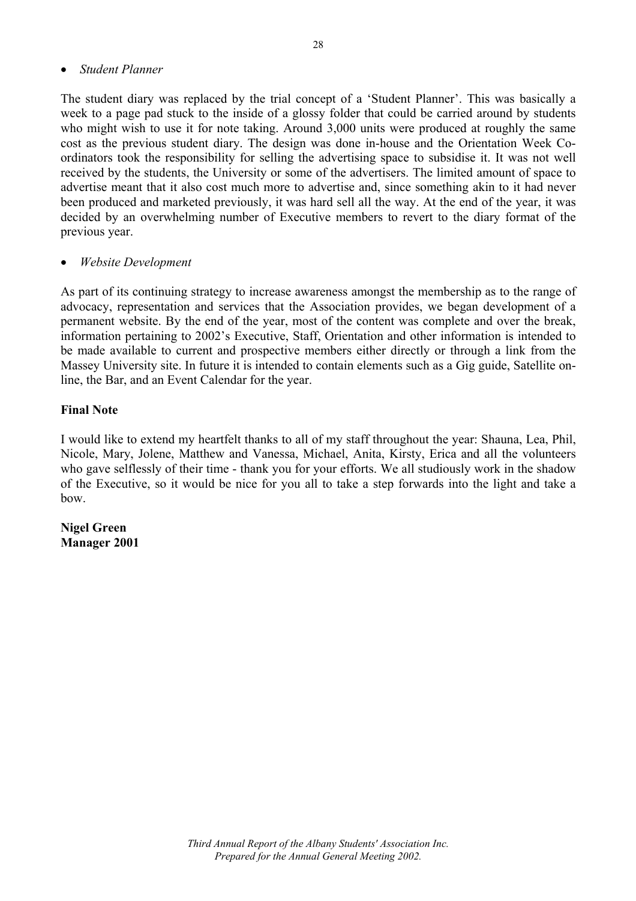- *Student Planner*

The student diary was replaced by the trial concept of a 'Student Planner'. This was basically a week to a page pad stuck to the inside of a glossy folder that could be carried around by students who might wish to use it for note taking. Around 3,000 units were produced at roughly the same cost as the previous student diary. The design was done in-house and the Orientation Week Co-ordinators took the responsibility for selling the advertising space to subsidise it. It was not well received by the students, the University or some of the advertisers. The limited amount of space to advertise meant that it also cost much more to advertise and, since something akin to it had never been produced and marketed previously, it was hard sell all the way. At the end of the year, it was decided by an overwhelming number of Executive members to revert to the diary format of the previous year.

- *Website Development*

As part of its continuing strategy to increase awareness amongst the membership as to the range of advocacy, representation and services that the Association provides, we began development of a permanent website. By the end of the year, most of the content was complete and over the break, information pertaining to 2002's Executive, Staff, Orientation and other information is intended to be made available to current and prospective members either directly or through a link from the Massey University site. In future it is intended to contain elements such as a Gig guide, Satellite on-line, the Bar, and an Event Calendar for the year.

**Final Note**

I would like to extend my heartfelt thanks to all of my staff throughout the year: Shauna, Lea, Phil, Nicole, Mary, Jolene, Matthew and Vanessa, Michael, Anita, Kirsty, Erica and all the volunteers who gave selflessly of their time - thank you for your efforts. We all studiously work in the shadow of the Executive, so it would be nice for you all to take a step forwards into the light and take a bow.

**Nigel Green**
**Manager 2001**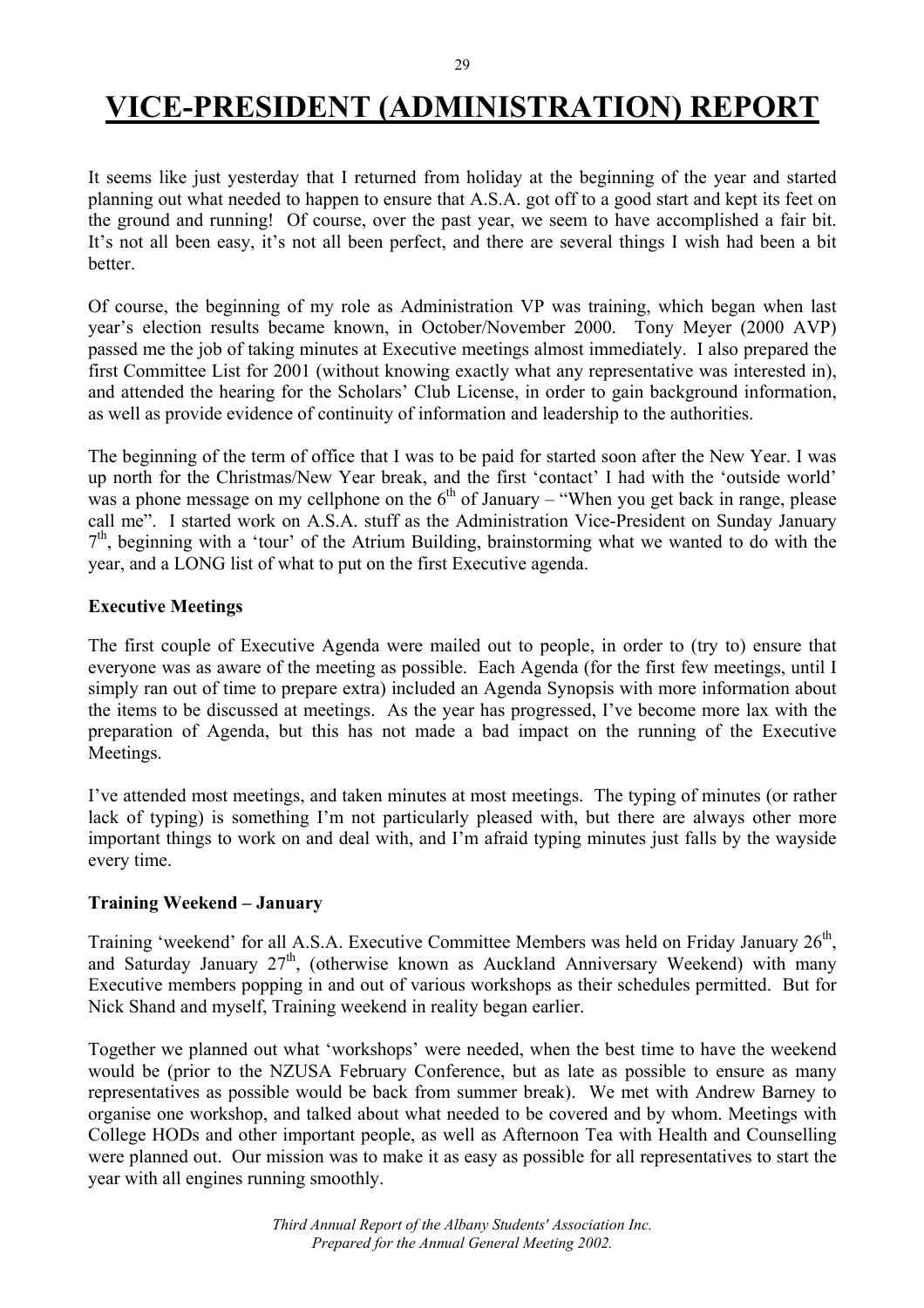# VICE-PRESIDENT (ADMINISTRATION) REPORT

It seems like just yesterday that I returned from holiday at the beginning of the year and started planning out what needed to happen to ensure that A.S.A. got off to a good start and kept its feet on the ground and running! Of course, over the past year, we seem to have accomplished a fair bit. It's not all been easy, it's not all been perfect, and there are several things I wish had been a bit better.

Of course, the beginning of my role as Administration VP was training, which began when last year's election results became known, in October/November 2000. Tony Meyer (2000 AVP) passed me the job of taking minutes at Executive meetings almost immediately. I also prepared the first Committee List for 2001 (without knowing exactly what any representative was interested in), and attended the hearing for the Scholars' Club License, in order to gain background information, as well as provide evidence of continuity of information and leadership to the authorities.

The beginning of the term of office that I was to be paid for started soon after the New Year. I was up north for the Christmas/New Year break, and the first 'contact' I had with the 'outside world' was a phone message on my cellphone on the 6th of January – "When you get back in range, please call me". I started work on A.S.A. stuff as the Administration Vice-President on Sunday January 7th, beginning with a 'tour' of the Atrium Building, brainstorming what we wanted to do with the year, and a LONG list of what to put on the first Executive agenda.

### Executive Meetings

The first couple of Executive Agenda were mailed out to people, in order to (try to) ensure that everyone was as aware of the meeting as possible. Each Agenda (for the first few meetings, until I simply ran out of time to prepare extra) included an Agenda Synopsis with more information about the items to be discussed at meetings. As the year has progressed, I've become more lax with the preparation of Agenda, but this has not made a bad impact on the running of the Executive Meetings.

I've attended most meetings, and taken minutes at most meetings. The typing of minutes (or rather lack of typing) is something I'm not particularly pleased with, but there are always other more important things to work on and deal with, and I'm afraid typing minutes just falls by the wayside every time.

### Training Weekend – January

Training 'weekend' for all A.S.A. Executive Committee Members was held on Friday January 26th, and Saturday January 27th, (otherwise known as Auckland Anniversary Weekend) with many Executive members popping in and out of various workshops as their schedules permitted. But for Nick Shand and myself, Training weekend in reality began earlier.

Together we planned out what 'workshops' were needed, when the best time to have the weekend would be (prior to the NZUSA February Conference, but as late as possible to ensure as many representatives as possible would be back from summer break). We met with Andrew Barney to organise one workshop, and talked about what needed to be covered and by whom. Meetings with College HODs and other important people, as well as Afternoon Tea with Health and Counselling were planned out. Our mission was to make it as easy as possible for all representatives to start the year with all engines running smoothly.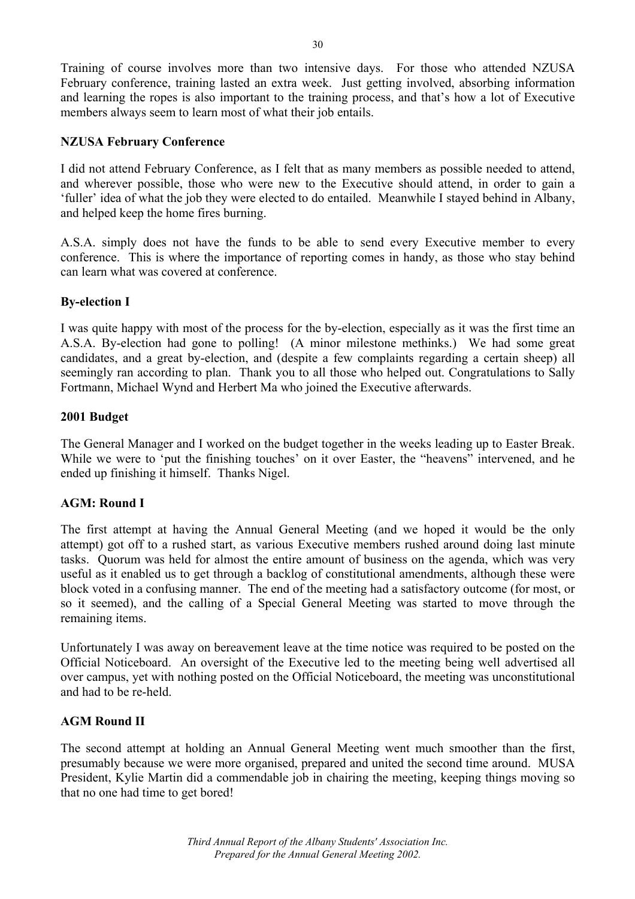Training of course involves more than two intensive days. For those who attended NZUSA February conference, training lasted an extra week. Just getting involved, absorbing information and learning the ropes is also important to the training process, and that's how a lot of Executive members always seem to learn most of what their job entails.

**NZUSA February Conference**

I did not attend February Conference, as I felt that as many members as possible needed to attend, and wherever possible, those who were new to the Executive should attend, in order to gain a 'fuller' idea of what the job they were elected to do entailed. Meanwhile I stayed behind in Albany, and helped keep the home fires burning.

A.S.A. simply does not have the funds to be able to send every Executive member to every conference. This is where the importance of reporting comes in handy, as those who stay behind can learn what was covered at conference.

**By-election I**

I was quite happy with most of the process for the by-election, especially as it was the first time an A.S.A. By-election had gone to polling! (A minor milestone methinks.) We had some great candidates, and a great by-election, and (despite a few complaints regarding a certain sheep) all seemingly ran according to plan. Thank you to all those who helped out. Congratulations to Sally Fortmann, Michael Wynd and Herbert Ma who joined the Executive afterwards.

**2001 Budget**

The General Manager and I worked on the budget together in the weeks leading up to Easter Break. While we were to 'put the finishing touches' on it over Easter, the "heavens" intervened, and he ended up finishing it himself. Thanks Nigel.

**AGM: Round I**

The first attempt at having the Annual General Meeting (and we hoped it would be the only attempt) got off to a rushed start, as various Executive members rushed around doing last minute tasks. Quorum was held for almost the entire amount of business on the agenda, which was very useful as it enabled us to get through a backlog of constitutional amendments, although these were block voted in a confusing manner. The end of the meeting had a satisfactory outcome (for most, or so it seemed), and the calling of a Special General Meeting was started to move through the remaining items.

Unfortunately I was away on bereavement leave at the time notice was required to be posted on the Official Noticeboard. An oversight of the Executive led to the meeting being well advertised all over campus, yet with nothing posted on the Official Noticeboard, the meeting was unconstitutional and had to be re-held.

**AGM Round II**

The second attempt at holding an Annual General Meeting went much smoother than the first, presumably because we were more organised, prepared and united the second time around. MUSA President, Kylie Martin did a commendable job in chairing the meeting, keeping things moving so that no one had time to get bored!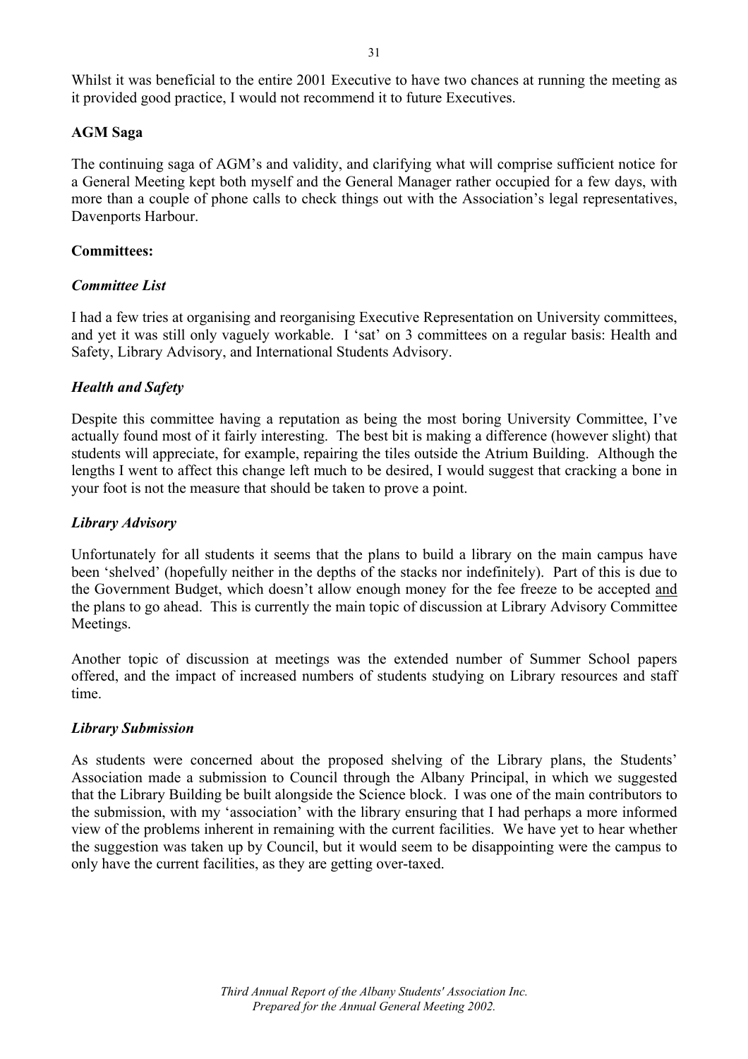Whilst it was beneficial to the entire 2001 Executive to have two chances at running the meeting as it provided good practice, I would not recommend it to future Executives.

**AGM Saga**

The continuing saga of AGM's and validity, and clarifying what will comprise sufficient notice for a General Meeting kept both myself and the General Manager rather occupied for a few days, with more than a couple of phone calls to check things out with the Association's legal representatives, Davenports Harbour.

**Committees:**

***Committee List***

I had a few tries at organising and reorganising Executive Representation on University committees, and yet it was still only vaguely workable. I 'sat' on 3 committees on a regular basis: Health and Safety, Library Advisory, and International Students Advisory.

***Health and Safety***

Despite this committee having a reputation as being the most boring University Committee, I've actually found most of it fairly interesting. The best bit is making a difference (however slight) that students will appreciate, for example, repairing the tiles outside the Atrium Building. Although the lengths I went to affect this change left much to be desired, I would suggest that cracking a bone in your foot is not the measure that should be taken to prove a point.

***Library Advisory***

Unfortunately for all students it seems that the plans to build a library on the main campus have been 'shelved' (hopefully neither in the depths of the stacks nor indefinitely). Part of this is due to the Government Budget, which doesn't allow enough money for the fee freeze to be accepted <u>and</u> the plans to go ahead. This is currently the main topic of discussion at Library Advisory Committee Meetings.

Another topic of discussion at meetings was the extended number of Summer School papers offered, and the impact of increased numbers of students studying on Library resources and staff time.

***Library Submission***

As students were concerned about the proposed shelving of the Library plans, the Students' Association made a submission to Council through the Albany Principal, in which we suggested that the Library Building be built alongside the Science block. I was one of the main contributors to the submission, with my 'association' with the library ensuring that I had perhaps a more informed view of the problems inherent in remaining with the current facilities. We have yet to hear whether the suggestion was taken up by Council, but it would seem to be disappointing were the campus to only have the current facilities, as they are getting over-taxed.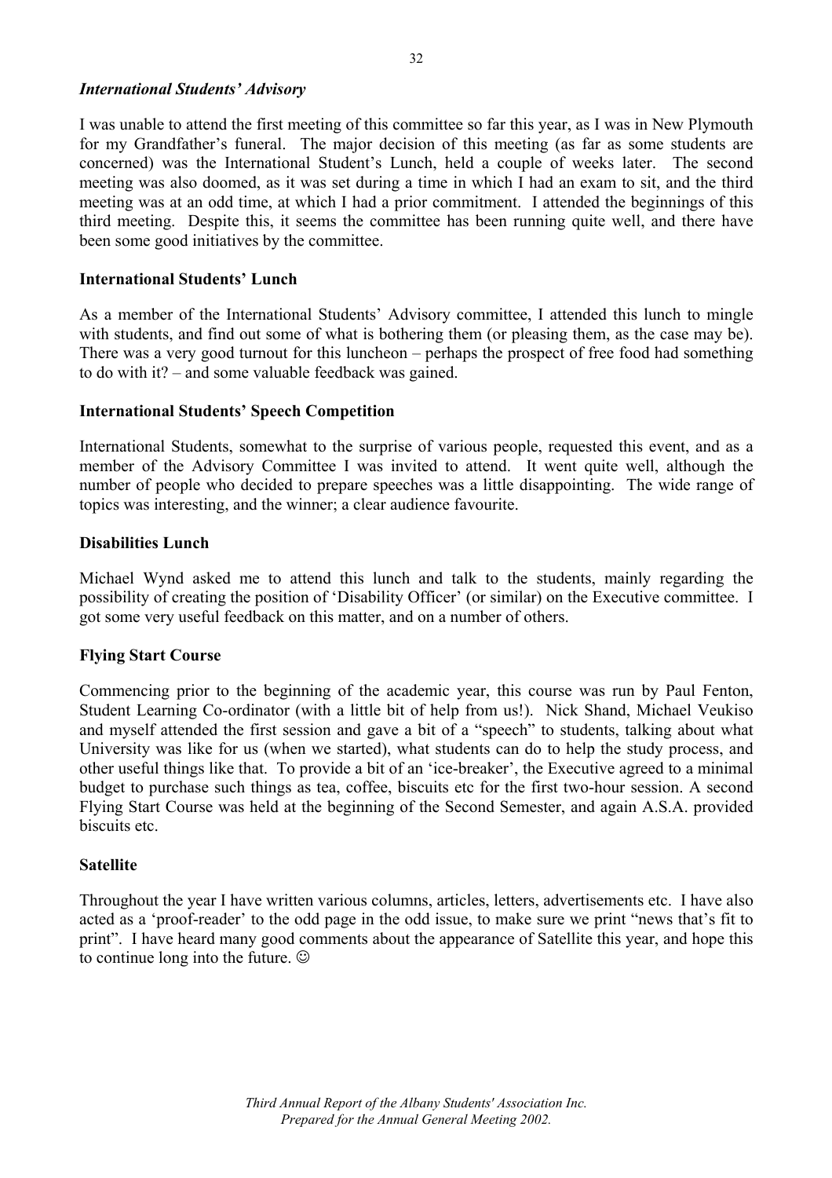### *International Students' Advisory*

I was unable to attend the first meeting of this committee so far this year, as I was in New Plymouth for my Grandfather's funeral. The major decision of this meeting (as far as some students are concerned) was the International Student's Lunch, held a couple of weeks later. The second meeting was also doomed, as it was set during a time in which I had an exam to sit, and the third meeting was at an odd time, at which I had a prior commitment. I attended the beginnings of this third meeting. Despite this, it seems the committee has been running quite well, and there have been some good initiatives by the committee.

### International Students' Lunch

As a member of the International Students' Advisory committee, I attended this lunch to mingle with students, and find out some of what is bothering them (or pleasing them, as the case may be). There was a very good turnout for this luncheon – perhaps the prospect of free food had something to do with it? – and some valuable feedback was gained.

### International Students' Speech Competition

International Students, somewhat to the surprise of various people, requested this event, and as a member of the Advisory Committee I was invited to attend. It went quite well, although the number of people who decided to prepare speeches was a little disappointing. The wide range of topics was interesting, and the winner; a clear audience favourite.

### Disabilities Lunch

Michael Wynd asked me to attend this lunch and talk to the students, mainly regarding the possibility of creating the position of 'Disability Officer' (or similar) on the Executive committee. I got some very useful feedback on this matter, and on a number of others.

### Flying Start Course

Commencing prior to the beginning of the academic year, this course was run by Paul Fenton, Student Learning Co-ordinator (with a little bit of help from us!). Nick Shand, Michael Veukiso and myself attended the first session and gave a bit of a "speech" to students, talking about what University was like for us (when we started), what students can do to help the study process, and other useful things like that. To provide a bit of an 'ice-breaker', the Executive agreed to a minimal budget to purchase such things as tea, coffee, biscuits etc for the first two-hour session. A second Flying Start Course was held at the beginning of the Second Semester, and again A.S.A. provided biscuits etc.

### Satellite

Throughout the year I have written various columns, articles, letters, advertisements etc. I have also acted as a 'proof-reader' to the odd page in the odd issue, to make sure we print "news that's fit to print". I have heard many good comments about the appearance of Satellite this year, and hope this to continue long into the future. ☺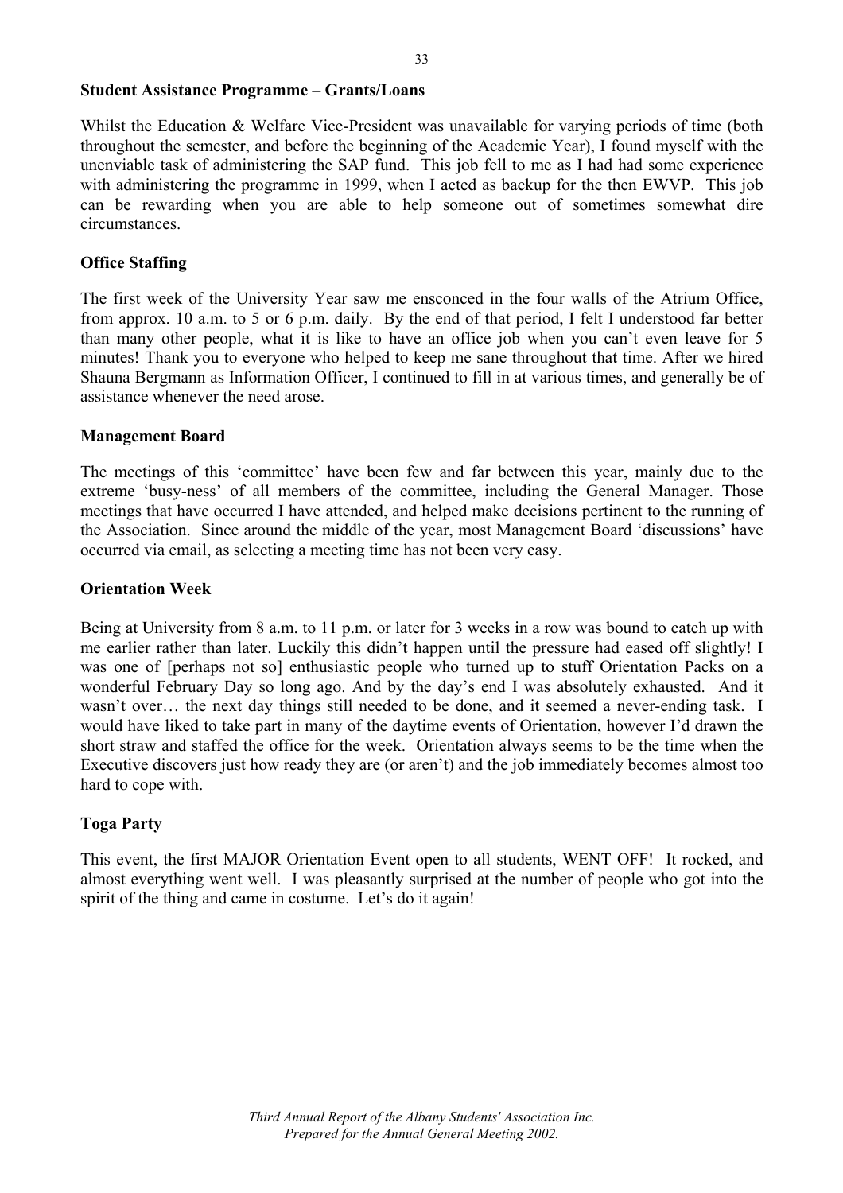**Student Assistance Programme – Grants/Loans**

Whilst the Education & Welfare Vice-President was unavailable for varying periods of time (both throughout the semester, and before the beginning of the Academic Year), I found myself with the unenviable task of administering the SAP fund. This job fell to me as I had had some experience with administering the programme in 1999, when I acted as backup for the then EWVP. This job can be rewarding when you are able to help someone out of sometimes somewhat dire circumstances.

**Office Staffing**

The first week of the University Year saw me ensconced in the four walls of the Atrium Office, from approx. 10 a.m. to 5 or 6 p.m. daily. By the end of that period, I felt I understood far better than many other people, what it is like to have an office job when you can't even leave for 5 minutes! Thank you to everyone who helped to keep me sane throughout that time. After we hired Shauna Bergmann as Information Officer, I continued to fill in at various times, and generally be of assistance whenever the need arose.

**Management Board**

The meetings of this 'committee' have been few and far between this year, mainly due to the extreme 'busy-ness' of all members of the committee, including the General Manager. Those meetings that have occurred I have attended, and helped make decisions pertinent to the running of the Association. Since around the middle of the year, most Management Board 'discussions' have occurred via email, as selecting a meeting time has not been very easy.

**Orientation Week**

Being at University from 8 a.m. to 11 p.m. or later for 3 weeks in a row was bound to catch up with me earlier rather than later. Luckily this didn't happen until the pressure had eased off slightly! I was one of [perhaps not so] enthusiastic people who turned up to stuff Orientation Packs on a wonderful February Day so long ago. And by the day's end I was absolutely exhausted. And it wasn't over… the next day things still needed to be done, and it seemed a never-ending task. I would have liked to take part in many of the daytime events of Orientation, however I'd drawn the short straw and staffed the office for the week. Orientation always seems to be the time when the Executive discovers just how ready they are (or aren't) and the job immediately becomes almost too hard to cope with.

**Toga Party**

This event, the first MAJOR Orientation Event open to all students, WENT OFF! It rocked, and almost everything went well. I was pleasantly surprised at the number of people who got into the spirit of the thing and came in costume. Let's do it again!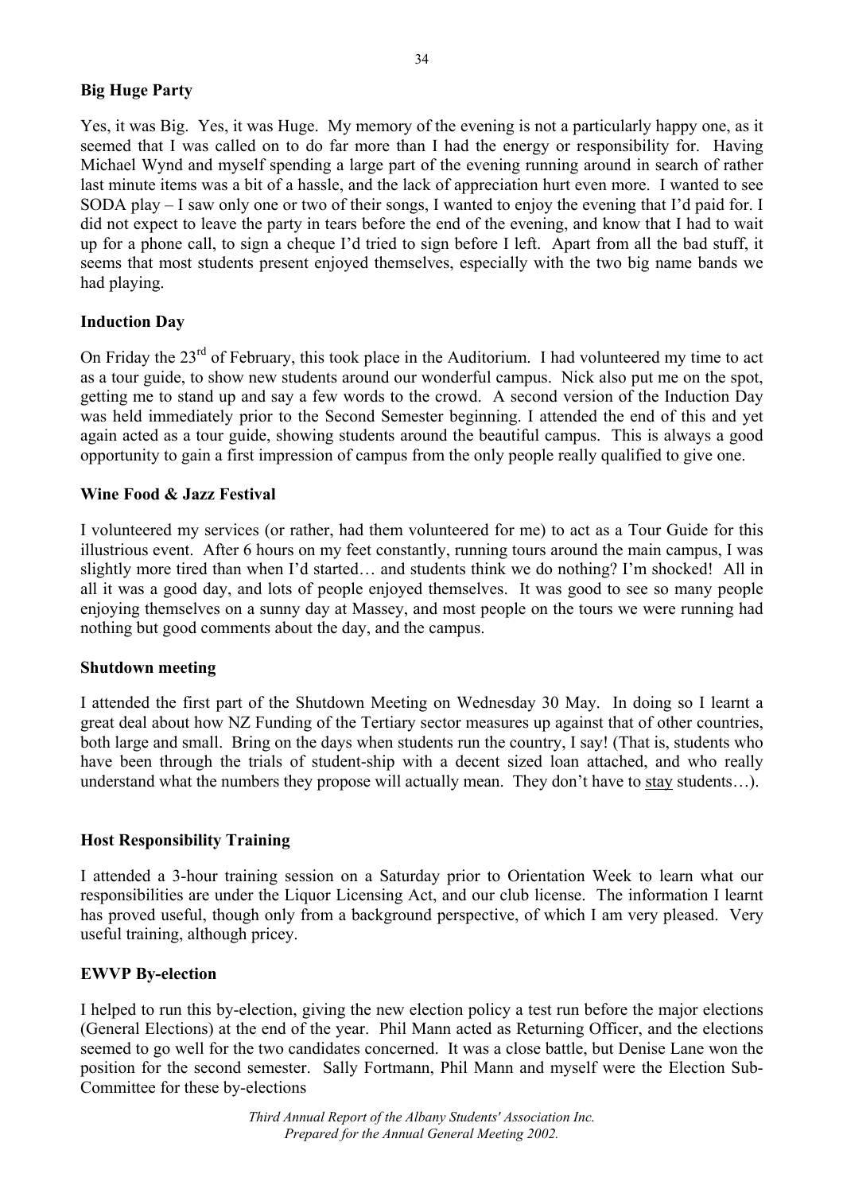**Big Huge Party**

Yes, it was Big. Yes, it was Huge. My memory of the evening is not a particularly happy one, as it seemed that I was called on to do far more than I had the energy or responsibility for. Having Michael Wynd and myself spending a large part of the evening running around in search of rather last minute items was a bit of a hassle, and the lack of appreciation hurt even more. I wanted to see SODA play – I saw only one or two of their songs, I wanted to enjoy the evening that I'd paid for. I did not expect to leave the party in tears before the end of the evening, and know that I had to wait up for a phone call, to sign a cheque I'd tried to sign before I left. Apart from all the bad stuff, it seems that most students present enjoyed themselves, especially with the two big name bands we had playing.

**Induction Day**

On Friday the 23rd of February, this took place in the Auditorium. I had volunteered my time to act as a tour guide, to show new students around our wonderful campus. Nick also put me on the spot, getting me to stand up and say a few words to the crowd. A second version of the Induction Day was held immediately prior to the Second Semester beginning. I attended the end of this and yet again acted as a tour guide, showing students around the beautiful campus. This is always a good opportunity to gain a first impression of campus from the only people really qualified to give one.

**Wine Food & Jazz Festival**

I volunteered my services (or rather, had them volunteered for me) to act as a Tour Guide for this illustrious event. After 6 hours on my feet constantly, running tours around the main campus, I was slightly more tired than when I'd started… and students think we do nothing? I'm shocked! All in all it was a good day, and lots of people enjoyed themselves. It was good to see so many people enjoying themselves on a sunny day at Massey, and most people on the tours we were running had nothing but good comments about the day, and the campus.

**Shutdown meeting**

I attended the first part of the Shutdown Meeting on Wednesday 30 May. In doing so I learnt a great deal about how NZ Funding of the Tertiary sector measures up against that of other countries, both large and small. Bring on the days when students run the country, I say! (That is, students who have been through the trials of student-ship with a decent sized loan attached, and who really understand what the numbers they propose will actually mean. They don't have to stay students…).

**Host Responsibility Training**

I attended a 3-hour training session on a Saturday prior to Orientation Week to learn what our responsibilities are under the Liquor Licensing Act, and our club license. The information I learnt has proved useful, though only from a background perspective, of which I am very pleased. Very useful training, although pricey.

**EWVP By-election**

I helped to run this by-election, giving the new election policy a test run before the major elections (General Elections) at the end of the year. Phil Mann acted as Returning Officer, and the elections seemed to go well for the two candidates concerned. It was a close battle, but Denise Lane won the position for the second semester. Sally Fortmann, Phil Mann and myself were the Election Sub-Committee for these by-elections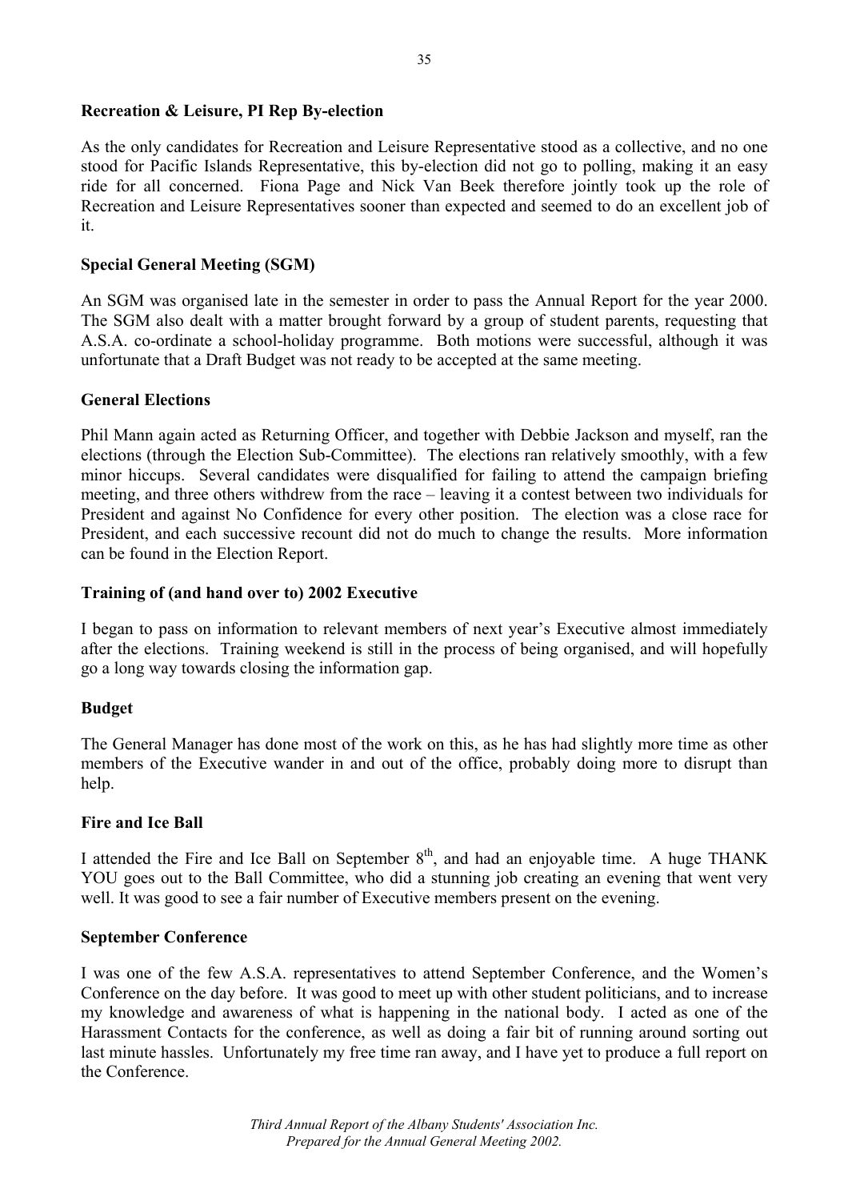**Recreation & Leisure, PI Rep By-election**

As the only candidates for Recreation and Leisure Representative stood as a collective, and no one stood for Pacific Islands Representative, this by-election did not go to polling, making it an easy ride for all concerned. Fiona Page and Nick Van Beek therefore jointly took up the role of Recreation and Leisure Representatives sooner than expected and seemed to do an excellent job of it.

**Special General Meeting (SGM)**

An SGM was organised late in the semester in order to pass the Annual Report for the year 2000. The SGM also dealt with a matter brought forward by a group of student parents, requesting that A.S.A. co-ordinate a school-holiday programme. Both motions were successful, although it was unfortunate that a Draft Budget was not ready to be accepted at the same meeting.

**General Elections**

Phil Mann again acted as Returning Officer, and together with Debbie Jackson and myself, ran the elections (through the Election Sub-Committee). The elections ran relatively smoothly, with a few minor hiccups. Several candidates were disqualified for failing to attend the campaign briefing meeting, and three others withdrew from the race – leaving it a contest between two individuals for President and against No Confidence for every other position. The election was a close race for President, and each successive recount did not do much to change the results. More information can be found in the Election Report.

**Training of (and hand over to) 2002 Executive**

I began to pass on information to relevant members of next year's Executive almost immediately after the elections. Training weekend is still in the process of being organised, and will hopefully go a long way towards closing the information gap.

**Budget**

The General Manager has done most of the work on this, as he has had slightly more time as other members of the Executive wander in and out of the office, probably doing more to disrupt than help.

**Fire and Ice Ball**

I attended the Fire and Ice Ball on September 8th, and had an enjoyable time. A huge THANK YOU goes out to the Ball Committee, who did a stunning job creating an evening that went very well. It was good to see a fair number of Executive members present on the evening.

**September Conference**

I was one of the few A.S.A. representatives to attend September Conference, and the Women's Conference on the day before. It was good to meet up with other student politicians, and to increase my knowledge and awareness of what is happening in the national body. I acted as one of the Harassment Contacts for the conference, as well as doing a fair bit of running around sorting out last minute hassles. Unfortunately my free time ran away, and I have yet to produce a full report on the Conference.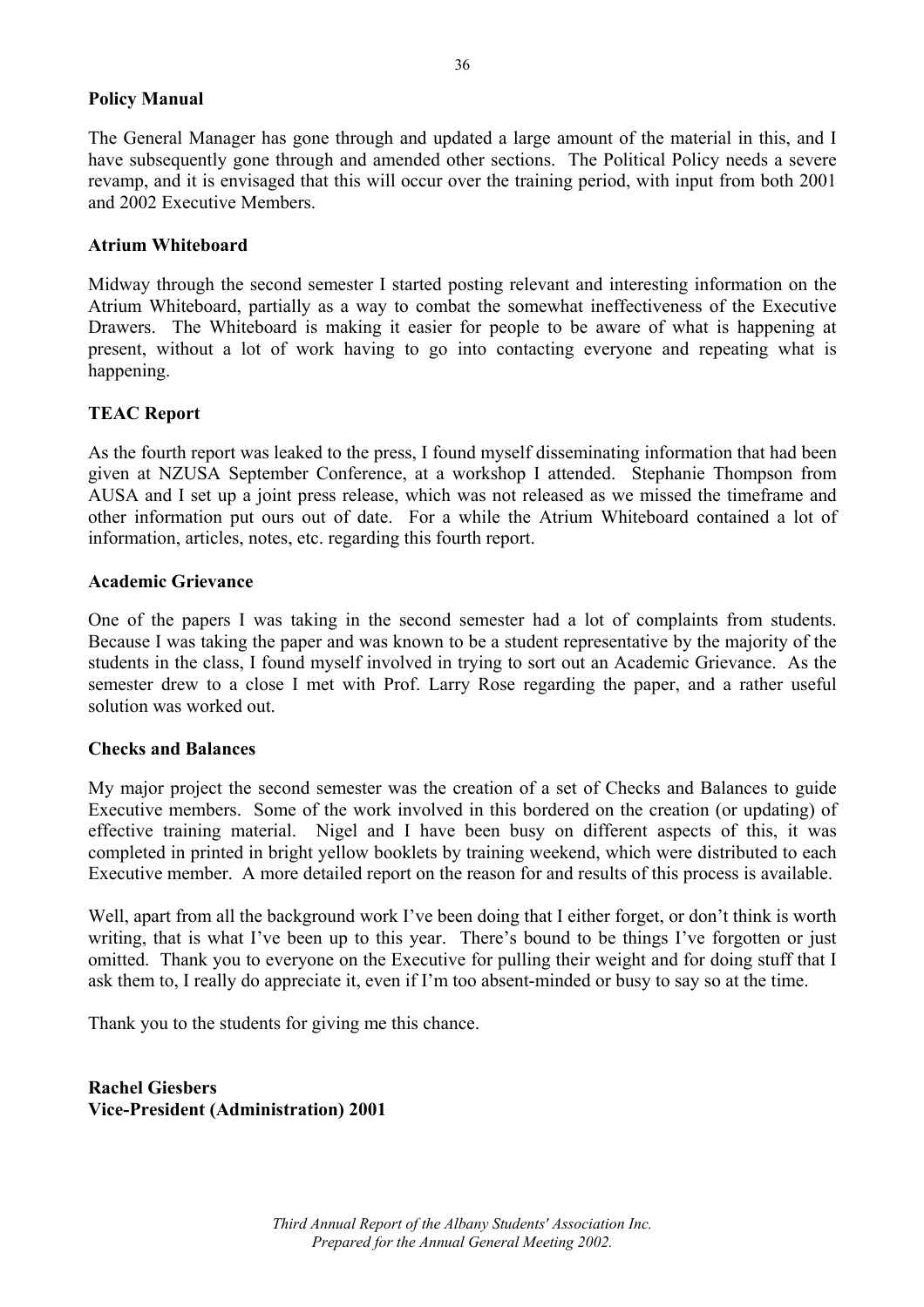**Policy Manual**

The General Manager has gone through and updated a large amount of the material in this, and I have subsequently gone through and amended other sections. The Political Policy needs a severe revamp, and it is envisaged that this will occur over the training period, with input from both 2001 and 2002 Executive Members.

**Atrium Whiteboard**

Midway through the second semester I started posting relevant and interesting information on the Atrium Whiteboard, partially as a way to combat the somewhat ineffectiveness of the Executive Drawers. The Whiteboard is making it easier for people to be aware of what is happening at present, without a lot of work having to go into contacting everyone and repeating what is happening.

**TEAC Report**

As the fourth report was leaked to the press, I found myself disseminating information that had been given at NZUSA September Conference, at a workshop I attended. Stephanie Thompson from AUSA and I set up a joint press release, which was not released as we missed the timeframe and other information put ours out of date. For a while the Atrium Whiteboard contained a lot of information, articles, notes, etc. regarding this fourth report.

**Academic Grievance**

One of the papers I was taking in the second semester had a lot of complaints from students. Because I was taking the paper and was known to be a student representative by the majority of the students in the class, I found myself involved in trying to sort out an Academic Grievance. As the semester drew to a close I met with Prof. Larry Rose regarding the paper, and a rather useful solution was worked out.

**Checks and Balances**

My major project the second semester was the creation of a set of Checks and Balances to guide Executive members. Some of the work involved in this bordered on the creation (or updating) of effective training material. Nigel and I have been busy on different aspects of this, it was completed in printed in bright yellow booklets by training weekend, which were distributed to each Executive member. A more detailed report on the reason for and results of this process is available.

Well, apart from all the background work I've been doing that I either forget, or don't think is worth writing, that is what I've been up to this year. There's bound to be things I've forgotten or just omitted. Thank you to everyone on the Executive for pulling their weight and for doing stuff that I ask them to, I really do appreciate it, even if I'm too absent-minded or busy to say so at the time.

Thank you to the students for giving me this chance.

**Rachel Giesbers**
**Vice-President (Administration) 2001**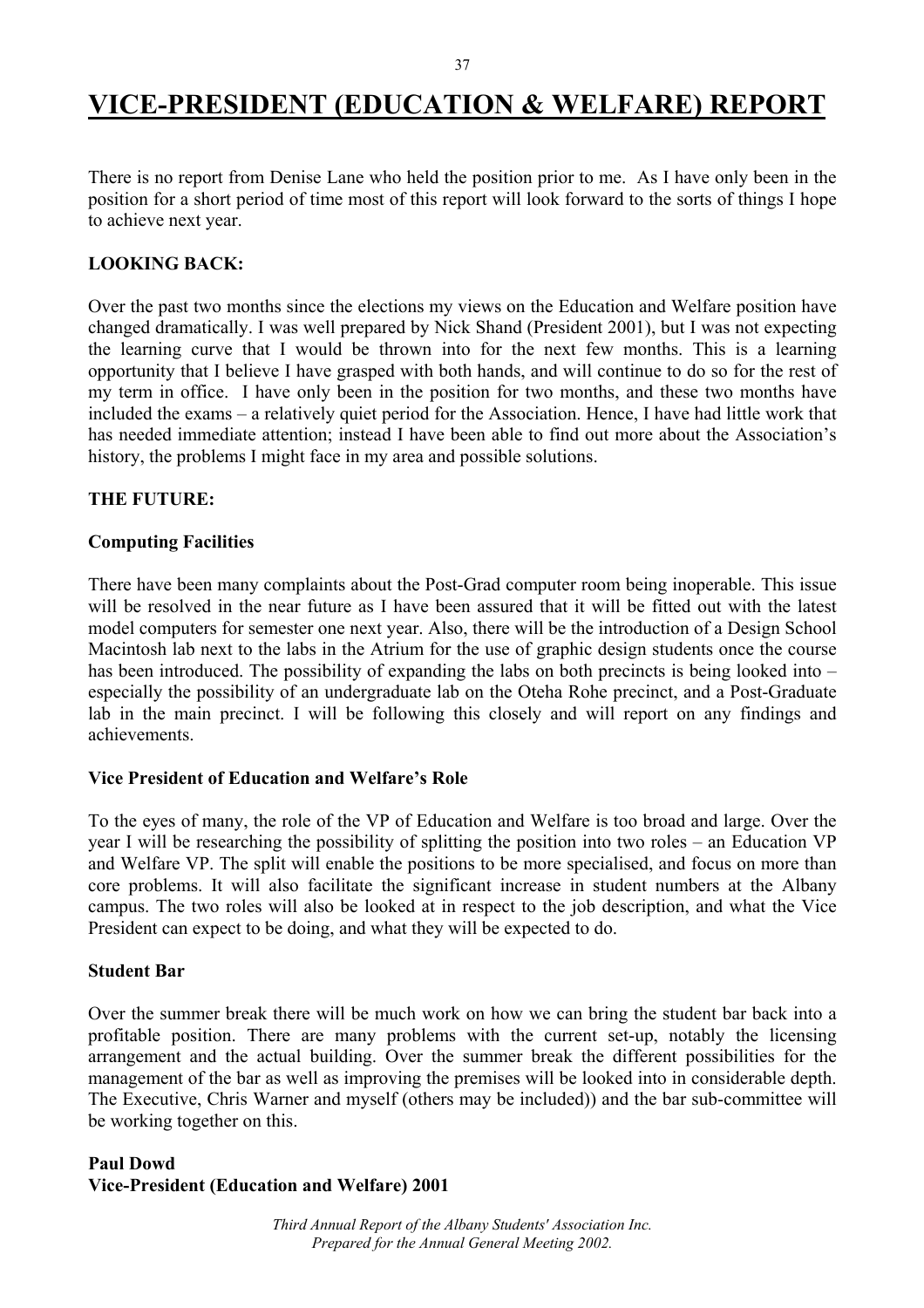# VICE-PRESIDENT (EDUCATION & WELFARE) REPORT

There is no report from Denise Lane who held the position prior to me. As I have only been in the position for a short period of time most of this report will look forward to the sorts of things I hope to achieve next year.

**LOOKING BACK:**

Over the past two months since the elections my views on the Education and Welfare position have changed dramatically. I was well prepared by Nick Shand (President 2001), but I was not expecting the learning curve that I would be thrown into for the next few months. This is a learning opportunity that I believe I have grasped with both hands, and will continue to do so for the rest of my term in office. I have only been in the position for two months, and these two months have included the exams – a relatively quiet period for the Association. Hence, I have had little work that has needed immediate attention; instead I have been able to find out more about the Association's history, the problems I might face in my area and possible solutions.

**THE FUTURE:**

**Computing Facilities**

There have been many complaints about the Post-Grad computer room being inoperable. This issue will be resolved in the near future as I have been assured that it will be fitted out with the latest model computers for semester one next year. Also, there will be the introduction of a Design School Macintosh lab next to the labs in the Atrium for the use of graphic design students once the course has been introduced. The possibility of expanding the labs on both precincts is being looked into – especially the possibility of an undergraduate lab on the Oteha Rohe precinct, and a Post-Graduate lab in the main precinct. I will be following this closely and will report on any findings and achievements.

**Vice President of Education and Welfare's Role**

To the eyes of many, the role of the VP of Education and Welfare is too broad and large. Over the year I will be researching the possibility of splitting the position into two roles – an Education VP and Welfare VP. The split will enable the positions to be more specialised, and focus on more than core problems. It will also facilitate the significant increase in student numbers at the Albany campus. The two roles will also be looked at in respect to the job description, and what the Vice President can expect to be doing, and what they will be expected to do.

**Student Bar**

Over the summer break there will be much work on how we can bring the student bar back into a profitable position. There are many problems with the current set-up, notably the licensing arrangement and the actual building. Over the summer break the different possibilities for the management of the bar as well as improving the premises will be looked into in considerable depth. The Executive, Chris Warner and myself (others may be included)) and the bar sub-committee will be working together on this.

**Paul Dowd**
**Vice-President (Education and Welfare) 2001**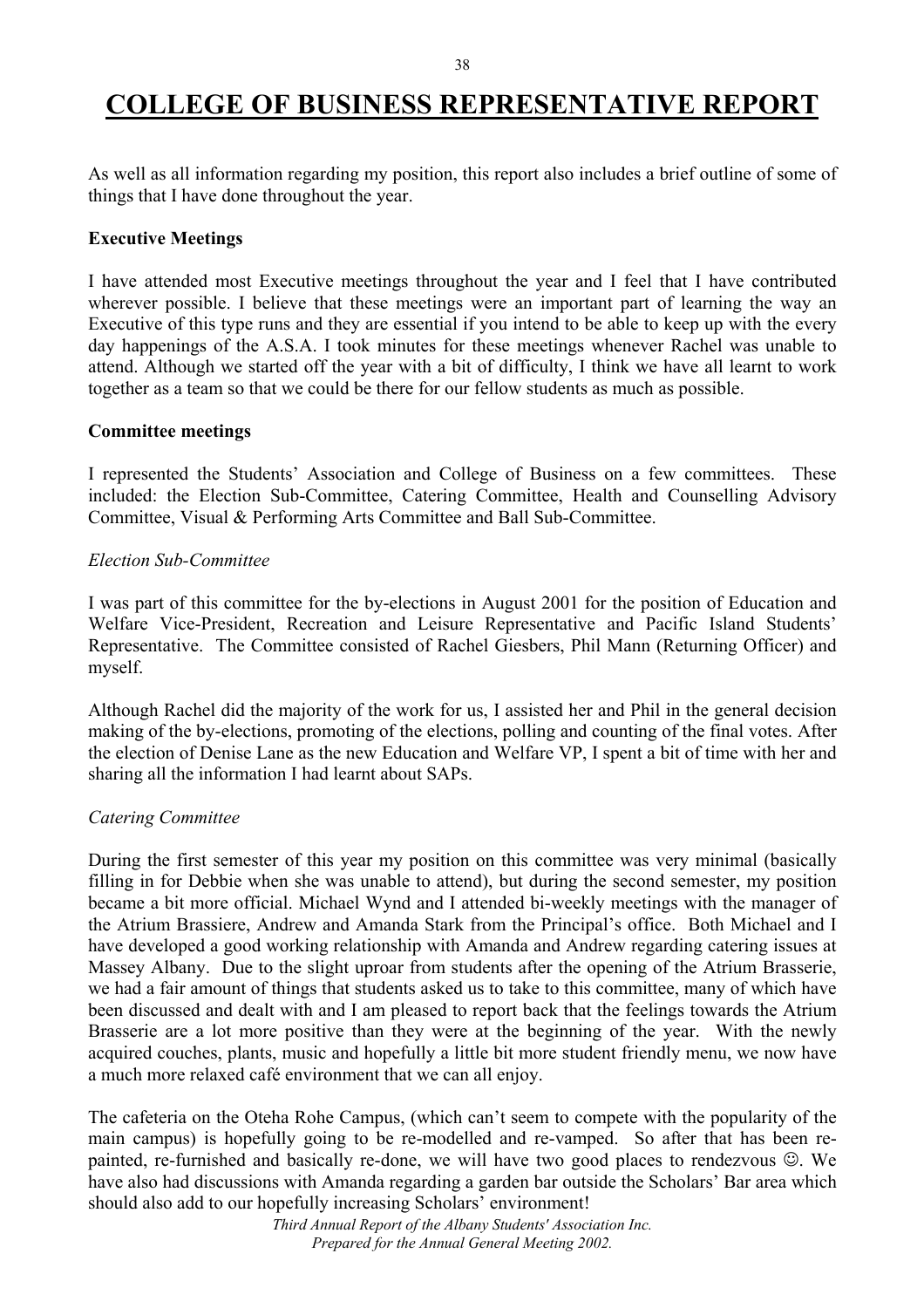# COLLEGE OF BUSINESS REPRESENTATIVE REPORT

As well as all information regarding my position, this report also includes a brief outline of some of things that I have done throughout the year.

**Executive Meetings**

I have attended most Executive meetings throughout the year and I feel that I have contributed wherever possible. I believe that these meetings were an important part of learning the way an Executive of this type runs and they are essential if you intend to be able to keep up with the every day happenings of the A.S.A. I took minutes for these meetings whenever Rachel was unable to attend. Although we started off the year with a bit of difficulty, I think we have all learnt to work together as a team so that we could be there for our fellow students as much as possible.

**Committee meetings**

I represented the Students' Association and College of Business on a few committees. These included: the Election Sub-Committee, Catering Committee, Health and Counselling Advisory Committee, Visual & Performing Arts Committee and Ball Sub-Committee.

*Election Sub-Committee*

I was part of this committee for the by-elections in August 2001 for the position of Education and Welfare Vice-President, Recreation and Leisure Representative and Pacific Island Students' Representative. The Committee consisted of Rachel Giesbers, Phil Mann (Returning Officer) and myself.

Although Rachel did the majority of the work for us, I assisted her and Phil in the general decision making of the by-elections, promoting of the elections, polling and counting of the final votes. After the election of Denise Lane as the new Education and Welfare VP, I spent a bit of time with her and sharing all the information I had learnt about SAPs.

*Catering Committee*

During the first semester of this year my position on this committee was very minimal (basically filling in for Debbie when she was unable to attend), but during the second semester, my position became a bit more official. Michael Wynd and I attended bi-weekly meetings with the manager of the Atrium Brassiere, Andrew and Amanda Stark from the Principal's office. Both Michael and I have developed a good working relationship with Amanda and Andrew regarding catering issues at Massey Albany. Due to the slight uproar from students after the opening of the Atrium Brasserie, we had a fair amount of things that students asked us to take to this committee, many of which have been discussed and dealt with and I am pleased to report back that the feelings towards the Atrium Brasserie are a lot more positive than they were at the beginning of the year. With the newly acquired couches, plants, music and hopefully a little bit more student friendly menu, we now have a much more relaxed café environment that we can all enjoy.

The cafeteria on the Oteha Rohe Campus, (which can't seem to compete with the popularity of the main campus) is hopefully going to be re-modelled and re-vamped. So after that has been re-painted, re-furnished and basically re-done, we will have two good places to rendezvous ☺. We have also had discussions with Amanda regarding a garden bar outside the Scholars' Bar area which should also add to our hopefully increasing Scholars' environment!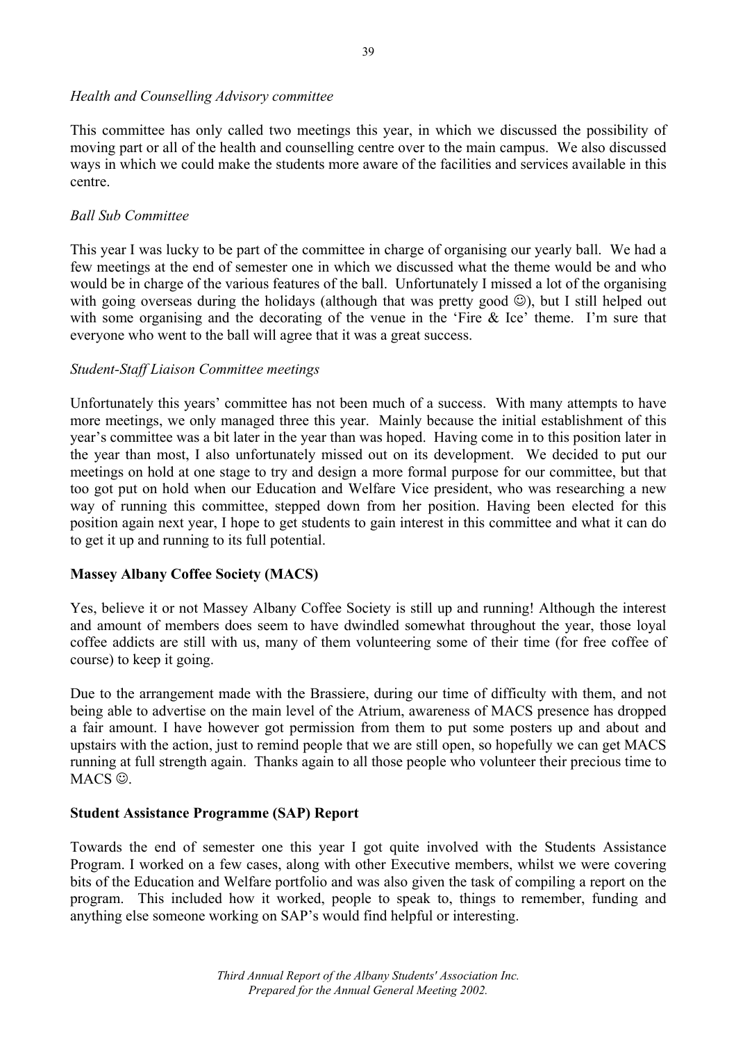*Health and Counselling Advisory committee*

This committee has only called two meetings this year, in which we discussed the possibility of moving part or all of the health and counselling centre over to the main campus. We also discussed ways in which we could make the students more aware of the facilities and services available in this centre.

*Ball Sub Committee*

This year I was lucky to be part of the committee in charge of organising our yearly ball. We had a few meetings at the end of semester one in which we discussed what the theme would be and who would be in charge of the various features of the ball. Unfortunately I missed a lot of the organising with going overseas during the holidays (although that was pretty good ☺), but I still helped out with some organising and the decorating of the venue in the 'Fire & Ice' theme. I'm sure that everyone who went to the ball will agree that it was a great success.

*Student-Staff Liaison Committee meetings*

Unfortunately this years' committee has not been much of a success. With many attempts to have more meetings, we only managed three this year. Mainly because the initial establishment of this year's committee was a bit later in the year than was hoped. Having come in to this position later in the year than most, I also unfortunately missed out on its development. We decided to put our meetings on hold at one stage to try and design a more formal purpose for our committee, but that too got put on hold when our Education and Welfare Vice president, who was researching a new way of running this committee, stepped down from her position. Having been elected for this position again next year, I hope to get students to gain interest in this committee and what it can do to get it up and running to its full potential.

**Massey Albany Coffee Society (MACS)**

Yes, believe it or not Massey Albany Coffee Society is still up and running! Although the interest and amount of members does seem to have dwindled somewhat throughout the year, those loyal coffee addicts are still with us, many of them volunteering some of their time (for free coffee of course) to keep it going.

Due to the arrangement made with the Brassiere, during our time of difficulty with them, and not being able to advertise on the main level of the Atrium, awareness of MACS presence has dropped a fair amount. I have however got permission from them to put some posters up and about and upstairs with the action, just to remind people that we are still open, so hopefully we can get MACS running at full strength again. Thanks again to all those people who volunteer their precious time to MACS ☺.

**Student Assistance Programme (SAP) Report**

Towards the end of semester one this year I got quite involved with the Students Assistance Program. I worked on a few cases, along with other Executive members, whilst we were covering bits of the Education and Welfare portfolio and was also given the task of compiling a report on the program. This included how it worked, people to speak to, things to remember, funding and anything else someone working on SAP's would find helpful or interesting.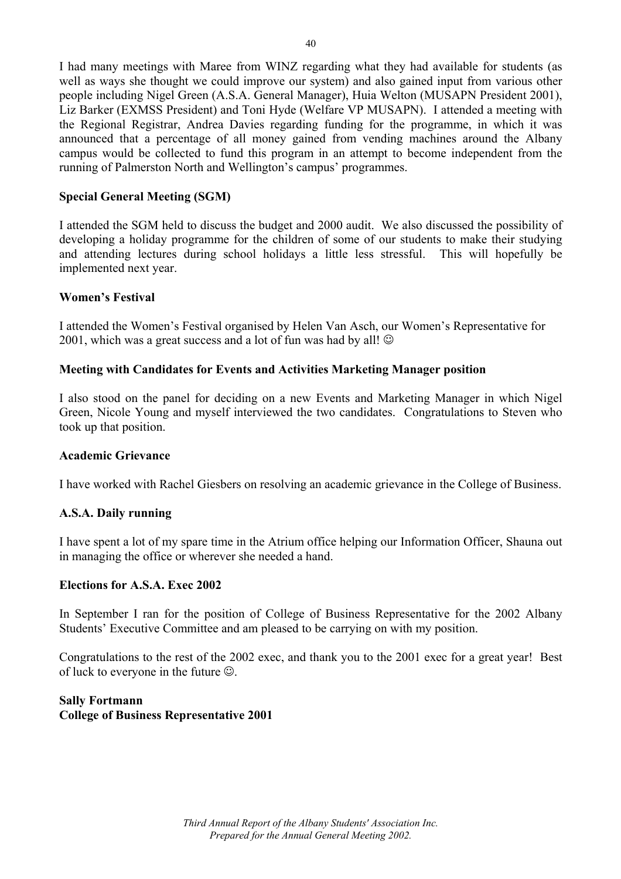I had many meetings with Maree from WINZ regarding what they had available for students (as well as ways she thought we could improve our system) and also gained input from various other people including Nigel Green (A.S.A. General Manager), Huia Welton (MUSAPN President 2001), Liz Barker (EXMSS President) and Toni Hyde (Welfare VP MUSAPN). I attended a meeting with the Regional Registrar, Andrea Davies regarding funding for the programme, in which it was announced that a percentage of all money gained from vending machines around the Albany campus would be collected to fund this program in an attempt to become independent from the running of Palmerston North and Wellington's campus' programmes.

**Special General Meeting (SGM)**

I attended the SGM held to discuss the budget and 2000 audit. We also discussed the possibility of developing a holiday programme for the children of some of our students to make their studying and attending lectures during school holidays a little less stressful. This will hopefully be implemented next year.

**Women's Festival**

I attended the Women's Festival organised by Helen Van Asch, our Women's Representative for 2001, which was a great success and a lot of fun was had by all! ☺

**Meeting with Candidates for Events and Activities Marketing Manager position**

I also stood on the panel for deciding on a new Events and Marketing Manager in which Nigel Green, Nicole Young and myself interviewed the two candidates. Congratulations to Steven who took up that position.

**Academic Grievance**

I have worked with Rachel Giesbers on resolving an academic grievance in the College of Business.

**A.S.A. Daily running**

I have spent a lot of my spare time in the Atrium office helping our Information Officer, Shauna out in managing the office or wherever she needed a hand.

**Elections for A.S.A. Exec 2002**

In September I ran for the position of College of Business Representative for the 2002 Albany Students' Executive Committee and am pleased to be carrying on with my position.

Congratulations to the rest of the 2002 exec, and thank you to the 2001 exec for a great year! Best of luck to everyone in the future ☺.

**Sally Fortmann**
**College of Business Representative 2001**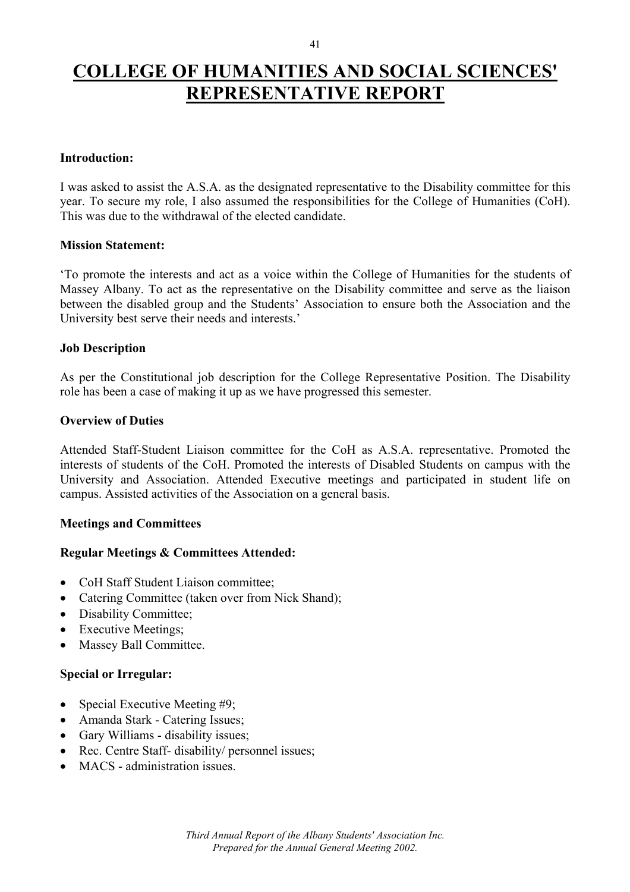# COLLEGE OF HUMANITIES AND SOCIAL SCIENCES' REPRESENTATIVE REPORT

**Introduction:**

I was asked to assist the A.S.A. as the designated representative to the Disability committee for this year. To secure my role, I also assumed the responsibilities for the College of Humanities (CoH). This was due to the withdrawal of the elected candidate.

**Mission Statement:**

'To promote the interests and act as a voice within the College of Humanities for the students of Massey Albany. To act as the representative on the Disability committee and serve as the liaison between the disabled group and the Students' Association to ensure both the Association and the University best serve their needs and interests.'

**Job Description**

As per the Constitutional job description for the College Representative Position. The Disability role has been a case of making it up as we have progressed this semester.

**Overview of Duties**

Attended Staff-Student Liaison committee for the CoH as A.S.A. representative. Promoted the interests of students of the CoH. Promoted the interests of Disabled Students on campus with the University and Association. Attended Executive meetings and participated in student life on campus. Assisted activities of the Association on a general basis.

**Meetings and Committees**

**Regular Meetings & Committees Attended:**

- CoH Staff Student Liaison committee;
- Catering Committee (taken over from Nick Shand);
- Disability Committee;
- Executive Meetings;
- Massey Ball Committee.

**Special or Irregular:**

- Special Executive Meeting #9;
- Amanda Stark - Catering Issues;
- Gary Williams - disability issues;
- Rec. Centre Staff- disability/ personnel issues;
- MACS - administration issues.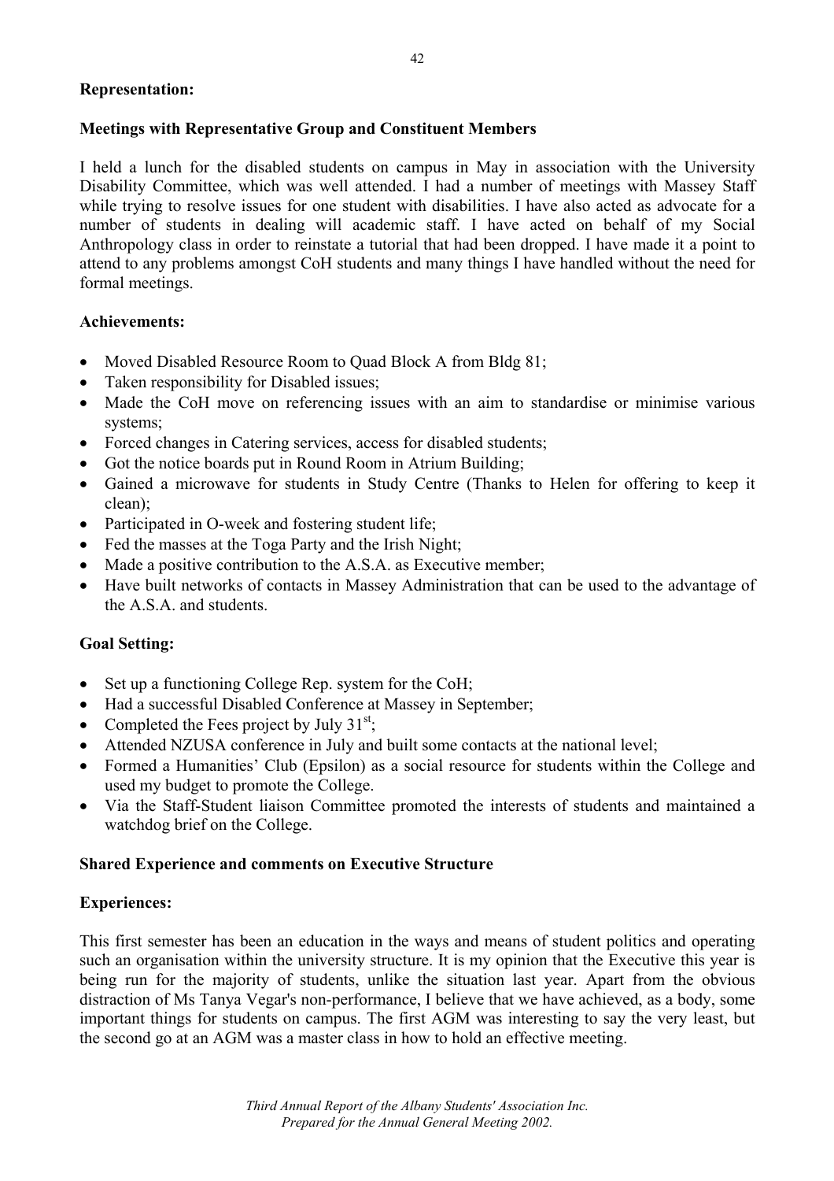**Representation:**

**Meetings with Representative Group and Constituent Members**

I held a lunch for the disabled students on campus in May in association with the University Disability Committee, which was well attended. I had a number of meetings with Massey Staff while trying to resolve issues for one student with disabilities. I have also acted as advocate for a number of students in dealing will academic staff. I have acted on behalf of my Social Anthropology class in order to reinstate a tutorial that had been dropped. I have made it a point to attend to any problems amongst CoH students and many things I have handled without the need for formal meetings.

**Achievements:**

- Moved Disabled Resource Room to Quad Block A from Bldg 81;
- Taken responsibility for Disabled issues;
- Made the CoH move on referencing issues with an aim to standardise or minimise various systems;
- Forced changes in Catering services, access for disabled students;
- Got the notice boards put in Round Room in Atrium Building;
- Gained a microwave for students in Study Centre (Thanks to Helen for offering to keep it clean);
- Participated in O-week and fostering student life;
- Fed the masses at the Toga Party and the Irish Night;
- Made a positive contribution to the A.S.A. as Executive member;
- Have built networks of contacts in Massey Administration that can be used to the advantage of the A.S.A. and students.

**Goal Setting:**

- Set up a functioning College Rep. system for the CoH;
- Had a successful Disabled Conference at Massey in September;
- Completed the Fees project by July 31st;
- Attended NZUSA conference in July and built some contacts at the national level;
- Formed a Humanities' Club (Epsilon) as a social resource for students within the College and used my budget to promote the College.
- Via the Staff-Student liaison Committee promoted the interests of students and maintained a watchdog brief on the College.

**Shared Experience and comments on Executive Structure**

**Experiences:**

This first semester has been an education in the ways and means of student politics and operating such an organisation within the university structure. It is my opinion that the Executive this year is being run for the majority of students, unlike the situation last year. Apart from the obvious distraction of Ms Tanya Vegar's non-performance, I believe that we have achieved, as a body, some important things for students on campus. The first AGM was interesting to say the very least, but the second go at an AGM was a master class in how to hold an effective meeting.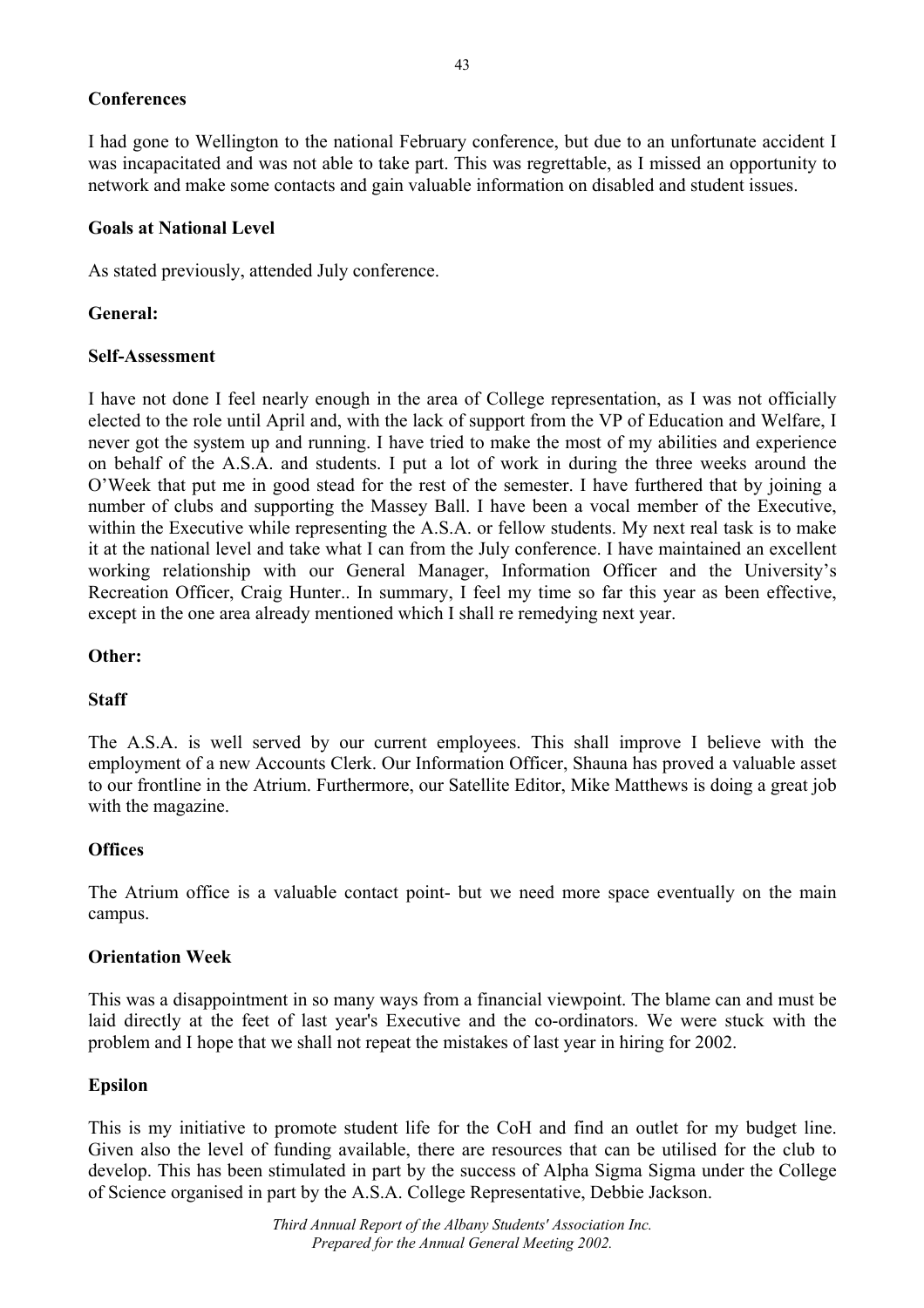**Conferences**

I had gone to Wellington to the national February conference, but due to an unfortunate accident I was incapacitated and was not able to take part. This was regrettable, as I missed an opportunity to network and make some contacts and gain valuable information on disabled and student issues.

**Goals at National Level**

As stated previously, attended July conference.

**General:**

**Self-Assessment**

I have not done I feel nearly enough in the area of College representation, as I was not officially elected to the role until April and, with the lack of support from the VP of Education and Welfare, I never got the system up and running. I have tried to make the most of my abilities and experience on behalf of the A.S.A. and students. I put a lot of work in during the three weeks around the O'Week that put me in good stead for the rest of the semester. I have furthered that by joining a number of clubs and supporting the Massey Ball. I have been a vocal member of the Executive, within the Executive while representing the A.S.A. or fellow students. My next real task is to make it at the national level and take what I can from the July conference. I have maintained an excellent working relationship with our General Manager, Information Officer and the University's Recreation Officer, Craig Hunter.. In summary, I feel my time so far this year as been effective, except in the one area already mentioned which I shall re remedying next year.

**Other:**

**Staff**

The A.S.A. is well served by our current employees. This shall improve I believe with the employment of a new Accounts Clerk. Our Information Officer, Shauna has proved a valuable asset to our frontline in the Atrium. Furthermore, our Satellite Editor, Mike Matthews is doing a great job with the magazine.

**Offices**

The Atrium office is a valuable contact point- but we need more space eventually on the main campus.

**Orientation Week**

This was a disappointment in so many ways from a financial viewpoint. The blame can and must be laid directly at the feet of last year's Executive and the co-ordinators. We were stuck with the problem and I hope that we shall not repeat the mistakes of last year in hiring for 2002.

**Epsilon**

This is my initiative to promote student life for the CoH and find an outlet for my budget line. Given also the level of funding available, there are resources that can be utilised for the club to develop. This has been stimulated in part by the success of Alpha Sigma Sigma under the College of Science organised in part by the A.S.A. College Representative, Debbie Jackson.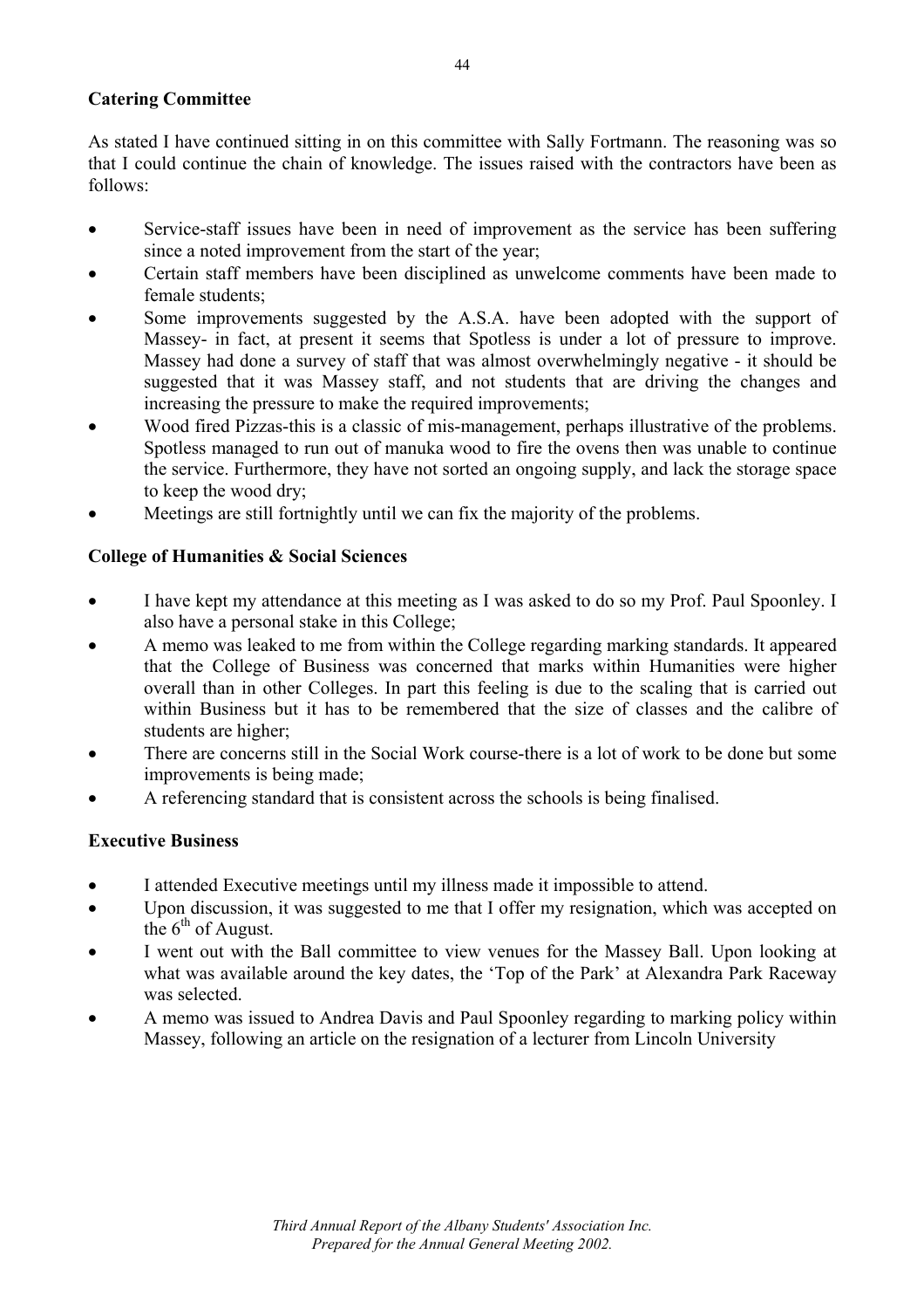**Catering Committee**

As stated I have continued sitting in on this committee with Sally Fortmann. The reasoning was so that I could continue the chain of knowledge. The issues raised with the contractors have been as follows:

- Service-staff issues have been in need of improvement as the service has been suffering since a noted improvement from the start of the year;
- Certain staff members have been disciplined as unwelcome comments have been made to female students;
- Some improvements suggested by the A.S.A. have been adopted with the support of Massey- in fact, at present it seems that Spotless is under a lot of pressure to improve. Massey had done a survey of staff that was almost overwhelmingly negative - it should be suggested that it was Massey staff, and not students that are driving the changes and increasing the pressure to make the required improvements;
- Wood fired Pizzas-this is a classic of mis-management, perhaps illustrative of the problems. Spotless managed to run out of manuka wood to fire the ovens then was unable to continue the service. Furthermore, they have not sorted an ongoing supply, and lack the storage space to keep the wood dry;
- Meetings are still fortnightly until we can fix the majority of the problems.

**College of Humanities & Social Sciences**

- I have kept my attendance at this meeting as I was asked to do so my Prof. Paul Spoonley. I also have a personal stake in this College;
- A memo was leaked to me from within the College regarding marking standards. It appeared that the College of Business was concerned that marks within Humanities were higher overall than in other Colleges. In part this feeling is due to the scaling that is carried out within Business but it has to be remembered that the size of classes and the calibre of students are higher;
- There are concerns still in the Social Work course-there is a lot of work to be done but some improvements is being made;
- A referencing standard that is consistent across the schools is being finalised.

**Executive Business**

- I attended Executive meetings until my illness made it impossible to attend.
- Upon discussion, it was suggested to me that I offer my resignation, which was accepted on the 6th of August.
- I went out with the Ball committee to view venues for the Massey Ball. Upon looking at what was available around the key dates, the 'Top of the Park' at Alexandra Park Raceway was selected.
- A memo was issued to Andrea Davis and Paul Spoonley regarding to marking policy within Massey, following an article on the resignation of a lecturer from Lincoln University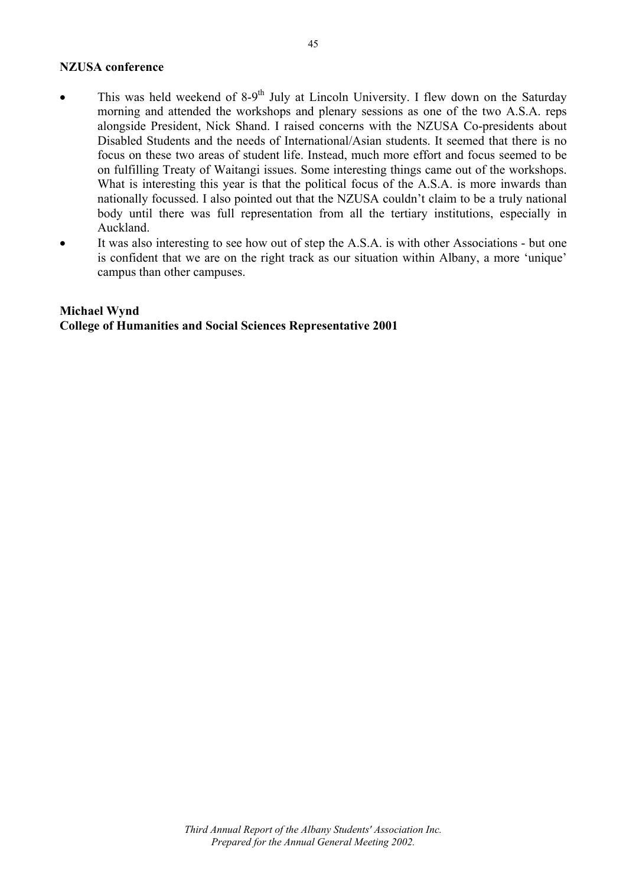**NZUSA conference**

- This was held weekend of 8-9th July at Lincoln University. I flew down on the Saturday morning and attended the workshops and plenary sessions as one of the two A.S.A. reps alongside President, Nick Shand. I raised concerns with the NZUSA Co-presidents about Disabled Students and the needs of International/Asian students. It seemed that there is no focus on these two areas of student life. Instead, much more effort and focus seemed to be on fulfilling Treaty of Waitangi issues. Some interesting things came out of the workshops. What is interesting this year is that the political focus of the A.S.A. is more inwards than nationally focussed. I also pointed out that the NZUSA couldn't claim to be a truly national body until there was full representation from all the tertiary institutions, especially in Auckland.
- It was also interesting to see how out of step the A.S.A. is with other Associations - but one is confident that we are on the right track as our situation within Albany, a more 'unique' campus than other campuses.

**Michael Wynd**
**College of Humanities and Social Sciences Representative 2001**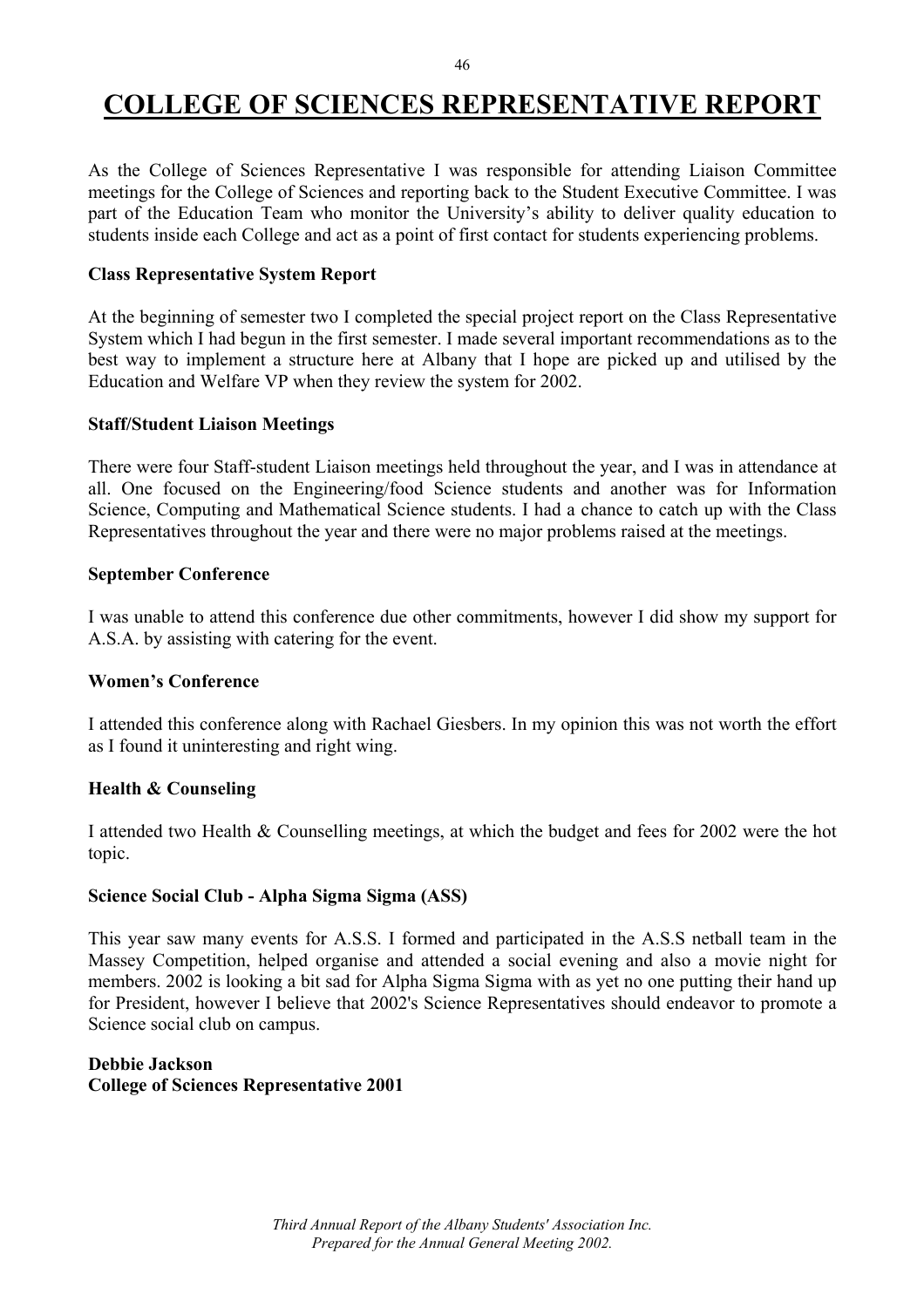# COLLEGE OF SCIENCES REPRESENTATIVE REPORT

As the College of Sciences Representative I was responsible for attending Liaison Committee meetings for the College of Sciences and reporting back to the Student Executive Committee. I was part of the Education Team who monitor the University's ability to deliver quality education to students inside each College and act as a point of first contact for students experiencing problems.

**Class Representative System Report**

At the beginning of semester two I completed the special project report on the Class Representative System which I had begun in the first semester. I made several important recommendations as to the best way to implement a structure here at Albany that I hope are picked up and utilised by the Education and Welfare VP when they review the system for 2002.

**Staff/Student Liaison Meetings**

There were four Staff-student Liaison meetings held throughout the year, and I was in attendance at all. One focused on the Engineering/food Science students and another was for Information Science, Computing and Mathematical Science students. I had a chance to catch up with the Class Representatives throughout the year and there were no major problems raised at the meetings.

**September Conference**

I was unable to attend this conference due other commitments, however I did show my support for A.S.A. by assisting with catering for the event.

**Women's Conference**

I attended this conference along with Rachael Giesbers. In my opinion this was not worth the effort as I found it uninteresting and right wing.

**Health & Counseling**

I attended two Health & Counselling meetings, at which the budget and fees for 2002 were the hot topic.

**Science Social Club - Alpha Sigma Sigma (ASS)**

This year saw many events for A.S.S. I formed and participated in the A.S.S netball team in the Massey Competition, helped organise and attended a social evening and also a movie night for members. 2002 is looking a bit sad for Alpha Sigma Sigma with as yet no one putting their hand up for President, however I believe that 2002's Science Representatives should endeavor to promote a Science social club on campus.

**Debbie Jackson**
**College of Sciences Representative 2001**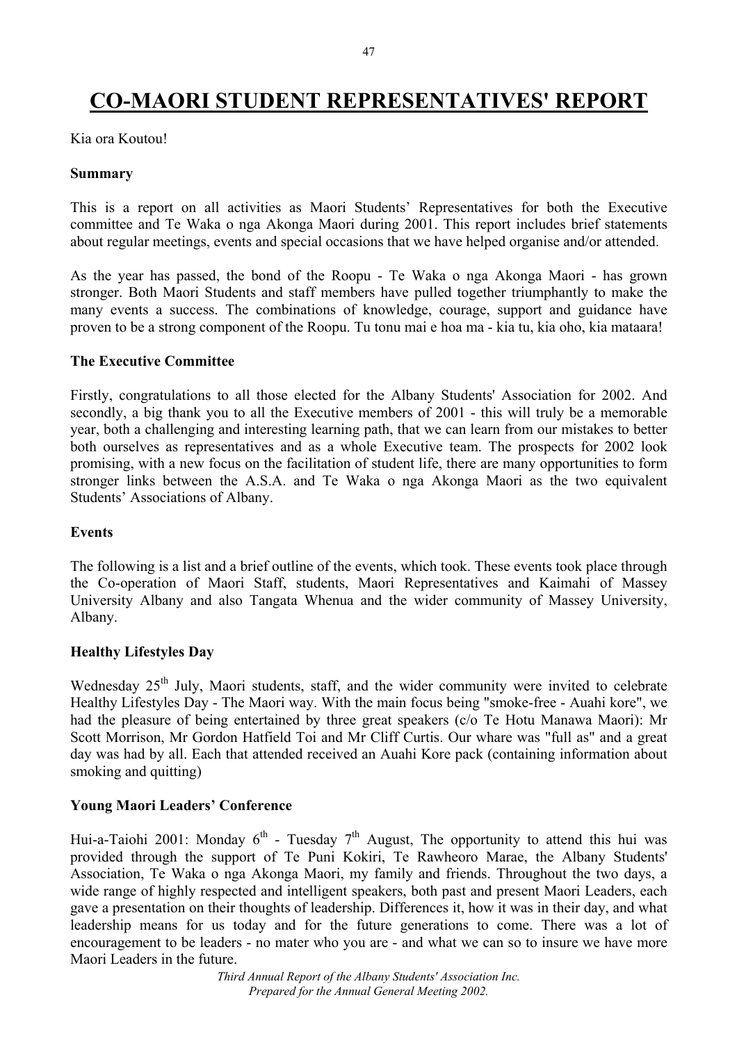# CO-MAORI STUDENT REPRESENTATIVES' REPORT

Kia ora Koutou!

**Summary**

This is a report on all activities as Maori Students' Representatives for both the Executive committee and Te Waka o nga Akonga Maori during 2001. This report includes brief statements about regular meetings, events and special occasions that we have helped organise and/or attended.

As the year has passed, the bond of the Roopu - Te Waka o nga Akonga Maori - has grown stronger. Both Maori Students and staff members have pulled together triumphantly to make the many events a success. The combinations of knowledge, courage, support and guidance have proven to be a strong component of the Roopu. Tu tonu mai e hoa ma - kia tu, kia oho, kia mataara!

**The Executive Committee**

Firstly, congratulations to all those elected for the Albany Students' Association for 2002. And secondly, a big thank you to all the Executive members of 2001 - this will truly be a memorable year, both a challenging and interesting learning path, that we can learn from our mistakes to better both ourselves as representatives and as a whole Executive team. The prospects for 2002 look promising, with a new focus on the facilitation of student life, there are many opportunities to form stronger links between the A.S.A. and Te Waka o nga Akonga Maori as the two equivalent Students' Associations of Albany.

**Events**

The following is a list and a brief outline of the events, which took. These events took place through the Co-operation of Maori Staff, students, Maori Representatives and Kaimahi of Massey University Albany and also Tangata Whenua and the wider community of Massey University, Albany.

**Healthy Lifestyles Day**

Wednesday 25th July, Maori students, staff, and the wider community were invited to celebrate Healthy Lifestyles Day - The Maori way. With the main focus being "smoke-free - Auahi kore", we had the pleasure of being entertained by three great speakers (c/o Te Hotu Manawa Maori): Mr Scott Morrison, Mr Gordon Hatfield Toi and Mr Cliff Curtis. Our whare was "full as" and a great day was had by all. Each that attended received an Auahi Kore pack (containing information about smoking and quitting)

**Young Maori Leaders' Conference**

Hui-a-Taiohi 2001: Monday 6th - Tuesday 7th August, The opportunity to attend this hui was provided through the support of Te Puni Kokiri, Te Rawheoro Marae, the Albany Students' Association, Te Waka o nga Akonga Maori, my family and friends. Throughout the two days, a wide range of highly respected and intelligent speakers, both past and present Maori Leaders, each gave a presentation on their thoughts of leadership. Differences it, how it was in their day, and what leadership means for us today and for the future generations to come. There was a lot of encouragement to be leaders - no mater who you are - and what we can so to insure we have more Maori Leaders in the future.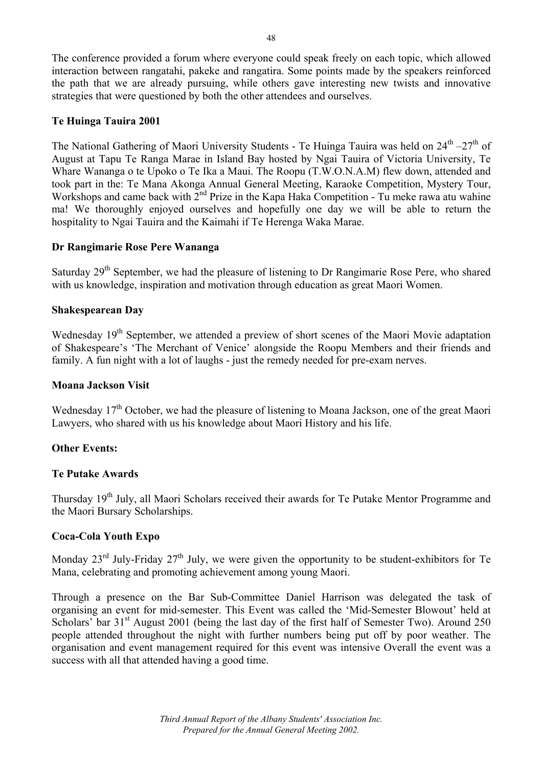The conference provided a forum where everyone could speak freely on each topic, which allowed interaction between rangatahi, pakeke and rangatira. Some points made by the speakers reinforced the path that we are already pursuing, while others gave interesting new twists and innovative strategies that were questioned by both the other attendees and ourselves.

**Te Huinga Tauira 2001**

The National Gathering of Maori University Students - Te Huinga Tauira was held on 24th –27th of August at Tapu Te Ranga Marae in Island Bay hosted by Ngai Tauira of Victoria University, Te Whare Wananga o te Upoko o Te Ika a Maui. The Roopu (T.W.O.N.A.M) flew down, attended and took part in the: Te Mana Akonga Annual General Meeting, Karaoke Competition, Mystery Tour, Workshops and came back with 2nd Prize in the Kapa Haka Competition - Tu meke rawa atu wahine ma! We thoroughly enjoyed ourselves and hopefully one day we will be able to return the hospitality to Ngai Tauira and the Kaimahi if Te Herenga Waka Marae.

**Dr Rangimarie Rose Pere Wananga**

Saturday 29th September, we had the pleasure of listening to Dr Rangimarie Rose Pere, who shared with us knowledge, inspiration and motivation through education as great Maori Women.

**Shakespearean Day**

Wednesday 19th September, we attended a preview of short scenes of the Maori Movie adaptation of Shakespeare's 'The Merchant of Venice' alongside the Roopu Members and their friends and family. A fun night with a lot of laughs - just the remedy needed for pre-exam nerves.

**Moana Jackson Visit**

Wednesday 17th October, we had the pleasure of listening to Moana Jackson, one of the great Maori Lawyers, who shared with us his knowledge about Maori History and his life.

**Other Events:**

**Te Putake Awards**

Thursday 19th July, all Maori Scholars received their awards for Te Putake Mentor Programme and the Maori Bursary Scholarships.

**Coca-Cola Youth Expo**

Monday 23rd July-Friday 27th July, we were given the opportunity to be student-exhibitors for Te Mana, celebrating and promoting achievement among young Maori.

Through a presence on the Bar Sub-Committee Daniel Harrison was delegated the task of organising an event for mid-semester. This Event was called the 'Mid-Semester Blowout' held at Scholars' bar 31st August 2001 (being the last day of the first half of Semester Two). Around 250 people attended throughout the night with further numbers being put off by poor weather. The organisation and event management required for this event was intensive Overall the event was a success with all that attended having a good time.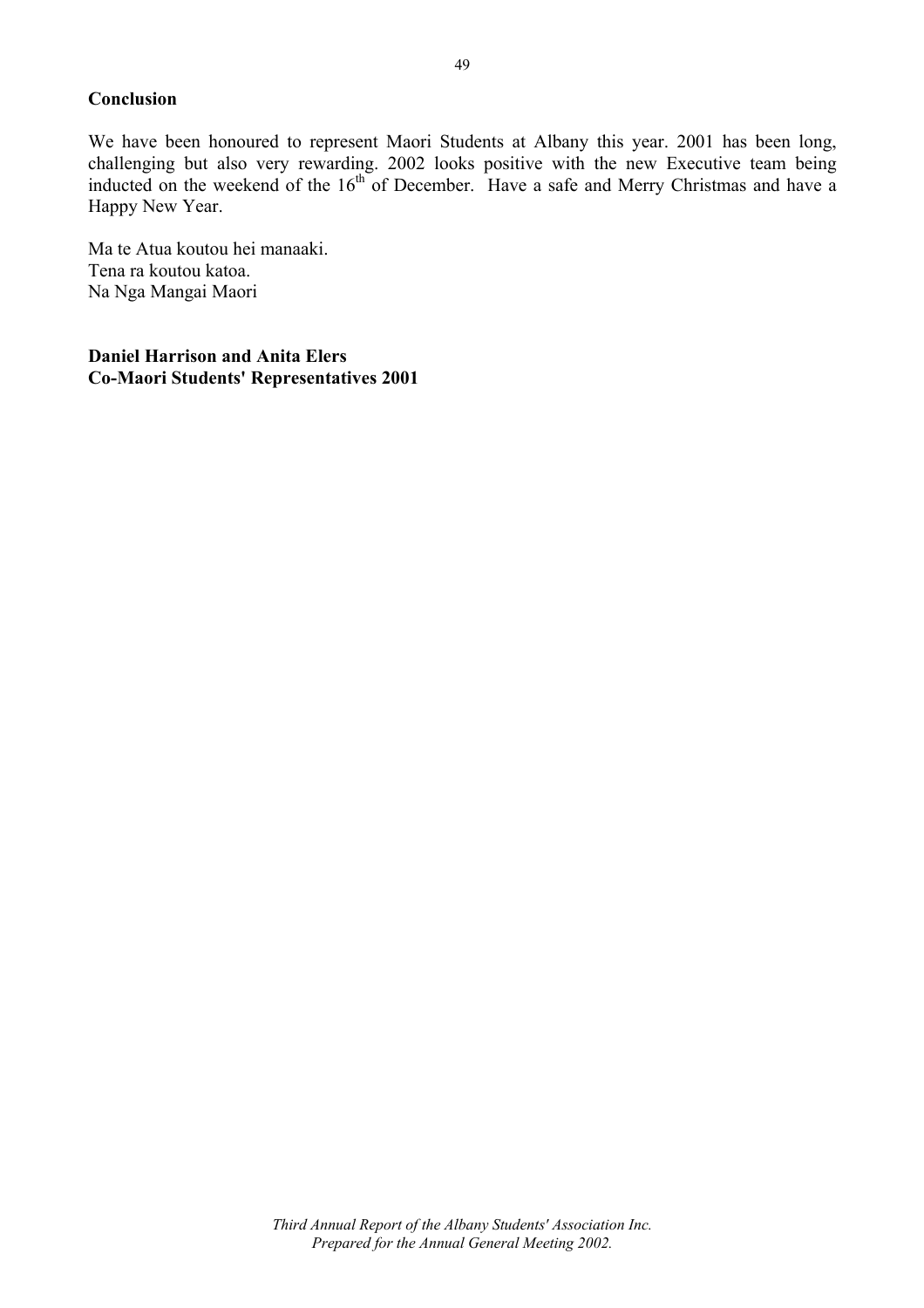## Conclusion

We have been honoured to represent Maori Students at Albany this year. 2001 has been long, challenging but also very rewarding. 2002 looks positive with the new Executive team being inducted on the weekend of the 16th of December. Have a safe and Merry Christmas and have a Happy New Year.

Ma te Atua koutou hei manaaki.
Tena ra koutou katoa.
Na Nga Mangai Maori

**Daniel Harrison and Anita Elers**
**Co-Maori Students' Representatives 2001**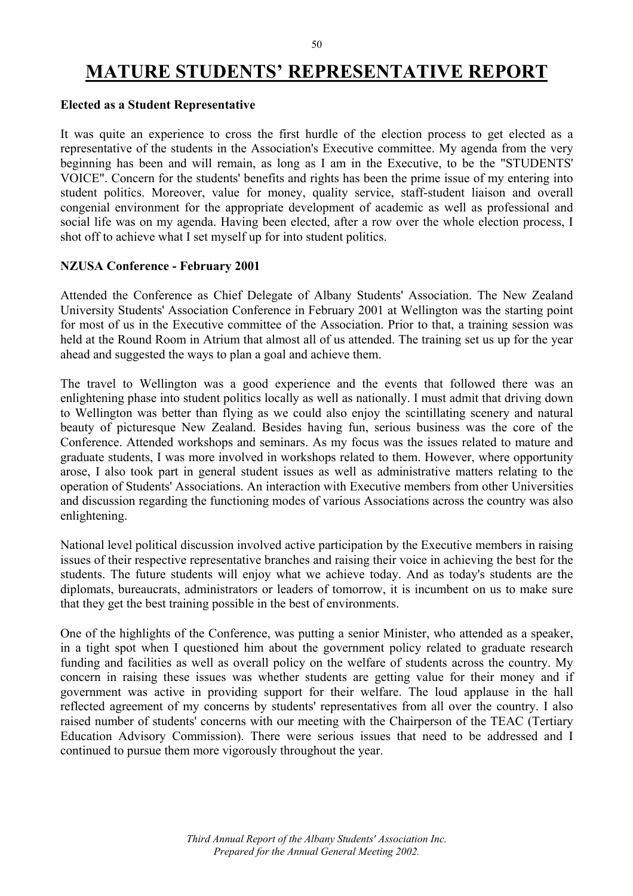# MATURE STUDENTS' REPRESENTATIVE REPORT

**Elected as a Student Representative**

It was quite an experience to cross the first hurdle of the election process to get elected as a representative of the students in the Association's Executive committee. My agenda from the very beginning has been and will remain, as long as I am in the Executive, to be the "STUDENTS' VOICE". Concern for the students' benefits and rights has been the prime issue of my entering into student politics. Moreover, value for money, quality service, staff-student liaison and overall congenial environment for the appropriate development of academic as well as professional and social life was on my agenda. Having been elected, after a row over the whole election process, I shot off to achieve what I set myself up for into student politics.

**NZUSA Conference - February 2001**

Attended the Conference as Chief Delegate of Albany Students' Association. The New Zealand University Students' Association Conference in February 2001 at Wellington was the starting point for most of us in the Executive committee of the Association. Prior to that, a training session was held at the Round Room in Atrium that almost all of us attended. The training set us up for the year ahead and suggested the ways to plan a goal and achieve them.

The travel to Wellington was a good experience and the events that followed there was an enlightening phase into student politics locally as well as nationally. I must admit that driving down to Wellington was better than flying as we could also enjoy the scintillating scenery and natural beauty of picturesque New Zealand. Besides having fun, serious business was the core of the Conference. Attended workshops and seminars. As my focus was the issues related to mature and graduate students, I was more involved in workshops related to them. However, where opportunity arose, I also took part in general student issues as well as administrative matters relating to the operation of Students' Associations. An interaction with Executive members from other Universities and discussion regarding the functioning modes of various Associations across the country was also enlightening.

National level political discussion involved active participation by the Executive members in raising issues of their respective representative branches and raising their voice in achieving the best for the students. The future students will enjoy what we achieve today. And as today's students are the diplomats, bureaucrats, administrators or leaders of tomorrow, it is incumbent on us to make sure that they get the best training possible in the best of environments.

One of the highlights of the Conference, was putting a senior Minister, who attended as a speaker, in a tight spot when I questioned him about the government policy related to graduate research funding and facilities as well as overall policy on the welfare of students across the country. My concern in raising these issues was whether students are getting value for their money and if government was active in providing support for their welfare. The loud applause in the hall reflected agreement of my concerns by students' representatives from all over the country. I also raised number of students' concerns with our meeting with the Chairperson of the TEAC (Tertiary Education Advisory Commission). There were serious issues that need to be addressed and I continued to pursue them more vigorously throughout the year.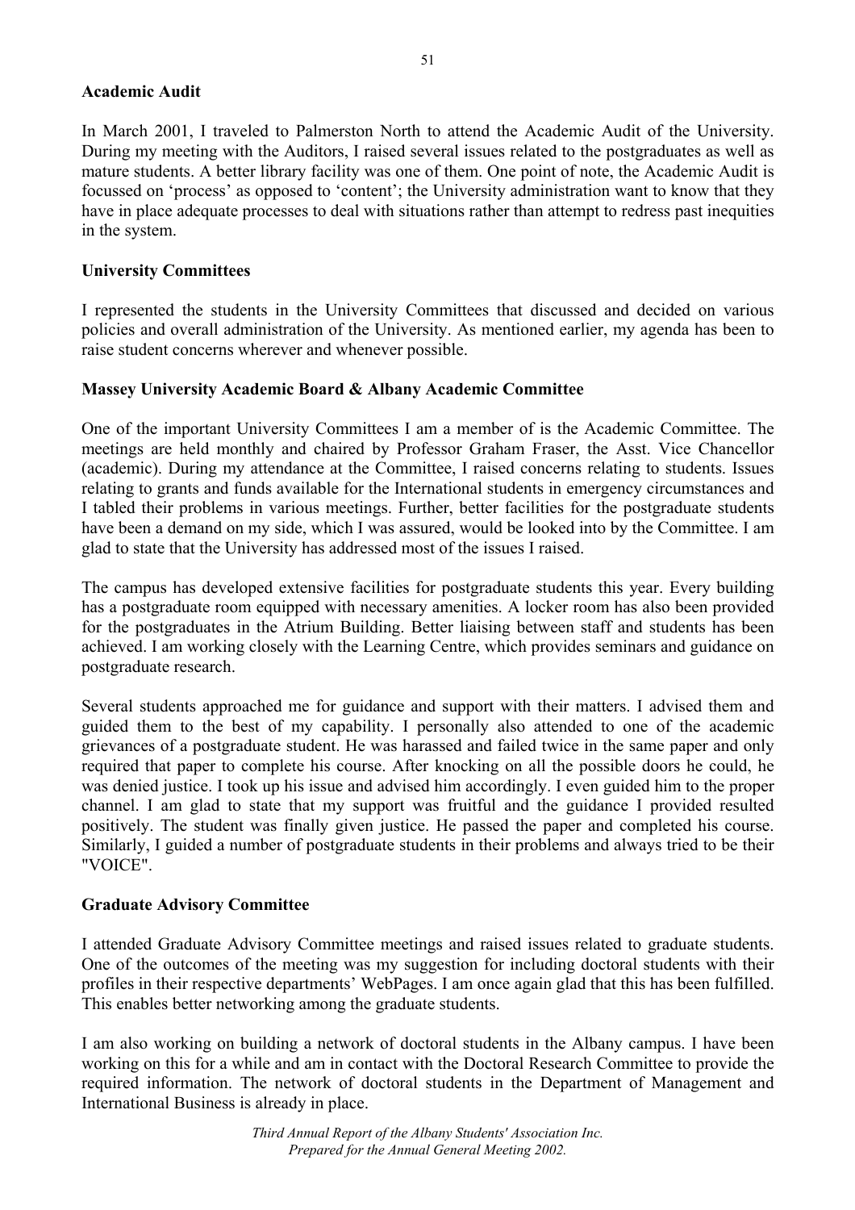**Academic Audit**

In March 2001, I traveled to Palmerston North to attend the Academic Audit of the University. During my meeting with the Auditors, I raised several issues related to the postgraduates as well as mature students. A better library facility was one of them. One point of note, the Academic Audit is focussed on 'process' as opposed to 'content'; the University administration want to know that they have in place adequate processes to deal with situations rather than attempt to redress past inequities in the system.

**University Committees**

I represented the students in the University Committees that discussed and decided on various policies and overall administration of the University. As mentioned earlier, my agenda has been to raise student concerns wherever and whenever possible.

**Massey University Academic Board & Albany Academic Committee**

One of the important University Committees I am a member of is the Academic Committee. The meetings are held monthly and chaired by Professor Graham Fraser, the Asst. Vice Chancellor (academic). During my attendance at the Committee, I raised concerns relating to students. Issues relating to grants and funds available for the International students in emergency circumstances and I tabled their problems in various meetings. Further, better facilities for the postgraduate students have been a demand on my side, which I was assured, would be looked into by the Committee. I am glad to state that the University has addressed most of the issues I raised.

The campus has developed extensive facilities for postgraduate students this year. Every building has a postgraduate room equipped with necessary amenities. A locker room has also been provided for the postgraduates in the Atrium Building. Better liaising between staff and students has been achieved. I am working closely with the Learning Centre, which provides seminars and guidance on postgraduate research.

Several students approached me for guidance and support with their matters. I advised them and guided them to the best of my capability. I personally also attended to one of the academic grievances of a postgraduate student. He was harassed and failed twice in the same paper and only required that paper to complete his course. After knocking on all the possible doors he could, he was denied justice. I took up his issue and advised him accordingly. I even guided him to the proper channel. I am glad to state that my support was fruitful and the guidance I provided resulted positively. The student was finally given justice. He passed the paper and completed his course. Similarly, I guided a number of postgraduate students in their problems and always tried to be their "VOICE".

**Graduate Advisory Committee**

I attended Graduate Advisory Committee meetings and raised issues related to graduate students. One of the outcomes of the meeting was my suggestion for including doctoral students with their profiles in their respective departments' WebPages. I am once again glad that this has been fulfilled. This enables better networking among the graduate students.

I am also working on building a network of doctoral students in the Albany campus. I have been working on this for a while and am in contact with the Doctoral Research Committee to provide the required information. The network of doctoral students in the Department of Management and International Business is already in place.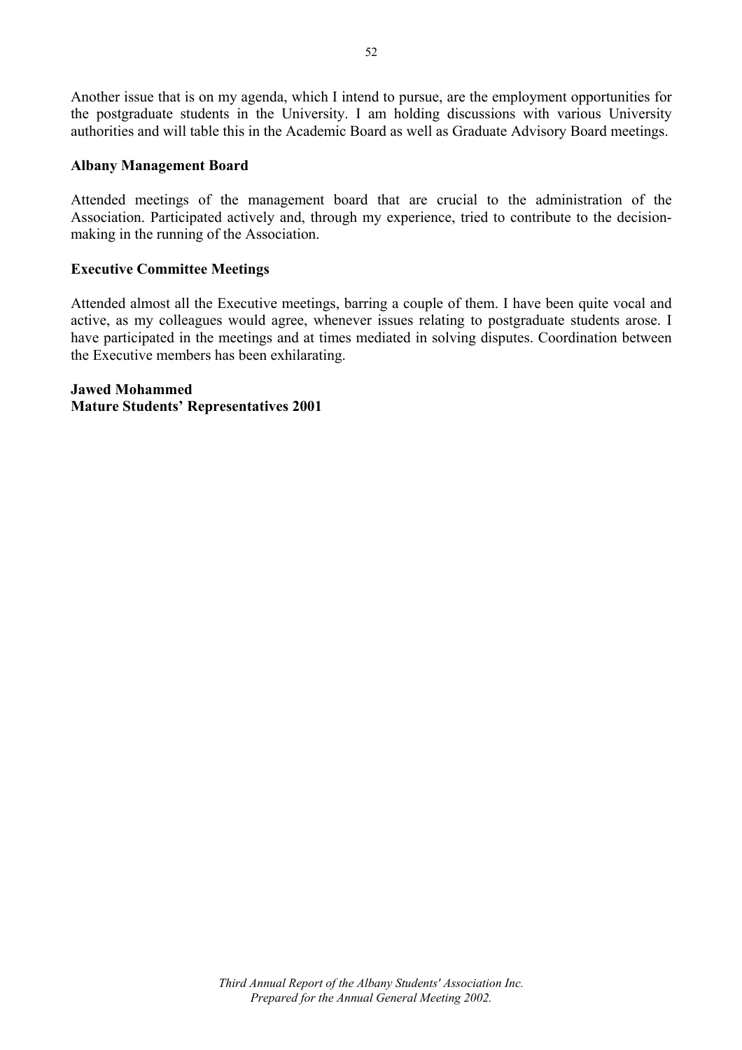Another issue that is on my agenda, which I intend to pursue, are the employment opportunities for the postgraduate students in the University. I am holding discussions with various University authorities and will table this in the Academic Board as well as Graduate Advisory Board meetings.

**Albany Management Board**

Attended meetings of the management board that are crucial to the administration of the Association. Participated actively and, through my experience, tried to contribute to the decision-making in the running of the Association.

**Executive Committee Meetings**

Attended almost all the Executive meetings, barring a couple of them. I have been quite vocal and active, as my colleagues would agree, whenever issues relating to postgraduate students arose. I have participated in the meetings and at times mediated in solving disputes. Coordination between the Executive members has been exhilarating.

**Jawed Mohammed**
**Mature Students' Representatives 2001**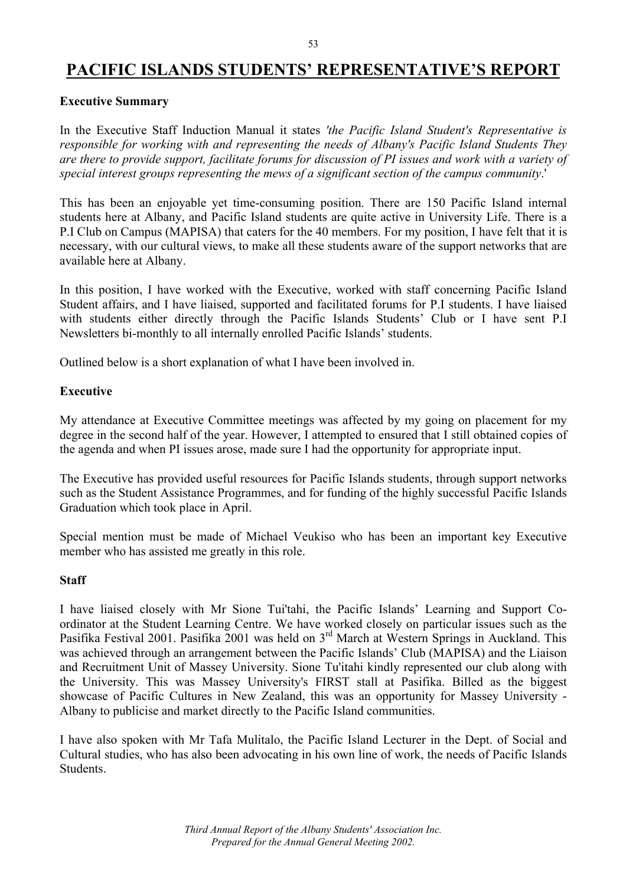# PACIFIC ISLANDS STUDENTS' REPRESENTATIVE'S REPORT

**Executive Summary**

In the Executive Staff Induction Manual it states *'the Pacific Island Student's Representative is responsible for working with and representing the needs of Albany's Pacific Island Students They are there to provide support, facilitate forums for discussion of PI issues and work with a variety of special interest groups representing the mews of a significant section of the campus community*.'

This has been an enjoyable yet time-consuming position. There are 150 Pacific Island internal students here at Albany, and Pacific Island students are quite active in University Life. There is a P.I Club on Campus (MAPISA) that caters for the 40 members. For my position, I have felt that it is necessary, with our cultural views, to make all these students aware of the support networks that are available here at Albany.

In this position, I have worked with the Executive, worked with staff concerning Pacific Island Student affairs, and I have liaised, supported and facilitated forums for P.I students. I have liaised with students either directly through the Pacific Islands Students' Club or I have sent P.I Newsletters bi-monthly to all internally enrolled Pacific Islands' students.

Outlined below is a short explanation of what I have been involved in.

**Executive**

My attendance at Executive Committee meetings was affected by my going on placement for my degree in the second half of the year. However, I attempted to ensured that I still obtained copies of the agenda and when PI issues arose, made sure I had the opportunity for appropriate input.

The Executive has provided useful resources for Pacific Islands students, through support networks such as the Student Assistance Programmes, and for funding of the highly successful Pacific Islands Graduation which took place in April.

Special mention must be made of Michael Veukiso who has been an important key Executive member who has assisted me greatly in this role.

**Staff**

I have liaised closely with Mr Sione Tui'tahi, the Pacific Islands' Learning and Support Co-ordinator at the Student Learning Centre. We have worked closely on particular issues such as the Pasifika Festival 2001. Pasifika 2001 was held on 3rd March at Western Springs in Auckland. This was achieved through an arrangement between the Pacific Islands' Club (MAPISA) and the Liaison and Recruitment Unit of Massey University. Sione Tu'itahi kindly represented our club along with the University. This was Massey University's FIRST stall at Pasifika. Billed as the biggest showcase of Pacific Cultures in New Zealand, this was an opportunity for Massey University - Albany to publicise and market directly to the Pacific Island communities.

I have also spoken with Mr Tafa Mulitalo, the Pacific Island Lecturer in the Dept. of Social and Cultural studies, who has also been advocating in his own line of work, the needs of Pacific Islands Students.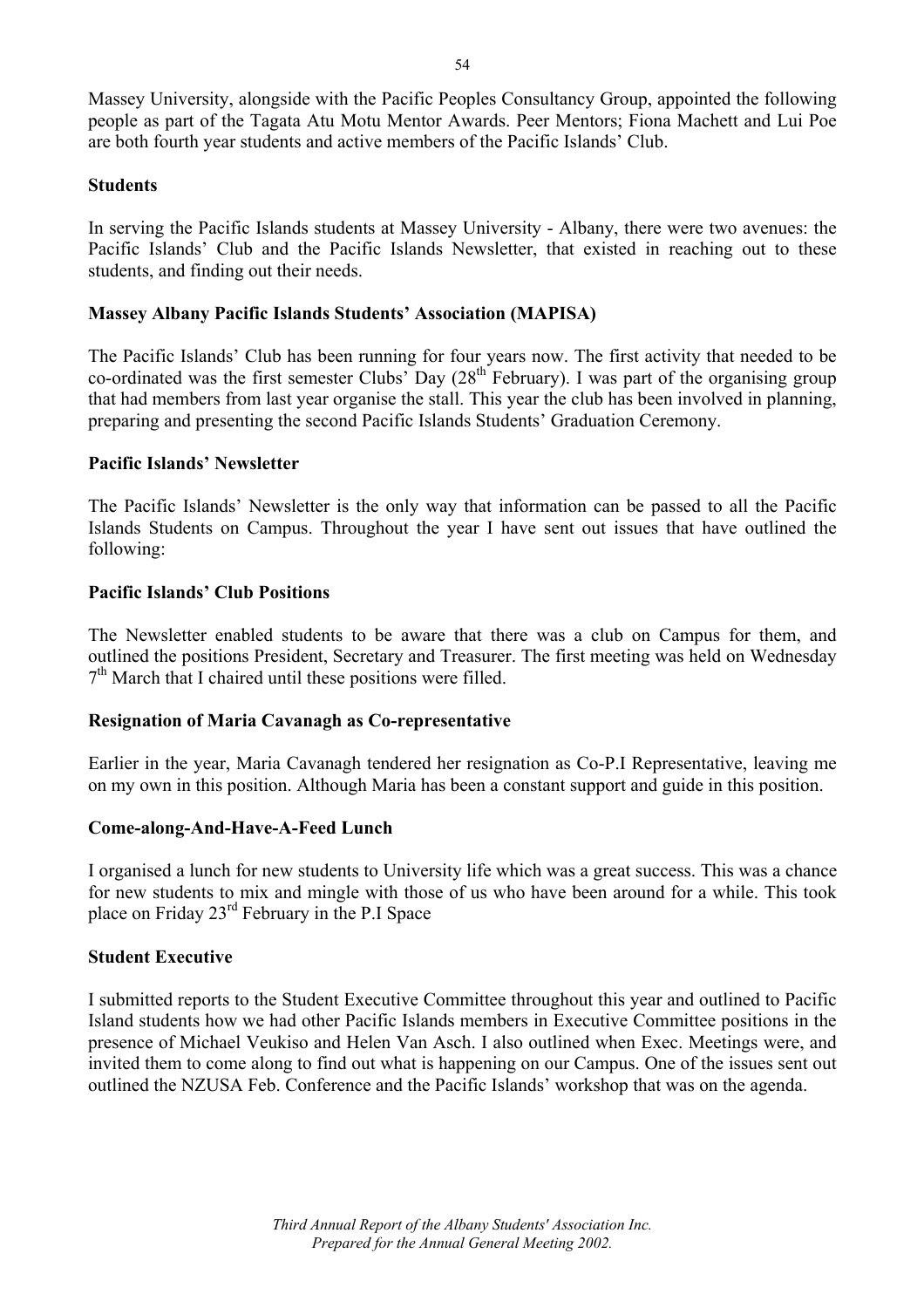Massey University, alongside with the Pacific Peoples Consultancy Group, appointed the following people as part of the Tagata Atu Motu Mentor Awards. Peer Mentors; Fiona Machett and Lui Poe are both fourth year students and active members of the Pacific Islands' Club.

**Students**

In serving the Pacific Islands students at Massey University - Albany, there were two avenues: the Pacific Islands' Club and the Pacific Islands Newsletter, that existed in reaching out to these students, and finding out their needs.

**Massey Albany Pacific Islands Students' Association (MAPISA)**

The Pacific Islands' Club has been running for four years now. The first activity that needed to be co-ordinated was the first semester Clubs' Day (28th February). I was part of the organising group that had members from last year organise the stall. This year the club has been involved in planning, preparing and presenting the second Pacific Islands Students' Graduation Ceremony.

**Pacific Islands' Newsletter**

The Pacific Islands' Newsletter is the only way that information can be passed to all the Pacific Islands Students on Campus. Throughout the year I have sent out issues that have outlined the following:

**Pacific Islands' Club Positions**

The Newsletter enabled students to be aware that there was a club on Campus for them, and outlined the positions President, Secretary and Treasurer. The first meeting was held on Wednesday 7th March that I chaired until these positions were filled.

**Resignation of Maria Cavanagh as Co-representative**

Earlier in the year, Maria Cavanagh tendered her resignation as Co-P.I Representative, leaving me on my own in this position. Although Maria has been a constant support and guide in this position.

**Come-along-And-Have-A-Feed Lunch**

I organised a lunch for new students to University life which was a great success. This was a chance for new students to mix and mingle with those of us who have been around for a while. This took place on Friday 23rd February in the P.I Space

**Student Executive**

I submitted reports to the Student Executive Committee throughout this year and outlined to Pacific Island students how we had other Pacific Islands members in Executive Committee positions in the presence of Michael Veukiso and Helen Van Asch. I also outlined when Exec. Meetings were, and invited them to come along to find out what is happening on our Campus. One of the issues sent out outlined the NZUSA Feb. Conference and the Pacific Islands' workshop that was on the agenda.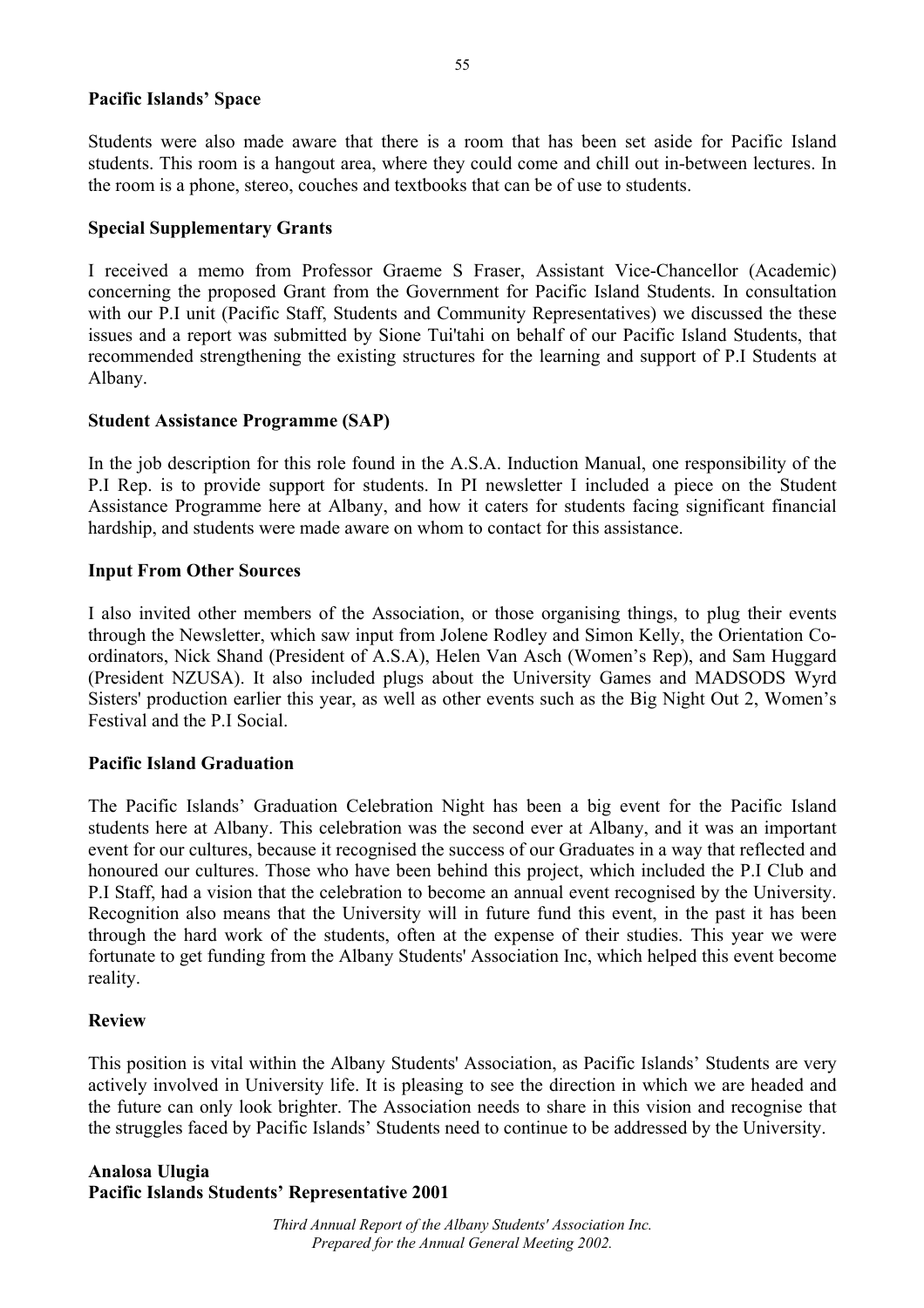**Pacific Islands' Space**

Students were also made aware that there is a room that has been set aside for Pacific Island students. This room is a hangout area, where they could come and chill out in-between lectures. In the room is a phone, stereo, couches and textbooks that can be of use to students.

**Special Supplementary Grants**

I received a memo from Professor Graeme S Fraser, Assistant Vice-Chancellor (Academic) concerning the proposed Grant from the Government for Pacific Island Students. In consultation with our P.I unit (Pacific Staff, Students and Community Representatives) we discussed the these issues and a report was submitted by Sione Tui'tahi on behalf of our Pacific Island Students, that recommended strengthening the existing structures for the learning and support of P.I Students at Albany.

**Student Assistance Programme (SAP)**

In the job description for this role found in the A.S.A. Induction Manual, one responsibility of the P.I Rep. is to provide support for students. In PI newsletter I included a piece on the Student Assistance Programme here at Albany, and how it caters for students facing significant financial hardship, and students were made aware on whom to contact for this assistance.

**Input From Other Sources**

I also invited other members of the Association, or those organising things, to plug their events through the Newsletter, which saw input from Jolene Rodley and Simon Kelly, the Orientation Co-ordinators, Nick Shand (President of A.S.A), Helen Van Asch (Women's Rep), and Sam Huggard (President NZUSA). It also included plugs about the University Games and MADSODS Wyrd Sisters' production earlier this year, as well as other events such as the Big Night Out 2, Women's Festival and the P.I Social.

**Pacific Island Graduation**

The Pacific Islands' Graduation Celebration Night has been a big event for the Pacific Island students here at Albany. This celebration was the second ever at Albany, and it was an important event for our cultures, because it recognised the success of our Graduates in a way that reflected and honoured our cultures. Those who have been behind this project, which included the P.I Club and P.I Staff, had a vision that the celebration to become an annual event recognised by the University. Recognition also means that the University will in future fund this event, in the past it has been through the hard work of the students, often at the expense of their studies. This year we were fortunate to get funding from the Albany Students' Association Inc, which helped this event become reality.

**Review**

This position is vital within the Albany Students' Association, as Pacific Islands' Students are very actively involved in University life. It is pleasing to see the direction in which we are headed and the future can only look brighter. The Association needs to share in this vision and recognise that the struggles faced by Pacific Islands' Students need to continue to be addressed by the University.

**Analosa Ulugia**
**Pacific Islands Students' Representative 2001**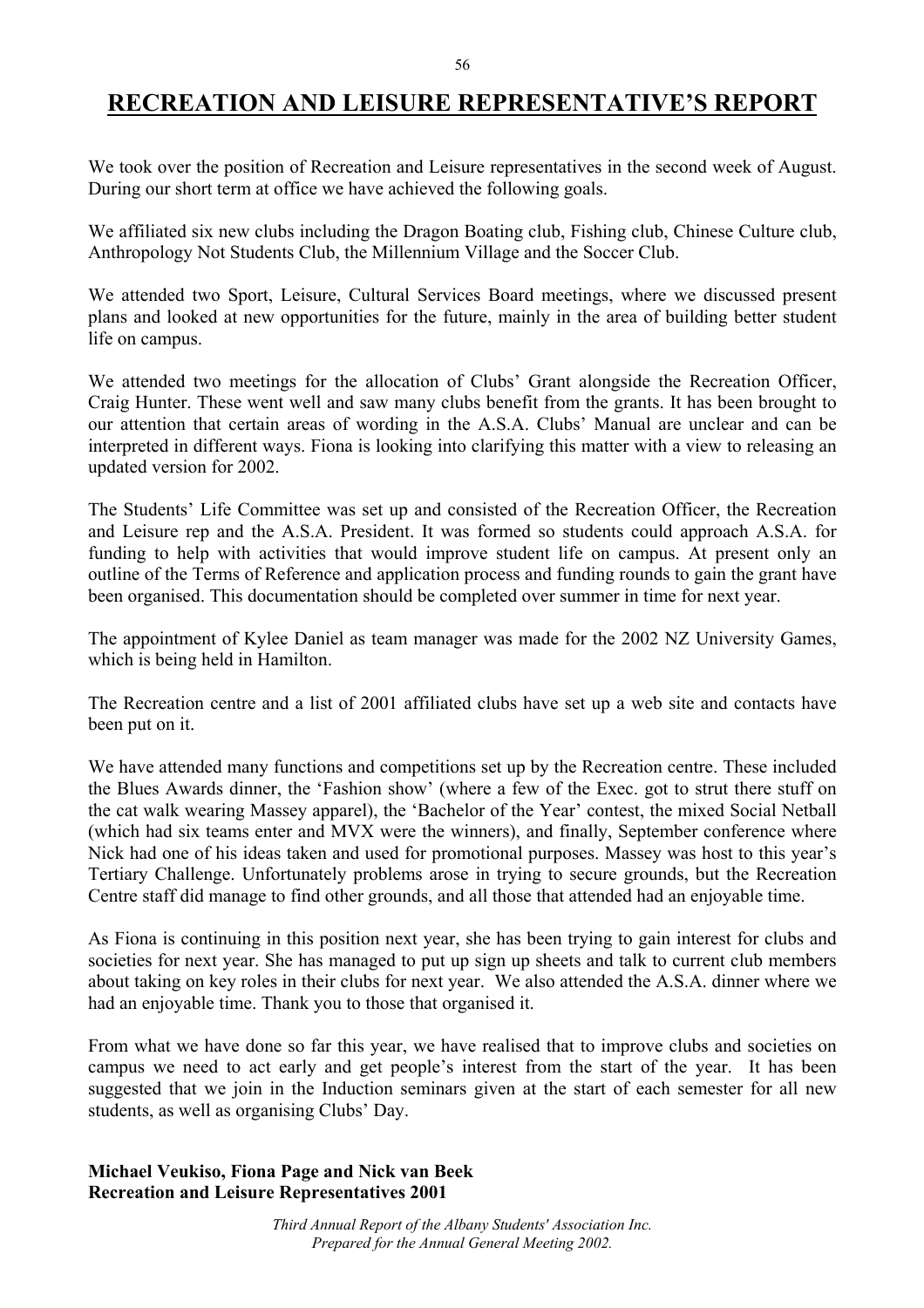# RECREATION AND LEISURE REPRESENTATIVE'S REPORT

We took over the position of Recreation and Leisure representatives in the second week of August. During our short term at office we have achieved the following goals.

We affiliated six new clubs including the Dragon Boating club, Fishing club, Chinese Culture club, Anthropology Not Students Club, the Millennium Village and the Soccer Club.

We attended two Sport, Leisure, Cultural Services Board meetings, where we discussed present plans and looked at new opportunities for the future, mainly in the area of building better student life on campus.

We attended two meetings for the allocation of Clubs' Grant alongside the Recreation Officer, Craig Hunter. These went well and saw many clubs benefit from the grants. It has been brought to our attention that certain areas of wording in the A.S.A. Clubs' Manual are unclear and can be interpreted in different ways. Fiona is looking into clarifying this matter with a view to releasing an updated version for 2002.

The Students' Life Committee was set up and consisted of the Recreation Officer, the Recreation and Leisure rep and the A.S.A. President. It was formed so students could approach A.S.A. for funding to help with activities that would improve student life on campus. At present only an outline of the Terms of Reference and application process and funding rounds to gain the grant have been organised. This documentation should be completed over summer in time for next year.

The appointment of Kylee Daniel as team manager was made for the 2002 NZ University Games, which is being held in Hamilton.

The Recreation centre and a list of 2001 affiliated clubs have set up a web site and contacts have been put on it.

We have attended many functions and competitions set up by the Recreation centre. These included the Blues Awards dinner, the 'Fashion show' (where a few of the Exec. got to strut there stuff on the cat walk wearing Massey apparel), the 'Bachelor of the Year' contest, the mixed Social Netball (which had six teams enter and MVX were the winners), and finally, September conference where Nick had one of his ideas taken and used for promotional purposes. Massey was host to this year's Tertiary Challenge. Unfortunately problems arose in trying to secure grounds, but the Recreation Centre staff did manage to find other grounds, and all those that attended had an enjoyable time.

As Fiona is continuing in this position next year, she has been trying to gain interest for clubs and societies for next year. She has managed to put up sign up sheets and talk to current club members about taking on key roles in their clubs for next year. We also attended the A.S.A. dinner where we had an enjoyable time. Thank you to those that organised it.

From what we have done so far this year, we have realised that to improve clubs and societies on campus we need to act early and get people's interest from the start of the year. It has been suggested that we join in the Induction seminars given at the start of each semester for all new students, as well as organising Clubs' Day.

**Michael Veukiso, Fiona Page and Nick van Beek**
**Recreation and Leisure Representatives 2001**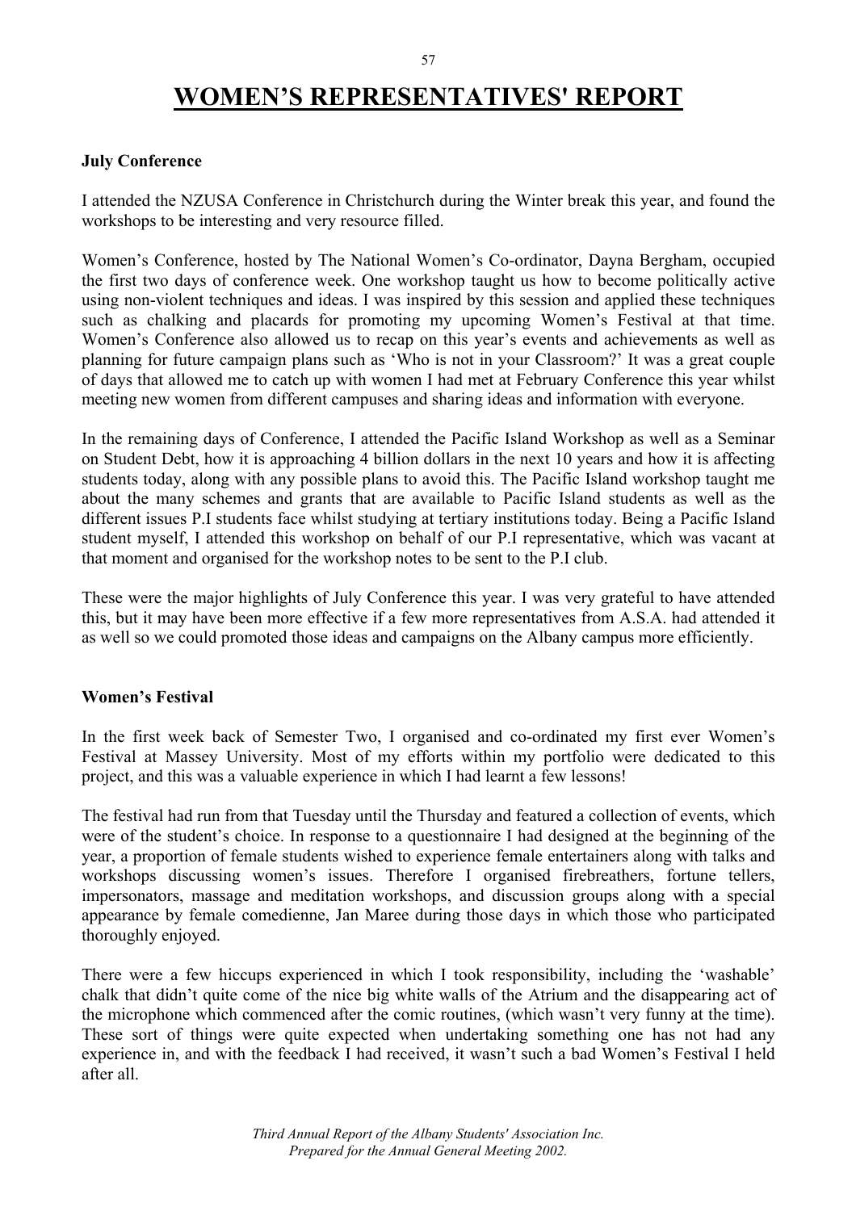# WOMEN'S REPRESENTATIVES' REPORT

**July Conference**

I attended the NZUSA Conference in Christchurch during the Winter break this year, and found the workshops to be interesting and very resource filled.

Women's Conference, hosted by The National Women's Co-ordinator, Dayna Bergham, occupied the first two days of conference week. One workshop taught us how to become politically active using non-violent techniques and ideas. I was inspired by this session and applied these techniques such as chalking and placards for promoting my upcoming Women's Festival at that time. Women's Conference also allowed us to recap on this year's events and achievements as well as planning for future campaign plans such as 'Who is not in your Classroom?' It was a great couple of days that allowed me to catch up with women I had met at February Conference this year whilst meeting new women from different campuses and sharing ideas and information with everyone.

In the remaining days of Conference, I attended the Pacific Island Workshop as well as a Seminar on Student Debt, how it is approaching 4 billion dollars in the next 10 years and how it is affecting students today, along with any possible plans to avoid this. The Pacific Island workshop taught me about the many schemes and grants that are available to Pacific Island students as well as the different issues P.I students face whilst studying at tertiary institutions today. Being a Pacific Island student myself, I attended this workshop on behalf of our P.I representative, which was vacant at that moment and organised for the workshop notes to be sent to the P.I club.

These were the major highlights of July Conference this year. I was very grateful to have attended this, but it may have been more effective if a few more representatives from A.S.A. had attended it as well so we could promoted those ideas and campaigns on the Albany campus more efficiently.

**Women's Festival**

In the first week back of Semester Two, I organised and co-ordinated my first ever Women's Festival at Massey University. Most of my efforts within my portfolio were dedicated to this project, and this was a valuable experience in which I had learnt a few lessons!

The festival had run from that Tuesday until the Thursday and featured a collection of events, which were of the student's choice. In response to a questionnaire I had designed at the beginning of the year, a proportion of female students wished to experience female entertainers along with talks and workshops discussing women's issues. Therefore I organised firebreathers, fortune tellers, impersonators, massage and meditation workshops, and discussion groups along with a special appearance by female comedienne, Jan Maree during those days in which those who participated thoroughly enjoyed.

There were a few hiccups experienced in which I took responsibility, including the 'washable' chalk that didn't quite come of the nice big white walls of the Atrium and the disappearing act of the microphone which commenced after the comic routines, (which wasn't very funny at the time). These sort of things were quite expected when undertaking something one has not had any experience in, and with the feedback I had received, it wasn't such a bad Women's Festival I held after all.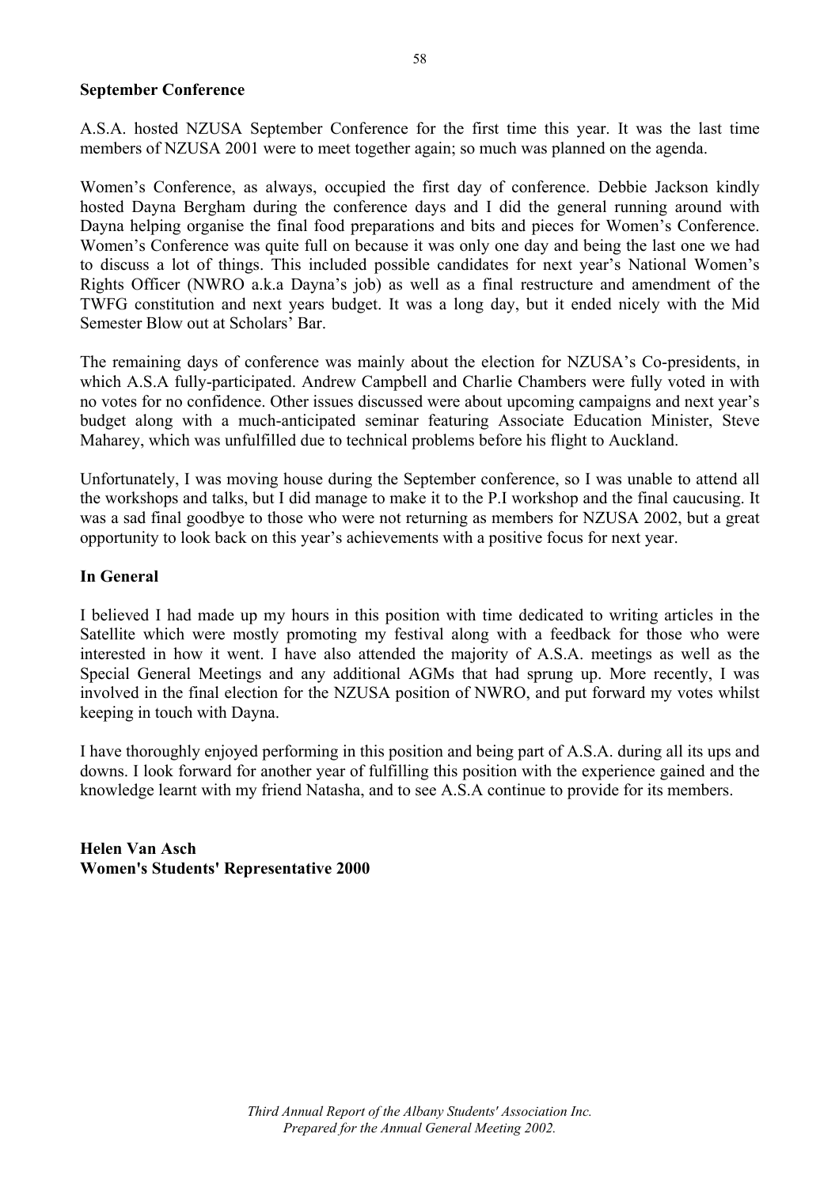**September Conference**

A.S.A. hosted NZUSA September Conference for the first time this year. It was the last time members of NZUSA 2001 were to meet together again; so much was planned on the agenda.

Women's Conference, as always, occupied the first day of conference. Debbie Jackson kindly hosted Dayna Bergham during the conference days and I did the general running around with Dayna helping organise the final food preparations and bits and pieces for Women's Conference. Women's Conference was quite full on because it was only one day and being the last one we had to discuss a lot of things. This included possible candidates for next year's National Women's Rights Officer (NWRO a.k.a Dayna's job) as well as a final restructure and amendment of the TWFG constitution and next years budget. It was a long day, but it ended nicely with the Mid Semester Blow out at Scholars' Bar.

The remaining days of conference was mainly about the election for NZUSA's Co-presidents, in which A.S.A fully-participated. Andrew Campbell and Charlie Chambers were fully voted in with no votes for no confidence. Other issues discussed were about upcoming campaigns and next year's budget along with a much-anticipated seminar featuring Associate Education Minister, Steve Maharey, which was unfulfilled due to technical problems before his flight to Auckland.

Unfortunately, I was moving house during the September conference, so I was unable to attend all the workshops and talks, but I did manage to make it to the P.I workshop and the final caucusing. It was a sad final goodbye to those who were not returning as members for NZUSA 2002, but a great opportunity to look back on this year's achievements with a positive focus for next year.

**In General**

I believed I had made up my hours in this position with time dedicated to writing articles in the Satellite which were mostly promoting my festival along with a feedback for those who were interested in how it went. I have also attended the majority of A.S.A. meetings as well as the Special General Meetings and any additional AGMs that had sprung up. More recently, I was involved in the final election for the NZUSA position of NWRO, and put forward my votes whilst keeping in touch with Dayna.

I have thoroughly enjoyed performing in this position and being part of A.S.A. during all its ups and downs. I look forward for another year of fulfilling this position with the experience gained and the knowledge learnt with my friend Natasha, and to see A.S.A continue to provide for its members.

**Helen Van Asch**
**Women's Students' Representative 2000**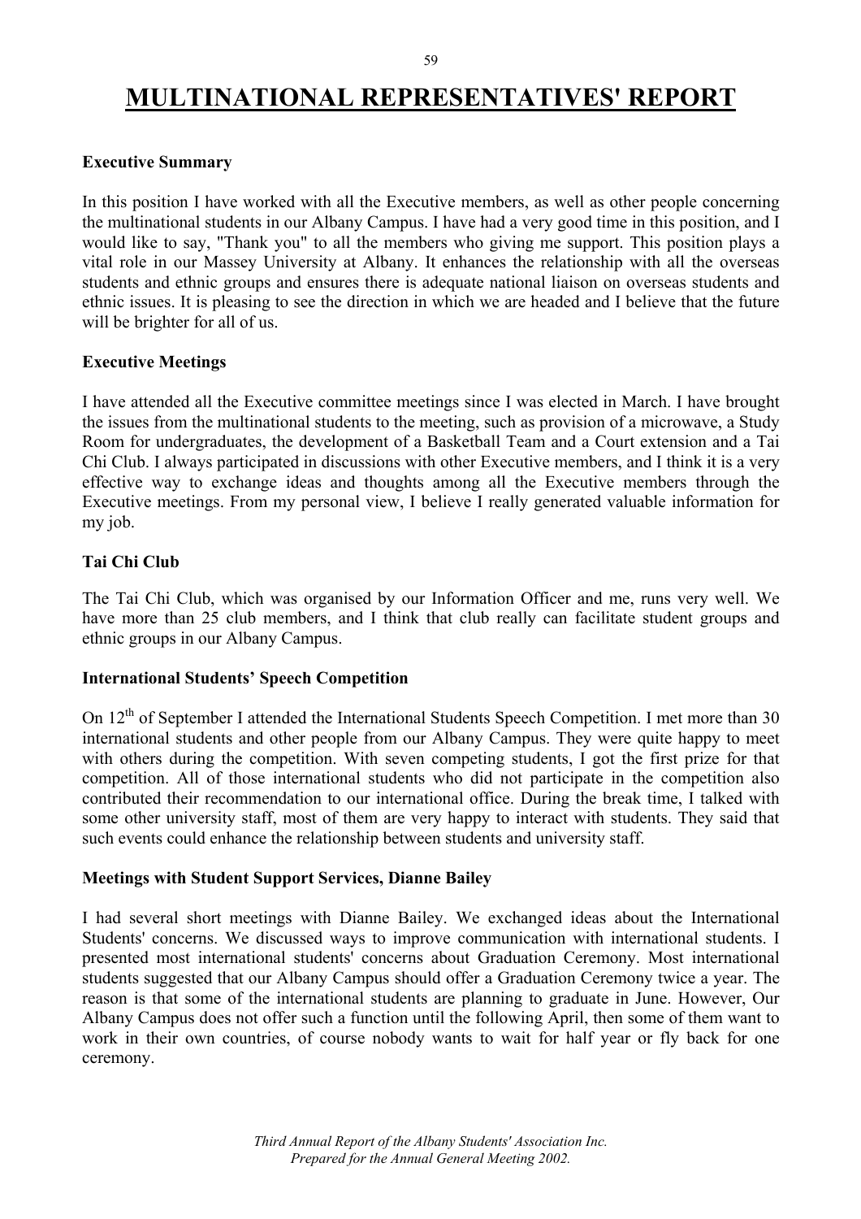# MULTINATIONAL REPRESENTATIVES' REPORT

**Executive Summary**

In this position I have worked with all the Executive members, as well as other people concerning the multinational students in our Albany Campus. I have had a very good time in this position, and I would like to say, "Thank you" to all the members who giving me support. This position plays a vital role in our Massey University at Albany. It enhances the relationship with all the overseas students and ethnic groups and ensures there is adequate national liaison on overseas students and ethnic issues. It is pleasing to see the direction in which we are headed and I believe that the future will be brighter for all of us.

**Executive Meetings**

I have attended all the Executive committee meetings since I was elected in March. I have brought the issues from the multinational students to the meeting, such as provision of a microwave, a Study Room for undergraduates, the development of a Basketball Team and a Court extension and a Tai Chi Club. I always participated in discussions with other Executive members, and I think it is a very effective way to exchange ideas and thoughts among all the Executive members through the Executive meetings. From my personal view, I believe I really generated valuable information for my job.

**Tai Chi Club**

The Tai Chi Club, which was organised by our Information Officer and me, runs very well. We have more than 25 club members, and I think that club really can facilitate student groups and ethnic groups in our Albany Campus.

**International Students' Speech Competition**

On 12th of September I attended the International Students Speech Competition. I met more than 30 international students and other people from our Albany Campus. They were quite happy to meet with others during the competition. With seven competing students, I got the first prize for that competition. All of those international students who did not participate in the competition also contributed their recommendation to our international office. During the break time, I talked with some other university staff, most of them are very happy to interact with students. They said that such events could enhance the relationship between students and university staff.

**Meetings with Student Support Services, Dianne Bailey**

I had several short meetings with Dianne Bailey. We exchanged ideas about the International Students' concerns. We discussed ways to improve communication with international students. I presented most international students' concerns about Graduation Ceremony. Most international students suggested that our Albany Campus should offer a Graduation Ceremony twice a year. The reason is that some of the international students are planning to graduate in June. However, Our Albany Campus does not offer such a function until the following April, then some of them want to work in their own countries, of course nobody wants to wait for half year or fly back for one ceremony.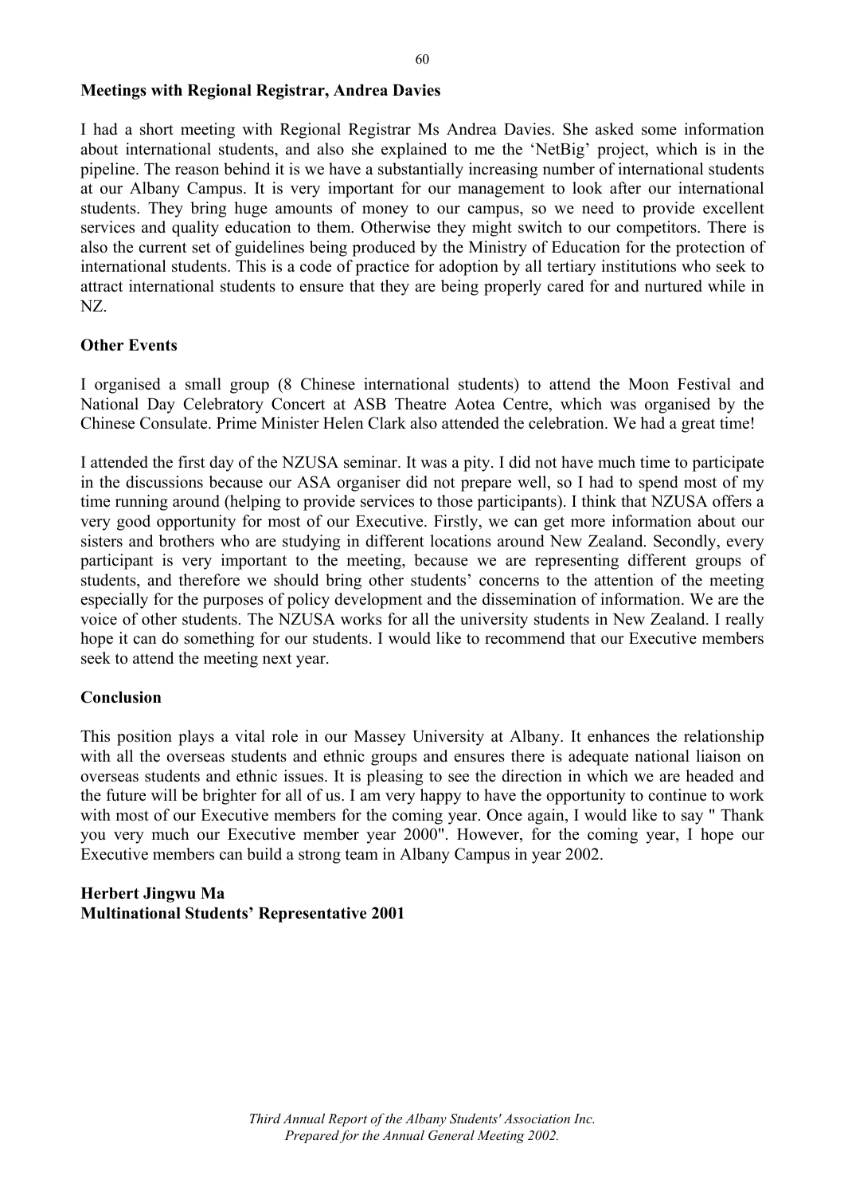**Meetings with Regional Registrar, Andrea Davies**

I had a short meeting with Regional Registrar Ms Andrea Davies. She asked some information about international students, and also she explained to me the 'NetBig' project, which is in the pipeline. The reason behind it is we have a substantially increasing number of international students at our Albany Campus. It is very important for our management to look after our international students. They bring huge amounts of money to our campus, so we need to provide excellent services and quality education to them. Otherwise they might switch to our competitors. There is also the current set of guidelines being produced by the Ministry of Education for the protection of international students. This is a code of practice for adoption by all tertiary institutions who seek to attract international students to ensure that they are being properly cared for and nurtured while in NZ.

**Other Events**

I organised a small group (8 Chinese international students) to attend the Moon Festival and National Day Celebratory Concert at ASB Theatre Aotea Centre, which was organised by the Chinese Consulate. Prime Minister Helen Clark also attended the celebration. We had a great time!

I attended the first day of the NZUSA seminar. It was a pity. I did not have much time to participate in the discussions because our ASA organiser did not prepare well, so I had to spend most of my time running around (helping to provide services to those participants). I think that NZUSA offers a very good opportunity for most of our Executive. Firstly, we can get more information about our sisters and brothers who are studying in different locations around New Zealand. Secondly, every participant is very important to the meeting, because we are representing different groups of students, and therefore we should bring other students' concerns to the attention of the meeting especially for the purposes of policy development and the dissemination of information. We are the voice of other students. The NZUSA works for all the university students in New Zealand. I really hope it can do something for our students. I would like to recommend that our Executive members seek to attend the meeting next year.

**Conclusion**

This position plays a vital role in our Massey University at Albany. It enhances the relationship with all the overseas students and ethnic groups and ensures there is adequate national liaison on overseas students and ethnic issues. It is pleasing to see the direction in which we are headed and the future will be brighter for all of us. I am very happy to have the opportunity to continue to work with most of our Executive members for the coming year. Once again, I would like to say " Thank you very much our Executive member year 2000". However, for the coming year, I hope our Executive members can build a strong team in Albany Campus in year 2002.

**Herbert Jingwu Ma**
**Multinational Students' Representative 2001**